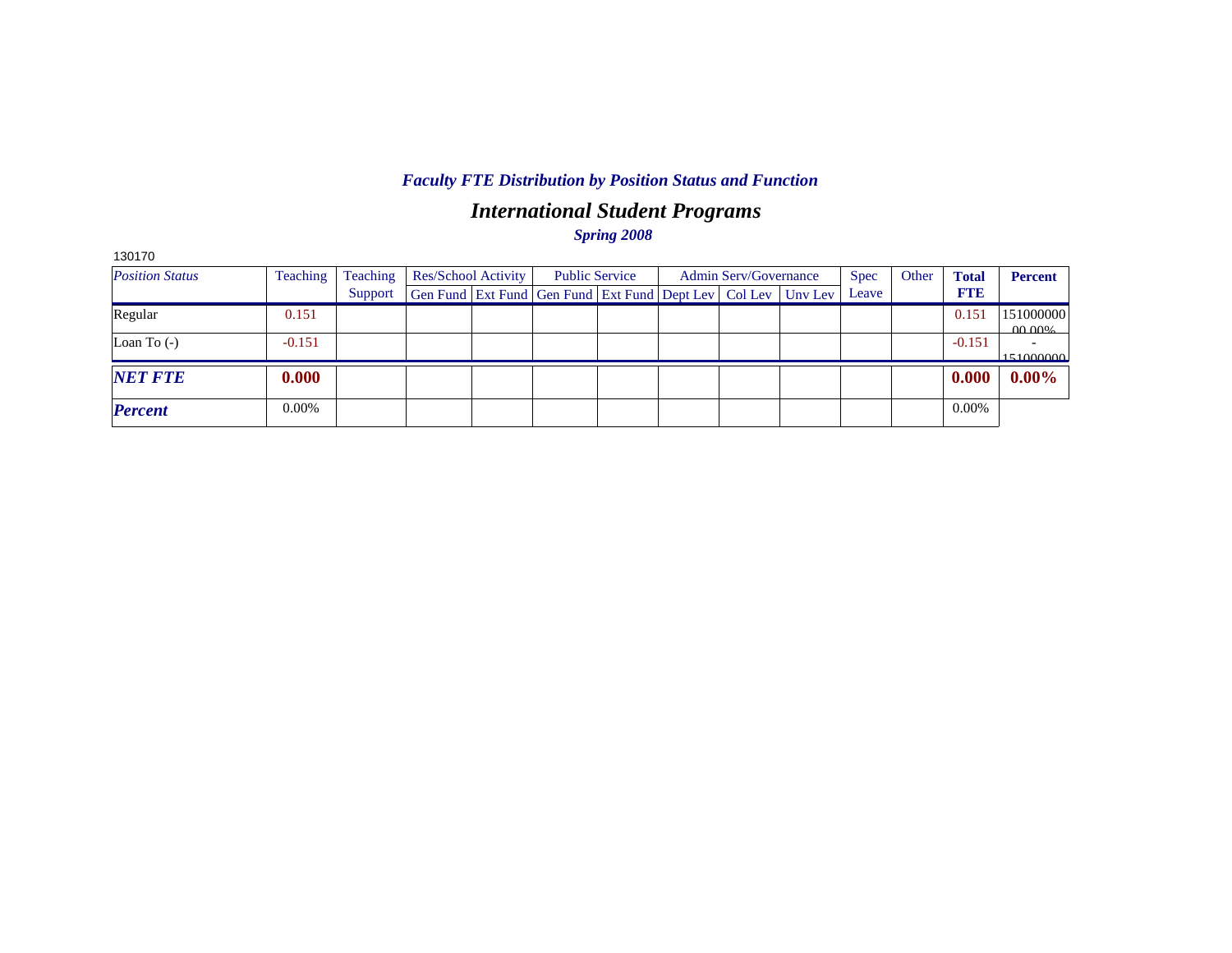*Faculty FTE Distribution by Position Status and Function*

## *International Student Programs*

*Spring 2008*

130170

| *Position Status* | Teaching | Teaching Support | Res/School Activity | | Public Service | | Admin Serv/Governance | | | Spec Leave | Other | **Total FTE** | **Percent** |
|---|---|---|---|---|---|---|---|---|---|---|---|---|---|
| | | | Gen Fund | Ext Fund | Gen Fund | Ext Fund | Dept Lev | Col Lev | Unv Lev | | | | |
| Regular | 0.151 | | | | | | | | | | | 0.151 | 151000000 00.00% |
| Loan To (-) | -0.151 | | | | | | | | | | | -0.151 | -151000000 |
| ***NET FTE*** | **0.000** | | | | | | | | | | | **0.000** | **0.00%** |
| ***Percent*** | 0.00% | | | | | | | | | | | 0.00% | |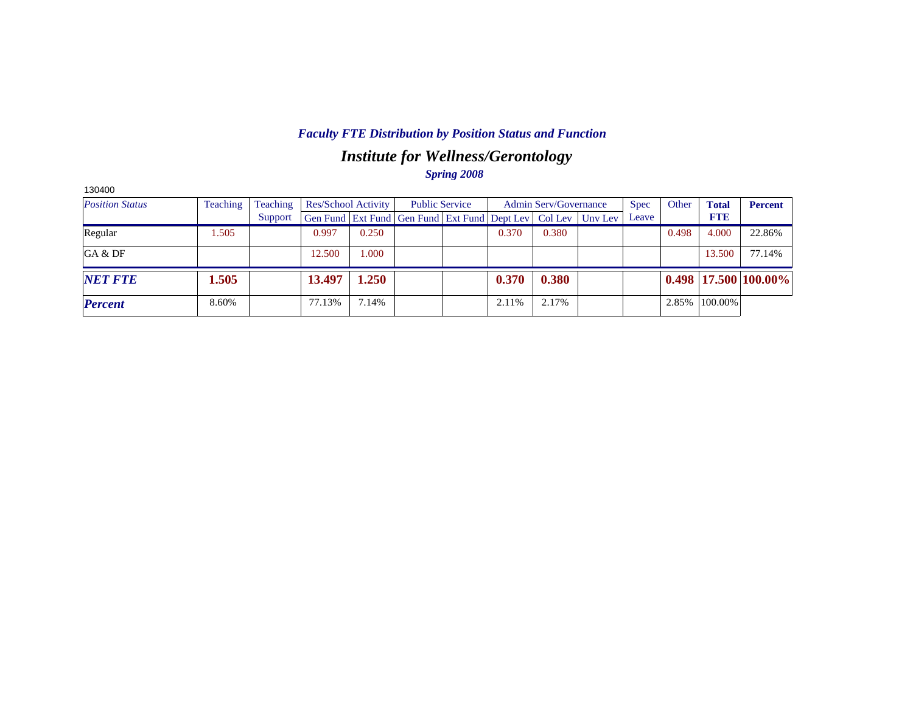*Faculty FTE Distribution by Position Status and Function*

## *Institute for Wellness/Gerontology*

*Spring 2008*

130400

| *Position Status* | Teaching | Teaching Support | Res/School Activity | | Public Service | | Admin Serv/Governance | | | Spec Leave | Other | **Total FTE** | **Percent** |
|---|---|---|---|---|---|---|---|---|---|---|---|---|---|
| | | | Gen Fund | Ext Fund | Gen Fund | Ext Fund | Dept Lev | Col Lev | Unv Lev | | | | |
| Regular | 1.505 | | 0.997 | 0.250 | | | 0.370 | 0.380 | | | 0.498 | 4.000 | 22.86% |
| GA & DF | | | 12.500 | 1.000 | | | | | | | | 13.500 | 77.14% |
| ***NET FTE*** | **1.505** | | **13.497** | **1.250** | | | **0.370** | **0.380** | | | **0.498** | **17.500** | **100.00%** |
| ***Percent*** | 8.60% | | 77.13% | 7.14% | | | 2.11% | 2.17% | | | 2.85% | 100.00% | |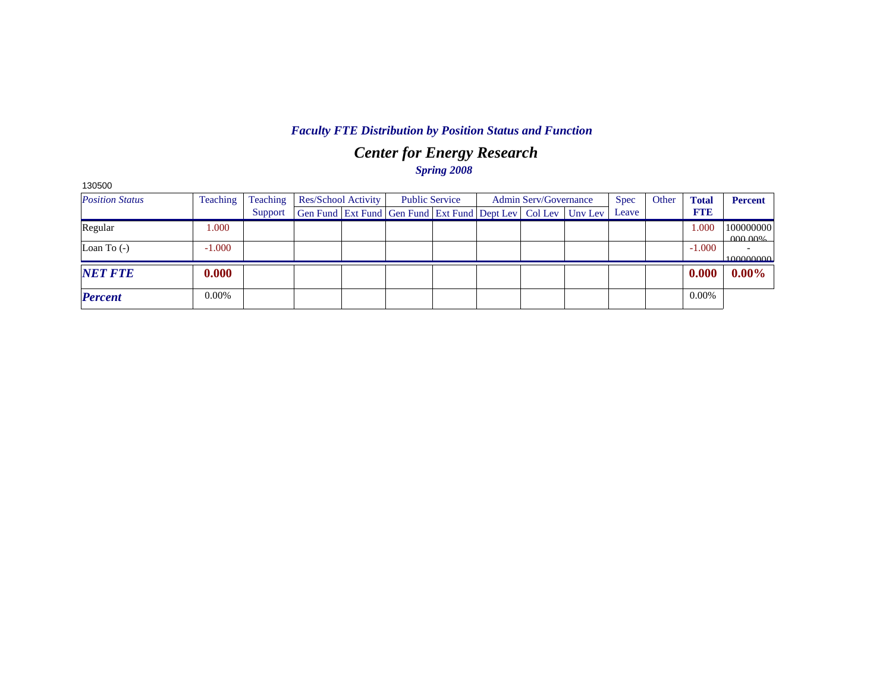## *Faculty FTE Distribution by Position Status and Function*

# *Center for Energy Research*

### *Spring 2008*

130500

| *Position Status* | Teaching | Teaching Support | Res/School Activity | | Public Service | | Admin Serv/Governance | | | Spec Leave | Other | **Total FTE** | **Percent** |
|---|---|---|---|---|---|---|---|---|---|---|---|---|---|
| | | | Gen Fund | Ext Fund | Gen Fund | Ext Fund | Dept Lev | Col Lev | Unv Lev | | | | |
| Regular | 1.000 | | | | | | | | | | | 1.000 | 100000000 000.00% |
| Loan To (-) | -1.000 | | | | | | | | | | | -1.000 | - 100000000 |
| ***NET FTE*** | **0.000** | | | | | | | | | | | **0.000** | **0.00%** |
| ***Percent*** | 0.00% | | | | | | | | | | | 0.00% | |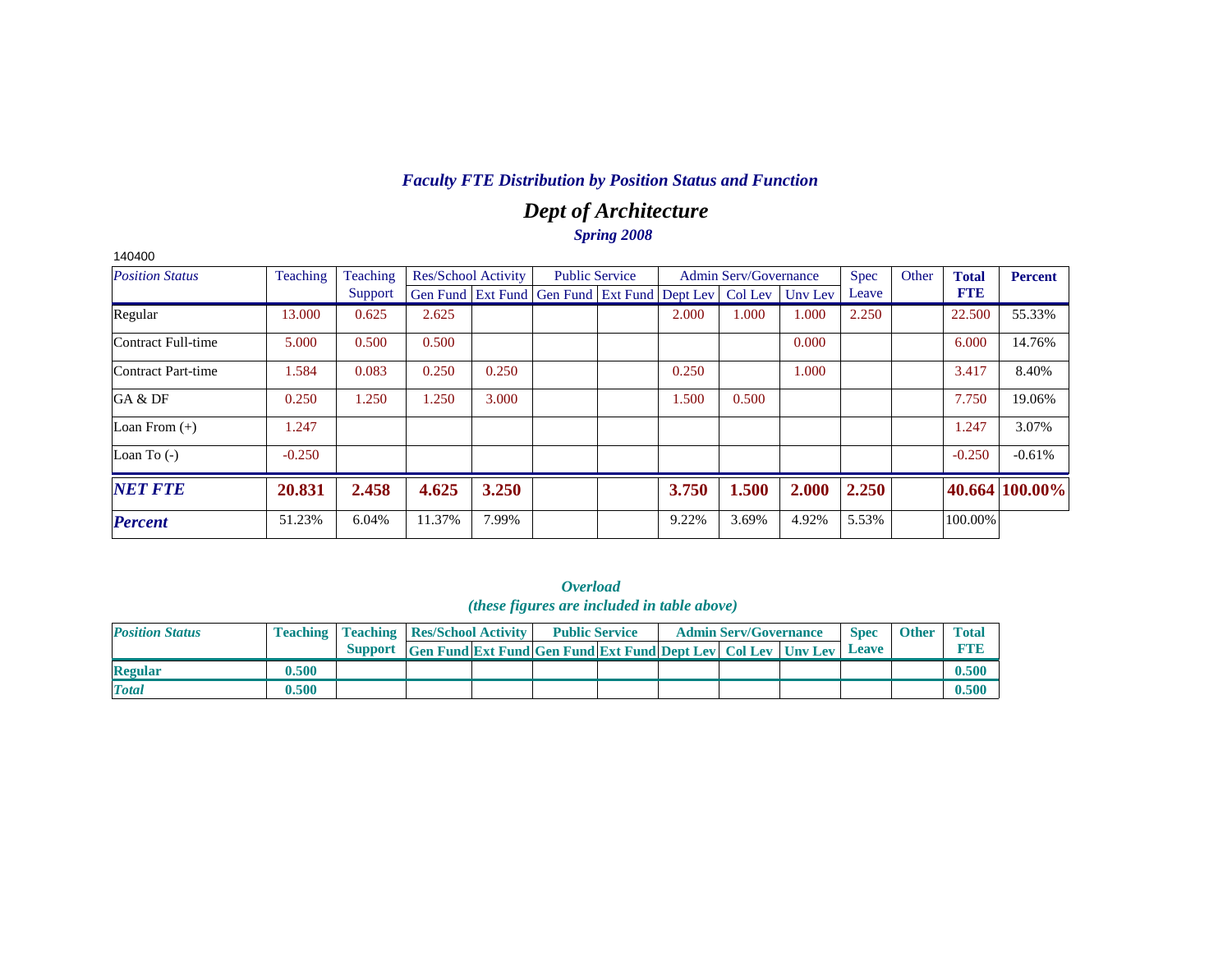## *Faculty FTE Distribution by Position Status and Function*

# *Dept of Architecture*

### *Spring 2008*

140400

| *Position Status* | Teaching | Teaching Support | Res/School Activity | | Public Service | | Admin Serv/Governance | | | Spec Leave | Other | **Total FTE** | **Percent** |
|---|---|---|---|---|---|---|---|---|---|---|---|---|---|
| | | | Gen Fund | Ext Fund | Gen Fund | Ext Fund | Dept Lev | Col Lev | Unv Lev | | | | |
| Regular | 13.000 | 0.625 | 2.625 | | | | 2.000 | 1.000 | 1.000 | 2.250 | | 22.500 | 55.33% |
| Contract Full-time | 5.000 | 0.500 | 0.500 | | | | | | 0.000 | | | 6.000 | 14.76% |
| Contract Part-time | 1.584 | 0.083 | 0.250 | 0.250 | | | 0.250 | | 1.000 | | | 3.417 | 8.40% |
| GA & DF | 0.250 | 1.250 | 1.250 | 3.000 | | | 1.500 | 0.500 | | | | 7.750 | 19.06% |
| Loan From (+) | 1.247 | | | | | | | | | | | 1.247 | 3.07% |
| Loan To (-) | -0.250 | | | | | | | | | | | -0.250 | -0.61% |
| ***NET FTE*** | **20.831** | **2.458** | **4.625** | **3.250** | | | **3.750** | **1.500** | **2.000** | **2.250** | | **40.664** | **100.00%** |
| ***Percent*** | 51.23% | 6.04% | 11.37% | 7.99% | | | 9.22% | 3.69% | 4.92% | 5.53% | | 100.00% | |

### *Overload*
### *(these figures are included in table above)*

| *Position Status* | Teaching | Teaching Support | Res/School Activity | | Public Service | | Admin Serv/Governance | | | Spec Leave | Other | Total FTE |
|---|---|---|---|---|---|---|---|---|---|---|---|---|
| | | | Gen Fund | Ext Fund | Gen Fund | Ext Fund | Dept Lev | Col Lev | Unv Lev | | | |
| **Regular** | **0.500** | | | | | | | | | | | **0.500** |
| ***Total*** | **0.500** | | | | | | | | | | | **0.500** |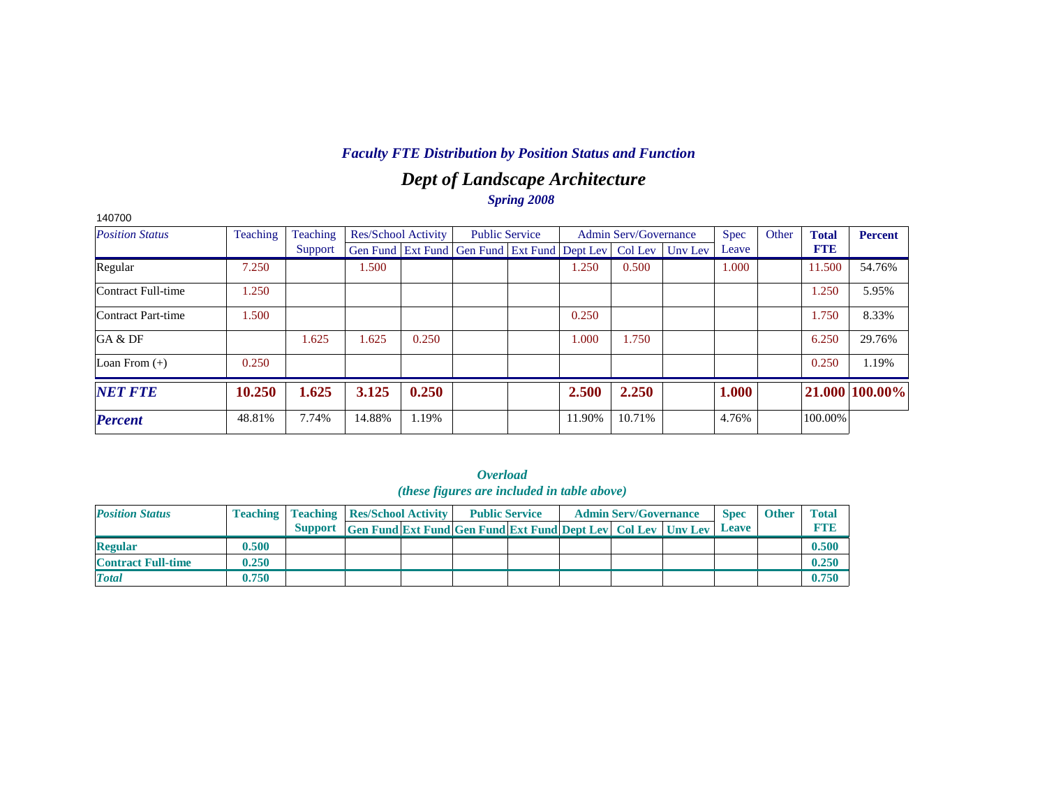### *Faculty FTE Distribution by Position Status and Function*

## *Dept of Landscape Architecture*

*Spring 2008*

140700

| *Position Status* | Teaching | Teaching Support | Res/School Activity | | Public Service | | Admin Serv/Governance | | | Spec Leave | Other | **Total FTE** | **Percent** |
|---|---|---|---|---|---|---|---|---|---|---|---|---|---|
| | | | Gen Fund | Ext Fund | Gen Fund | Ext Fund | Dept Lev | Col Lev | Unv Lev | | | | |
| Regular | 7.250 | | 1.500 | | | | 1.250 | 0.500 | | 1.000 | | 11.500 | 54.76% |
| Contract Full-time | 1.250 | | | | | | | | | | | 1.250 | 5.95% |
| Contract Part-time | 1.500 | | | | | | 0.250 | | | | | 1.750 | 8.33% |
| GA & DF | | 1.625 | 1.625 | 0.250 | | | 1.000 | 1.750 | | | | 6.250 | 29.76% |
| Loan From (+) | 0.250 | | | | | | | | | | | 0.250 | 1.19% |
| ***NET FTE*** | **10.250** | **1.625** | **3.125** | **0.250** | | | **2.500** | **2.250** | | **1.000** | | **21.000** | **100.00%** |
| ***Percent*** | 48.81% | 7.74% | 14.88% | 1.19% | | | 11.90% | 10.71% | | 4.76% | | 100.00% | |

### *Overload*
*(these figures are included in table above)*

| *Position Status* | Teaching | Teaching Support | Res/School Activity | | Public Service | | Admin Serv/Governance | | | Spec Leave | Other | Total FTE |
|---|---|---|---|---|---|---|---|---|---|---|---|---|
| | | | Gen Fund | Ext Fund | Gen Fund | Ext Fund | Dept Lev | Col Lev | Unv Lev | | | |
| **Regular** | **0.500** | | | | | | | | | | | **0.500** |
| **Contract Full-time** | **0.250** | | | | | | | | | | | **0.250** |
| ***Total*** | **0.750** | | | | | | | | | | | **0.750** |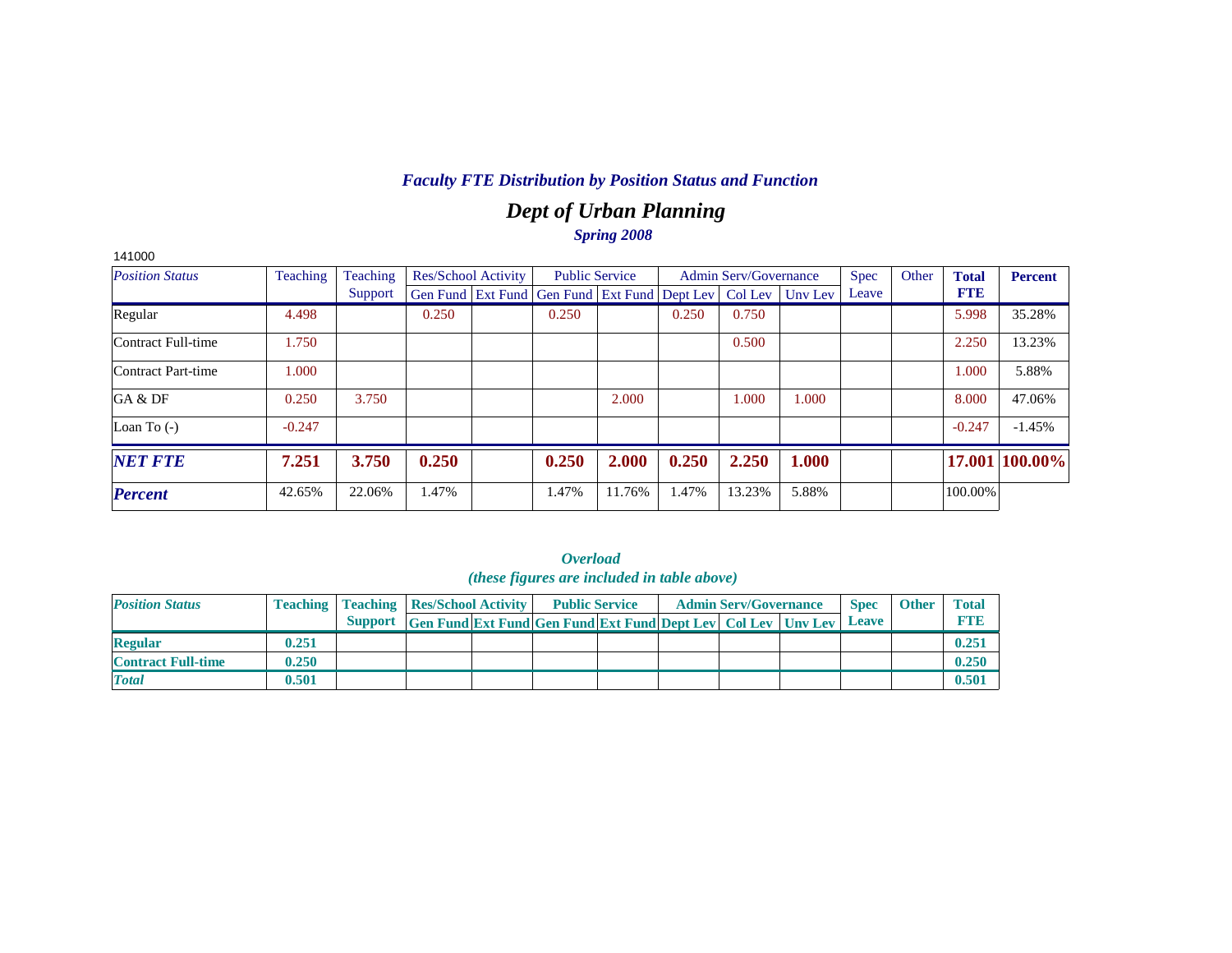## *Faculty FTE Distribution by Position Status and Function*

# *Dept of Urban Planning*

*Spring 2008*

141000

| *Position Status* | Teaching | Teaching Support | Res/School Activity | | Public Service | | Admin Serv/Governance | | | Spec Leave | Other | **Total FTE** | **Percent** |
|---|---|---|---|---|---|---|---|---|---|---|---|---|---|
| | | | Gen Fund | Ext Fund | Gen Fund | Ext Fund | Dept Lev | Col Lev | Unv Lev | | | | |
| Regular | 4.498 | | 0.250 | | 0.250 | | 0.250 | 0.750 | | | | 5.998 | 35.28% |
| Contract Full-time | 1.750 | | | | | | | 0.500 | | | | 2.250 | 13.23% |
| Contract Part-time | 1.000 | | | | | | | | | | | 1.000 | 5.88% |
| GA & DF | 0.250 | 3.750 | | | | 2.000 | | 1.000 | 1.000 | | | 8.000 | 47.06% |
| Loan To (-) | -0.247 | | | | | | | | | | | -0.247 | -1.45% |
| ***NET FTE*** | **7.251** | **3.750** | **0.250** | | **0.250** | **2.000** | **0.250** | **2.250** | **1.000** | | | **17.001** | **100.00%** |
| ***Percent*** | 42.65% | 22.06% | 1.47% | | 1.47% | 11.76% | 1.47% | 13.23% | 5.88% | | | 100.00% | |

### *Overload*
### *(these figures are included in table above)*

| ***Position Status*** | **Teaching** | **Teaching Support** | **Res/School Activity** | | **Public Service** | | **Admin Serv/Governance** | | | **Spec Leave** | **Other** | **Total FTE** |
|---|---|---|---|---|---|---|---|---|---|---|---|---|
| | | | **Gen Fund** | **Ext Fund** | **Gen Fund** | **Ext Fund** | **Dept Lev** | **Col Lev** | **Unv Lev** | | | |
| **Regular** | **0.251** | | | | | | | | | | | **0.251** |
| **Contract Full-time** | **0.250** | | | | | | | | | | | **0.250** |
| ***Total*** | **0.501** | | | | | | | | | | | **0.501** |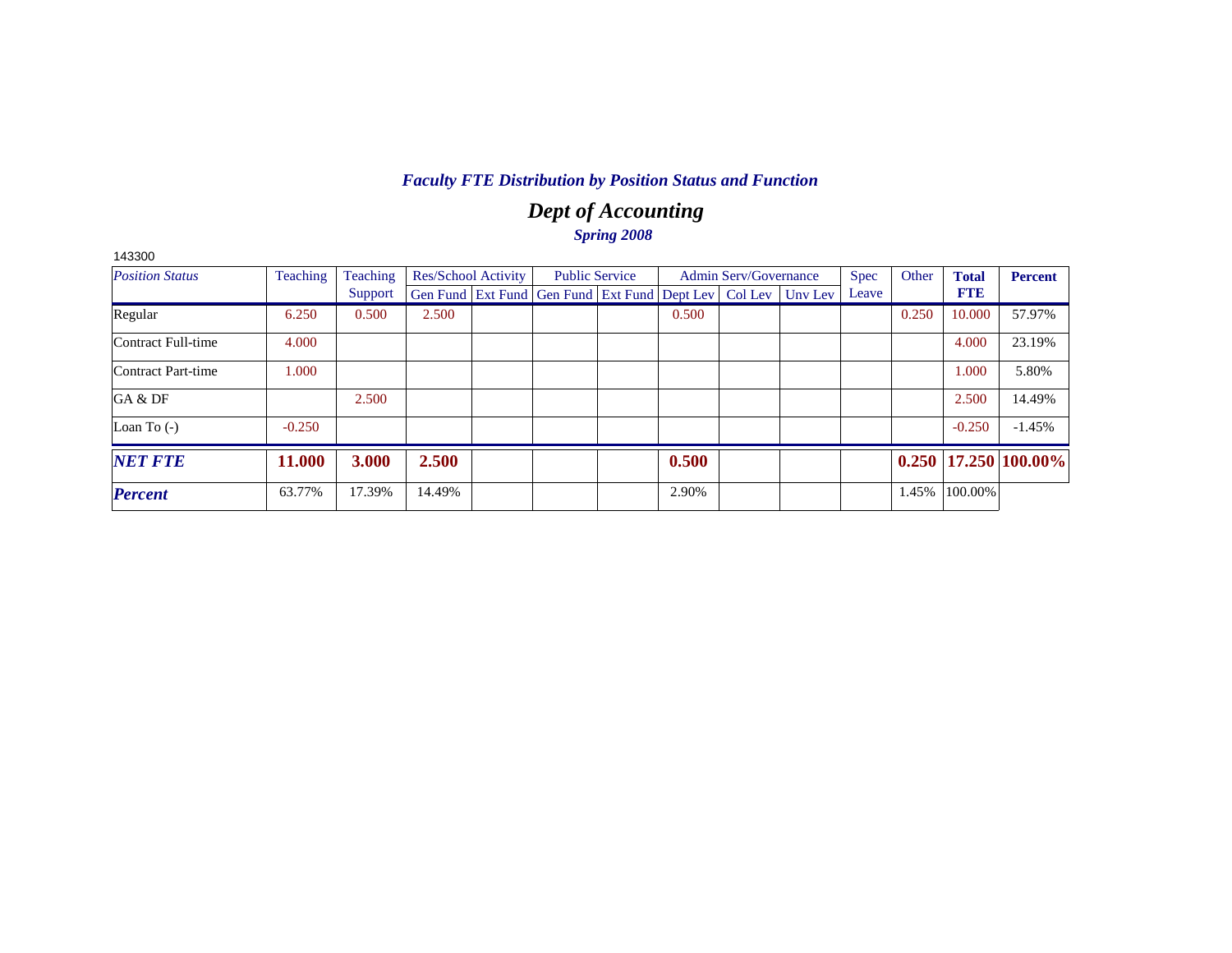*Faculty FTE Distribution by Position Status and Function*

## *Dept of Accounting*

*Spring 2008*

143300

| *Position Status* | Teaching | Teaching Support | Res/School Activity | | Public Service | | Admin Serv/Governance | | | Spec Leave | Other | **Total FTE** | **Percent** |
|---|---|---|---|---|---|---|---|---|---|---|---|---|---|
| | | | Gen Fund | Ext Fund | Gen Fund | Ext Fund | Dept Lev | Col Lev | Unv Lev | | | | |
| Regular | 6.250 | 0.500 | 2.500 | | | | 0.500 | | | | 0.250 | 10.000 | 57.97% |
| Contract Full-time | 4.000 | | | | | | | | | | | 4.000 | 23.19% |
| Contract Part-time | 1.000 | | | | | | | | | | | 1.000 | 5.80% |
| GA & DF | | 2.500 | | | | | | | | | | 2.500 | 14.49% |
| Loan To (-) | -0.250 | | | | | | | | | | | -0.250 | -1.45% |
| ***NET FTE*** | **11.000** | **3.000** | **2.500** | | | | **0.500** | | | | **0.250** | **17.250** | **100.00%** |
| ***Percent*** | 63.77% | 17.39% | 14.49% | | | | 2.90% | | | | 1.45% | 100.00% | |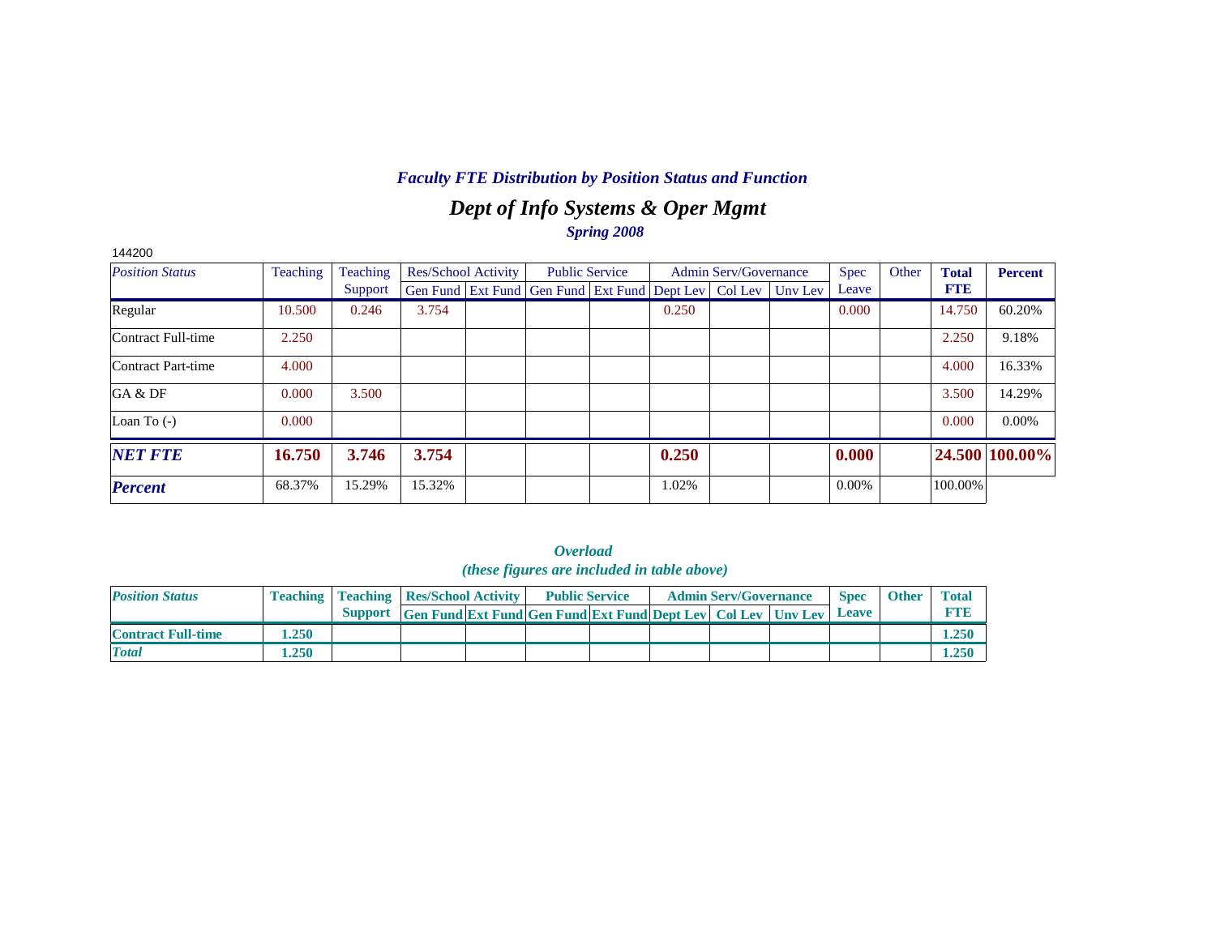## *Faculty FTE Distribution by Position Status and Function*

# *Dept of Info Systems & Oper Mgmt*

### *Spring 2008*

144200

| *Position Status* | Teaching | Teaching Support | Res/School Activity | | Public Service | | Admin Serv/Governance | | | Spec Leave | Other | **Total FTE** | **Percent** |
|---|---|---|---|---|---|---|---|---|---|---|---|---|---|
| | | | Gen Fund | Ext Fund | Gen Fund | Ext Fund | Dept Lev | Col Lev | Unv Lev | | | | |
| Regular | 10.500 | 0.246 | 3.754 | | | | 0.250 | | | 0.000 | | 14.750 | 60.20% |
| Contract Full-time | 2.250 | | | | | | | | | | | 2.250 | 9.18% |
| Contract Part-time | 4.000 | | | | | | | | | | | 4.000 | 16.33% |
| GA & DF | 0.000 | 3.500 | | | | | | | | | | 3.500 | 14.29% |
| Loan To (-) | 0.000 | | | | | | | | | | | 0.000 | 0.00% |
| ***NET FTE*** | **16.750** | **3.746** | **3.754** | | | | **0.250** | | | **0.000** | | **24.500** | **100.00%** |
| ***Percent*** | 68.37% | 15.29% | 15.32% | | | | 1.02% | | | 0.00% | | 100.00% | |

### *Overload*
### *(these figures are included in table above)*

| *Position Status* | **Teaching** | **Teaching Support** | **Res/School Activity** | | **Public Service** | | **Admin Serv/Governance** | | | **Spec Leave** | **Other** | **Total FTE** |
|---|---|---|---|---|---|---|---|---|---|---|---|---|
| | | | **Gen Fund** | **Ext Fund** | **Gen Fund** | **Ext Fund** | **Dept Lev** | **Col Lev** | **Unv Lev** | | | |
| **Contract Full-time** | **1.250** | | | | | | | | | | | **1.250** |
| ***Total*** | **1.250** | | | | | | | | | | | **1.250** |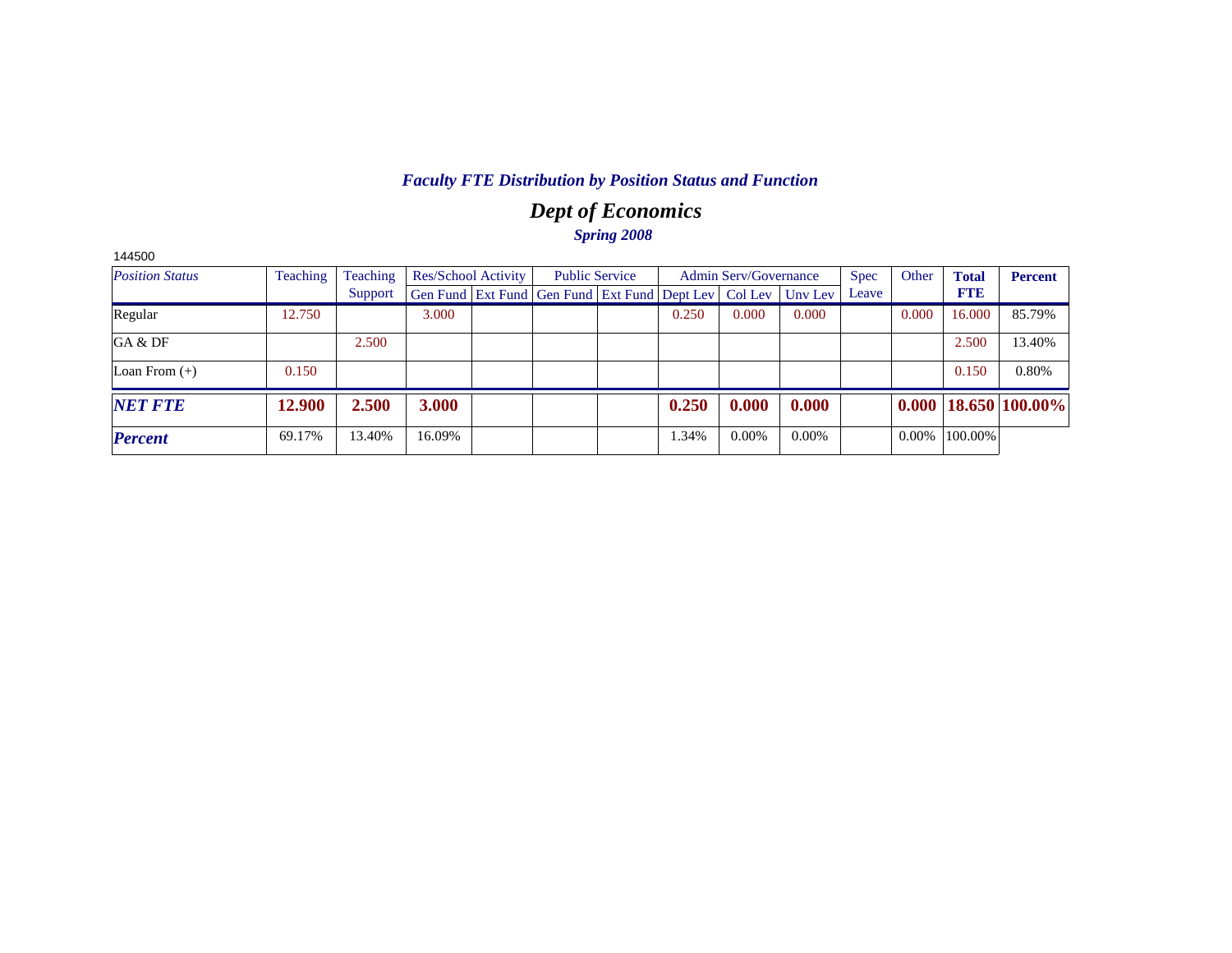*Faculty FTE Distribution by Position Status and Function*

# *Dept of Economics*

***Spring 2008***

144500

| *Position Status* | Teaching | Teaching Support | Res/School Activity | | Public Service | | Admin Serv/Governance | | | Spec Leave | Other | **Total FTE** | **Percent** |
|---|---|---|---|---|---|---|---|---|---|---|---|---|---|
| | | | Gen Fund | Ext Fund | Gen Fund | Ext Fund | Dept Lev | Col Lev | Unv Lev | | | | |
| Regular | 12.750 | | 3.000 | | | | 0.250 | 0.000 | 0.000 | | 0.000 | 16.000 | 85.79% |
| GA & DF | | 2.500 | | | | | | | | | | 2.500 | 13.40% |
| Loan From (+) | 0.150 | | | | | | | | | | | 0.150 | 0.80% |
| ***NET FTE*** | **12.900** | **2.500** | **3.000** | | | | **0.250** | **0.000** | **0.000** | | **0.000** | **18.650** | **100.00%** |
| ***Percent*** | 69.17% | 13.40% | 16.09% | | | | 1.34% | 0.00% | 0.00% | | 0.00% | 100.00% | |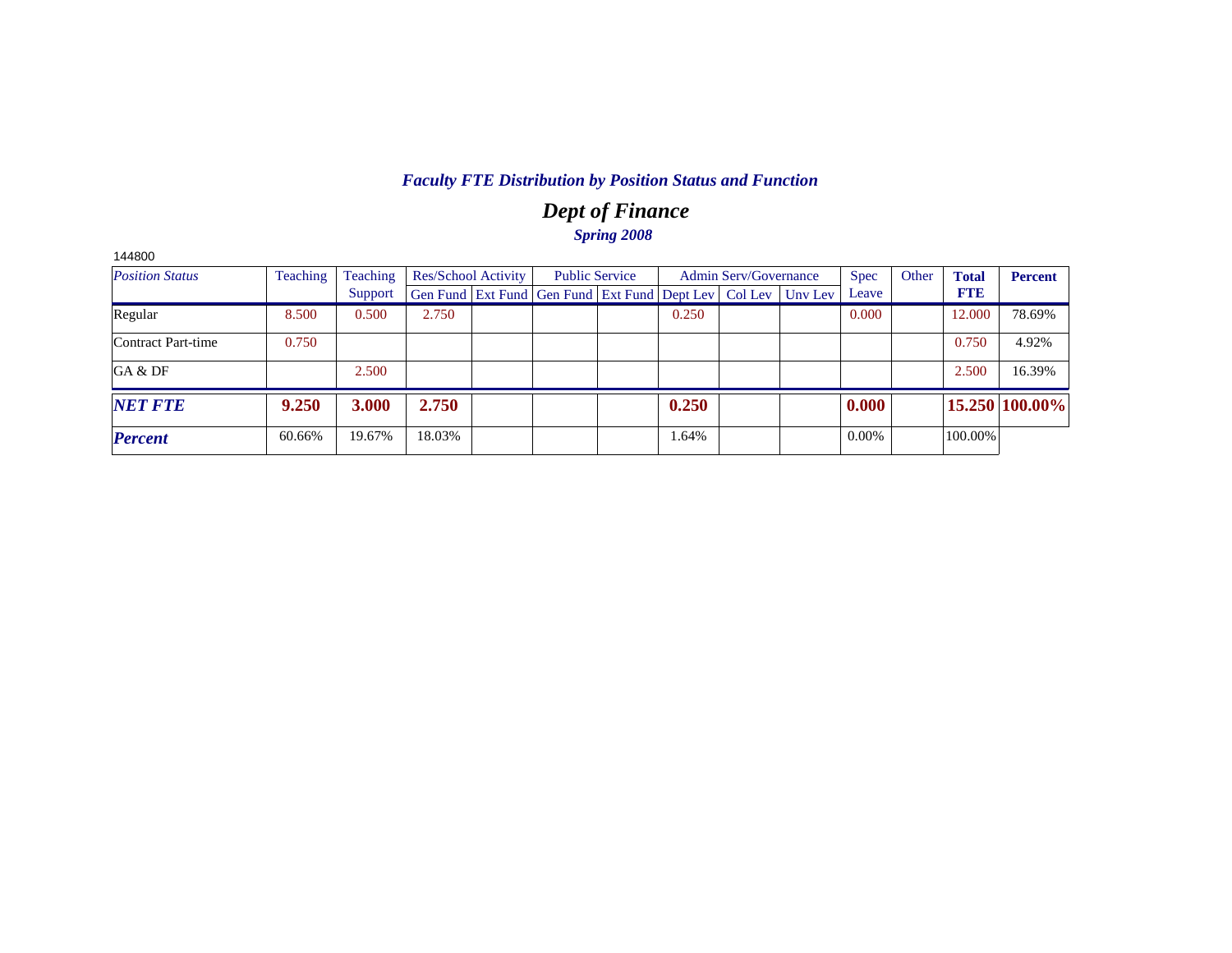### *Faculty FTE Distribution by Position Status and Function*

## *Dept of Finance*

### *Spring 2008*

144800

| *Position Status* | Teaching | Teaching Support | Res/School Activity | | Public Service | | Admin Serv/Governance | | | Spec Leave | Other | **Total FTE** | **Percent** |
|---|---|---|---|---|---|---|---|---|---|---|---|---|---|
| | | | Gen Fund | Ext Fund | Gen Fund | Ext Fund | Dept Lev | Col Lev | Unv Lev | | | | |
| Regular | 8.500 | 0.500 | 2.750 | | | | 0.250 | | | 0.000 | | 12.000 | 78.69% |
| Contract Part-time | 0.750 | | | | | | | | | | | 0.750 | 4.92% |
| GA & DF | | 2.500 | | | | | | | | | | 2.500 | 16.39% |
| ***NET FTE*** | **9.250** | **3.000** | **2.750** | | | | **0.250** | | | **0.000** | | **15.250** | **100.00%** |
| ***Percent*** | 60.66% | 19.67% | 18.03% | | | | 1.64% | | | 0.00% | | 100.00% | |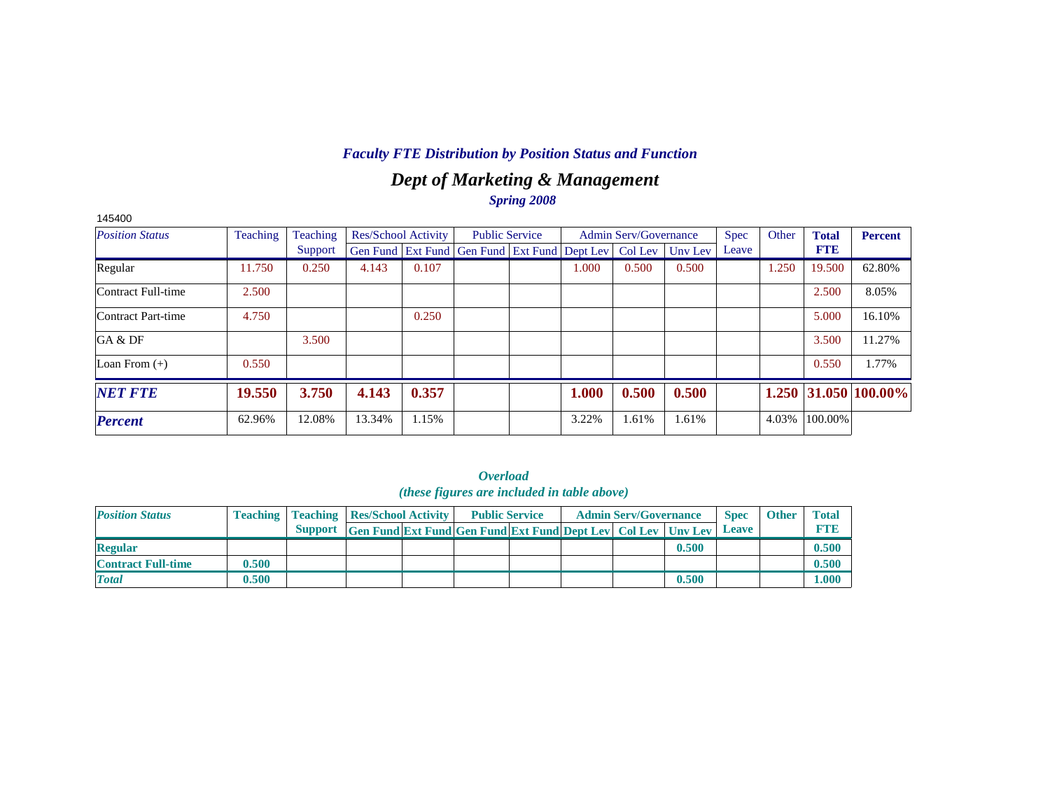### *Faculty FTE Distribution by Position Status and Function*

## *Dept of Marketing & Management*

*Spring 2008*

145400

| *Position Status* | Teaching | Teaching Support | Res/School Activity | | Public Service | | Admin Serv/Governance | | | Spec Leave | Other | **Total FTE** | **Percent** |
|---|---|---|---|---|---|---|---|---|---|---|---|---|---|
| | | | Gen Fund | Ext Fund | Gen Fund | Ext Fund | Dept Lev | Col Lev | Unv Lev | | | | |
| Regular | 11.750 | 0.250 | 4.143 | 0.107 | | | 1.000 | 0.500 | 0.500 | | 1.250 | 19.500 | 62.80% |
| Contract Full-time | 2.500 | | | | | | | | | | | 2.500 | 8.05% |
| Contract Part-time | 4.750 | | | 0.250 | | | | | | | | 5.000 | 16.10% |
| GA & DF | | 3.500 | | | | | | | | | | 3.500 | 11.27% |
| Loan From (+) | 0.550 | | | | | | | | | | | 0.550 | 1.77% |
| ***NET FTE*** | **19.550** | **3.750** | **4.143** | **0.357** | | | **1.000** | **0.500** | **0.500** | | **1.250** | **31.050** | **100.00%** |
| ***Percent*** | 62.96% | 12.08% | 13.34% | 1.15% | | | 3.22% | 1.61% | 1.61% | | 4.03% | 100.00% | |

*Overload*
*(these figures are included in table above)*

| *Position Status* | Teaching | Teaching Support | Res/School Activity | | Public Service | | Admin Serv/Governance | | | Spec Leave | Other | Total FTE |
|---|---|---|---|---|---|---|---|---|---|---|---|---|
| | | | Gen Fund | Ext Fund | Gen Fund | Ext Fund | Dept Lev | Col Lev | Unv Lev | | | |
| **Regular** | | | | | | | | | 0.500 | | | 0.500 |
| **Contract Full-time** | 0.500 | | | | | | | | | | | 0.500 |
| ***Total*** | 0.500 | | | | | | | | 0.500 | | | 1.000 |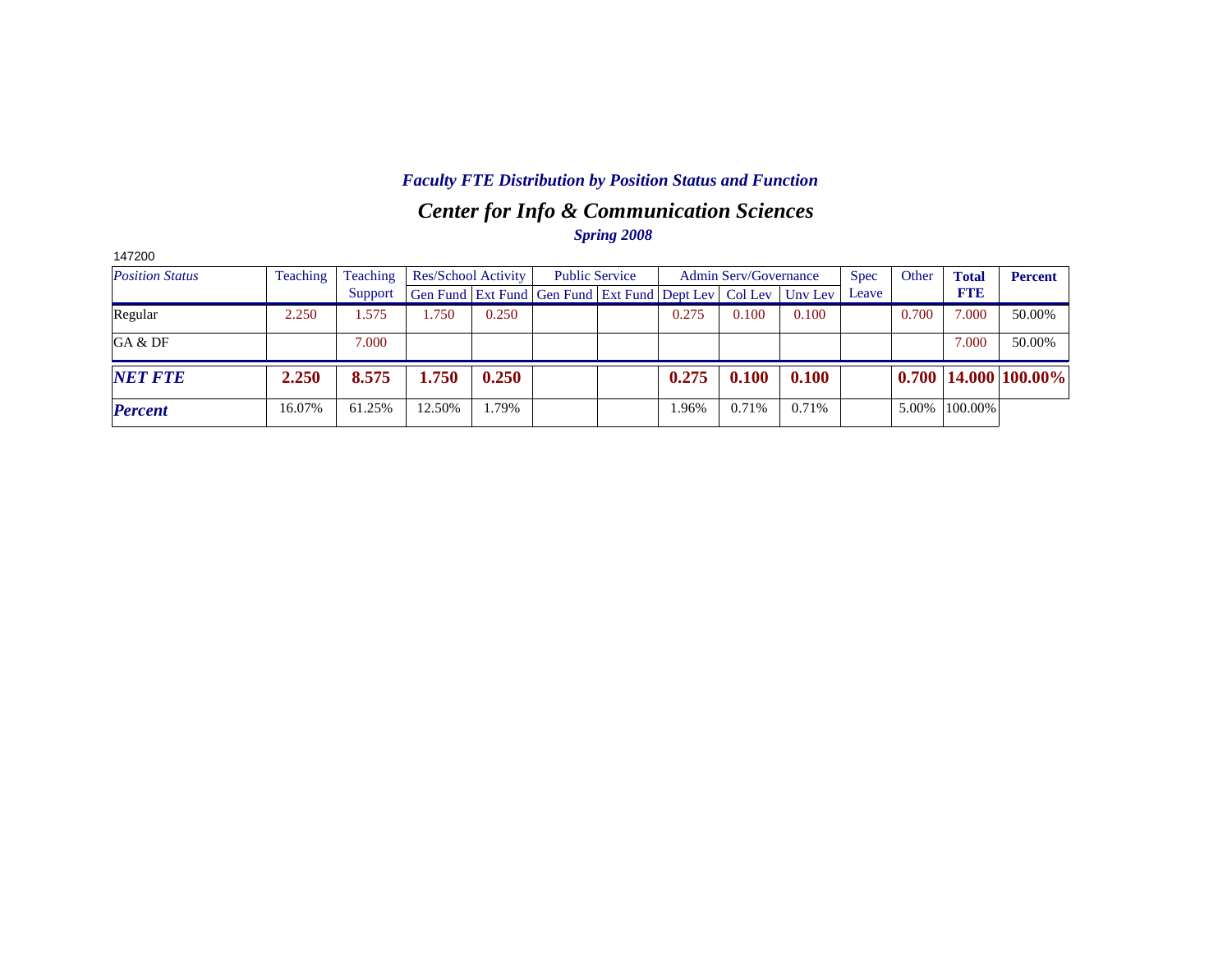### *Faculty FTE Distribution by Position Status and Function*

## *Center for Info & Communication Sciences*

*Spring 2008*

147200

| *Position Status* | Teaching | Teaching Support | Res/School Activity | | Public Service | | Admin Serv/Governance | | | Spec Leave | Other | **Total FTE** | **Percent** |
|---|---|---|---|---|---|---|---|---|---|---|---|---|---|
| | | | Gen Fund | Ext Fund | Gen Fund | Ext Fund | Dept Lev | Col Lev | Unv Lev | | | | |
| Regular | 2.250 | 1.575 | 1.750 | 0.250 | | | 0.275 | 0.100 | 0.100 | | 0.700 | 7.000 | 50.00% |
| GA & DF | | 7.000 | | | | | | | | | | 7.000 | 50.00% |
| ***NET FTE*** | **2.250** | **8.575** | **1.750** | **0.250** | | | **0.275** | **0.100** | **0.100** | | **0.700** | **14.000** | **100.00%** |
| ***Percent*** | 16.07% | 61.25% | 12.50% | 1.79% | | | 1.96% | 0.71% | 0.71% | | 5.00% | 100.00% | |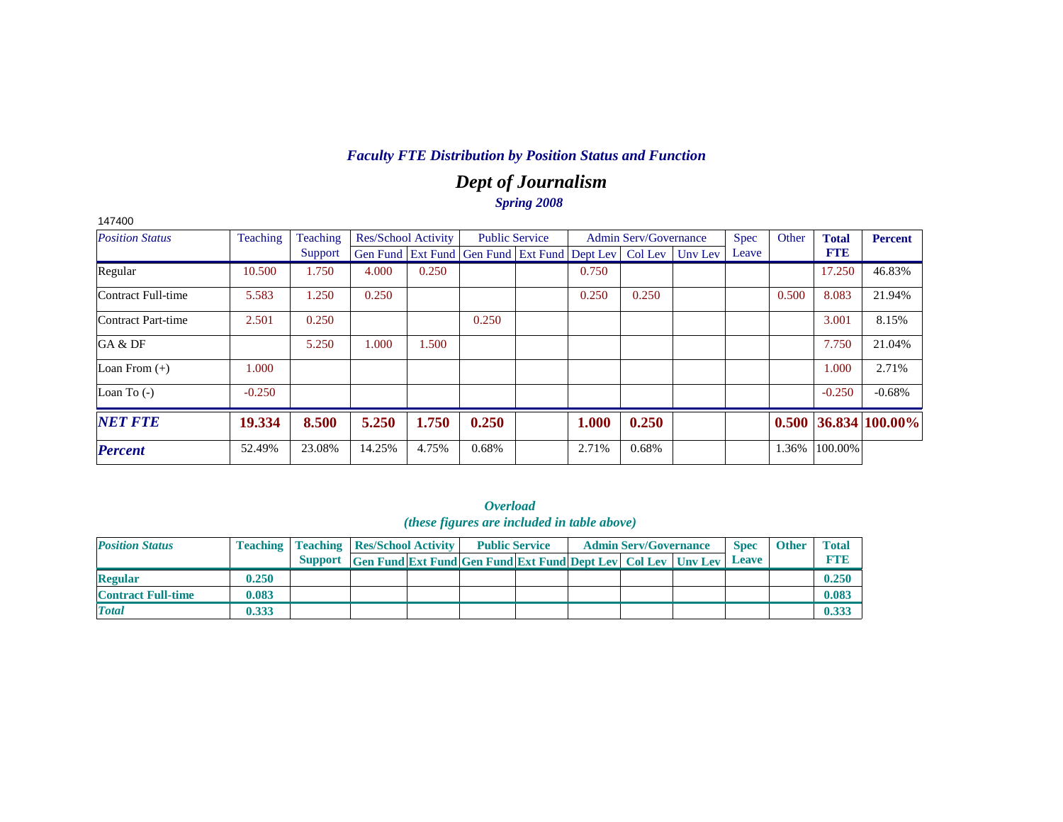# *Faculty FTE Distribution by Position Status and Function*

## *Dept of Journalism*

### *Spring 2008*

147400

| *Position Status* | Teaching | Teaching Support | Res/School Activity | | Public Service | | Admin Serv/Governance | | | Spec Leave | Other | Total FTE | Percent |
|---|---|---|---|---|---|---|---|---|---|---|---|---|---|
| | | | Gen Fund | Ext Fund | Gen Fund | Ext Fund | Dept Lev | Col Lev | Unv Lev | | | | |
| Regular | 10.500 | 1.750 | 4.000 | 0.250 | | | 0.750 | | | | | 17.250 | 46.83% |
| Contract Full-time | 5.583 | 1.250 | 0.250 | | | | 0.250 | 0.250 | | | 0.500 | 8.083 | 21.94% |
| Contract Part-time | 2.501 | 0.250 | | | 0.250 | | | | | | | 3.001 | 8.15% |
| GA & DF | | 5.250 | 1.000 | 1.500 | | | | | | | | 7.750 | 21.04% |
| Loan From (+) | 1.000 | | | | | | | | | | | 1.000 | 2.71% |
| Loan To (-) | -0.250 | | | | | | | | | | | -0.250 | -0.68% |
| ***NET FTE*** | **19.334** | **8.500** | **5.250** | **1.750** | **0.250** | | **1.000** | **0.250** | | | **0.500** | **36.834** | **100.00%** |
| ***Percent*** | 52.49% | 23.08% | 14.25% | 4.75% | 0.68% | | 2.71% | 0.68% | | | 1.36% | 100.00% | |

***Overload***
***(these figures are included in table above)***

| *Position Status* | Teaching | Teaching Support | Res/School Activity | | Public Service | | Admin Serv/Governance | | | Spec Leave | Other | Total FTE |
|---|---|---|---|---|---|---|---|---|---|---|---|---|
| | | | Gen Fund | Ext Fund | Gen Fund | Ext Fund | Dept Lev | Col Lev | Unv Lev | | | |
| **Regular** | **0.250** | | | | | | | | | | | **0.250** |
| **Contract Full-time** | **0.083** | | | | | | | | | | | **0.083** |
| ***Total*** | **0.333** | | | | | | | | | | | **0.333** |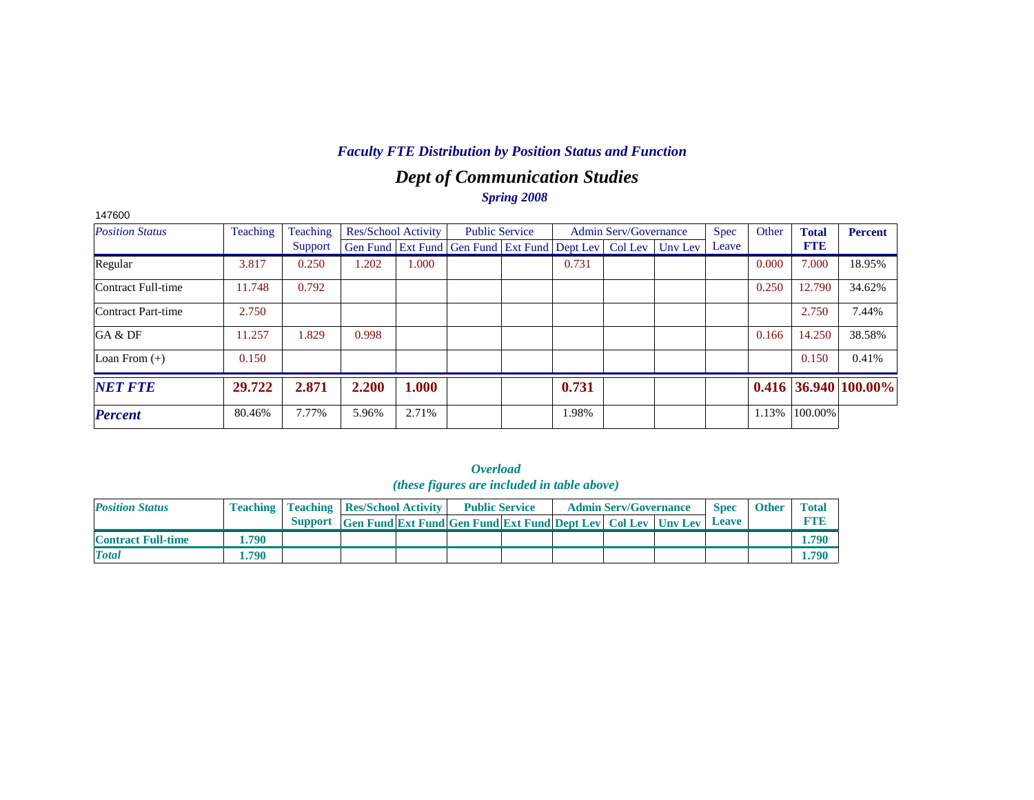# *Faculty FTE Distribution by Position Status and Function*

## *Dept of Communication Studies*

### *Spring 2008*

147600

| *Position Status* | Teaching | Teaching Support | Res/School Activity | | Public Service | | Admin Serv/Governance | | | Spec Leave | Other | **Total FTE** | **Percent** |
|---|---|---|---|---|---|---|---|---|---|---|---|---|---|
| | | | Gen Fund | Ext Fund | Gen Fund | Ext Fund | Dept Lev | Col Lev | Unv Lev | | | | |
| Regular | 3.817 | 0.250 | 1.202 | 1.000 | | | 0.731 | | | | 0.000 | 7.000 | 18.95% |
| Contract Full-time | 11.748 | 0.792 | | | | | | | | | 0.250 | 12.790 | 34.62% |
| Contract Part-time | 2.750 | | | | | | | | | | | 2.750 | 7.44% |
| GA & DF | 11.257 | 1.829 | 0.998 | | | | | | | | 0.166 | 14.250 | 38.58% |
| Loan From (+) | 0.150 | | | | | | | | | | | 0.150 | 0.41% |
| ***NET FTE*** | **29.722** | **2.871** | **2.200** | **1.000** | | | **0.731** | | | | **0.416** | **36.940** | **100.00%** |
| ***Percent*** | 80.46% | 7.77% | 5.96% | 2.71% | | | 1.98% | | | | 1.13% | 100.00% | |

### *Overload*
### *(these figures are included in table above)*

| *Position Status* | Teaching | Teaching Support | Res/School Activity | | Public Service | | Admin Serv/Governance | | | Spec Leave | Other | Total FTE |
|---|---|---|---|---|---|---|---|---|---|---|---|---|
| | | | Gen Fund | Ext Fund | Gen Fund | Ext Fund | Dept Lev | Col Lev | Unv Lev | | | |
| **Contract Full-time** | **1.790** | | | | | | | | | | | **1.790** |
| ***Total*** | **1.790** | | | | | | | | | | | **1.790** |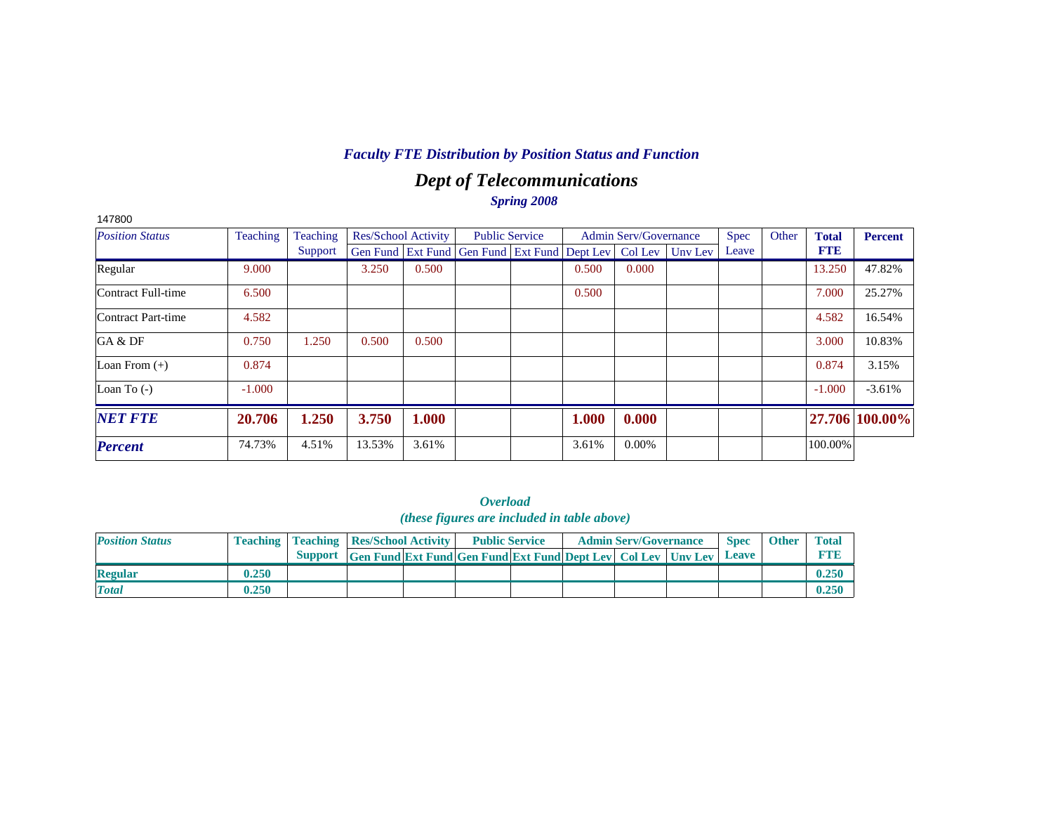*Faculty FTE Distribution by Position Status and Function*

## *Dept of Telecommunications*

*Spring 2008*

147800

| *Position Status* | Teaching | Teaching Support | Res/School Activity | | Public Service | | Admin Serv/Governance | | | Spec Leave | Other | **Total FTE** | **Percent** |
|---|---|---|---|---|---|---|---|---|---|---|---|---|---|
| | | | Gen Fund | Ext Fund | Gen Fund | Ext Fund | Dept Lev | Col Lev | Unv Lev | | | | |
| Regular | 9.000 | | 3.250 | 0.500 | | | 0.500 | 0.000 | | | | 13.250 | 47.82% |
| Contract Full-time | 6.500 | | | | | | 0.500 | | | | | 7.000 | 25.27% |
| Contract Part-time | 4.582 | | | | | | | | | | | 4.582 | 16.54% |
| GA & DF | 0.750 | 1.250 | 0.500 | 0.500 | | | | | | | | 3.000 | 10.83% |
| Loan From (+) | 0.874 | | | | | | | | | | | 0.874 | 3.15% |
| Loan To (-) | -1.000 | | | | | | | | | | | -1.000 | -3.61% |
| ***NET FTE*** | **20.706** | **1.250** | **3.750** | **1.000** | | | **1.000** | **0.000** | | | | **27.706** | **100.00%** |
| ***Percent*** | 74.73% | 4.51% | 13.53% | 3.61% | | | 3.61% | 0.00% | | | | 100.00% | |

*Overload*
*(these figures are included in table above)*

| *Position Status* | Teaching | Teaching Support | Res/School Activity | | Public Service | | Admin Serv/Governance | | | Spec Leave | Other | Total FTE |
|---|---|---|---|---|---|---|---|---|---|---|---|---|
| | | | Gen Fund | Ext Fund | Gen Fund | Ext Fund | Dept Lev | Col Lev | Unv Lev | | | |
| **Regular** | **0.250** | | | | | | | | | | | **0.250** |
| ***Total*** | **0.250** | | | | | | | | | | | **0.250** |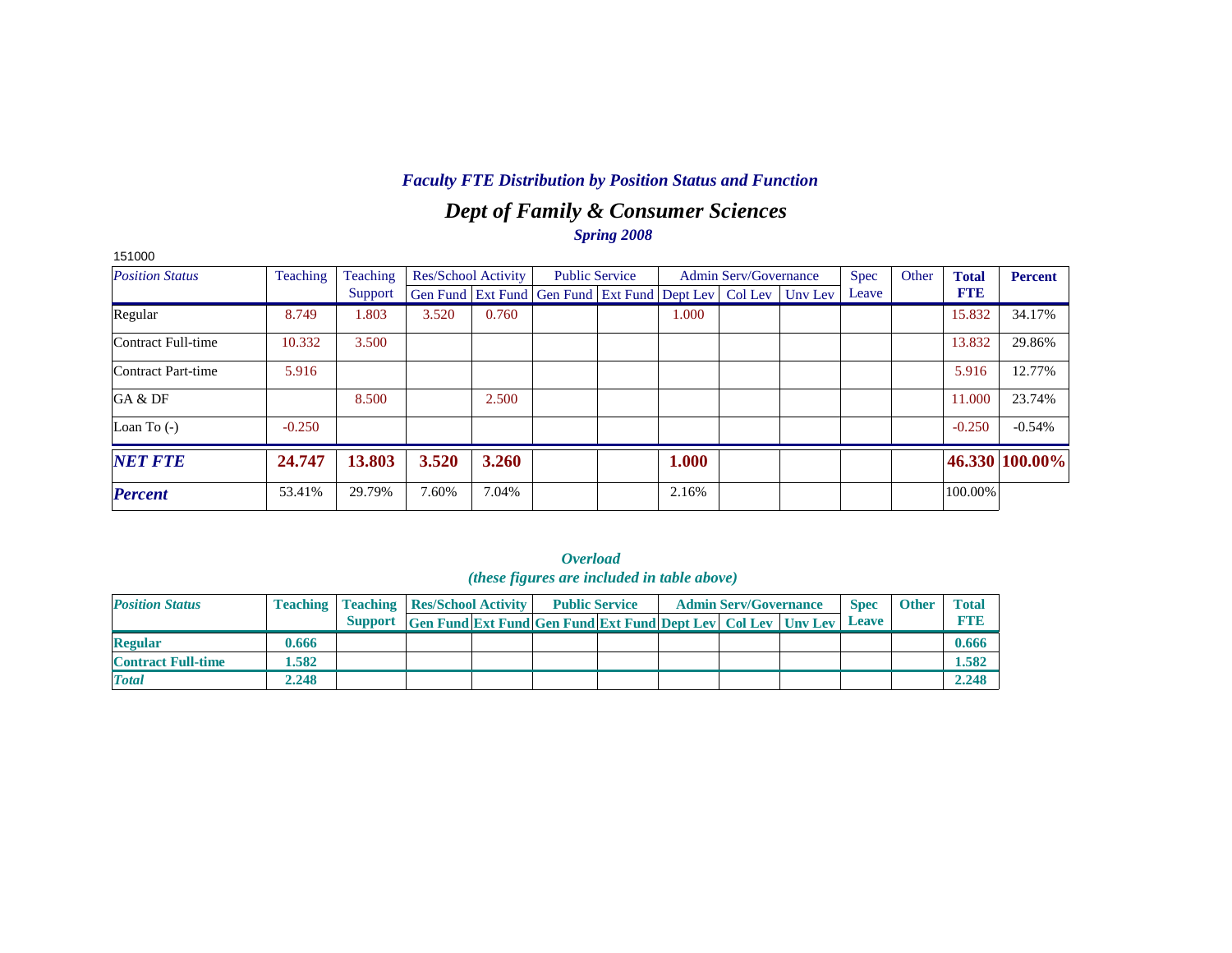*Faculty FTE Distribution by Position Status and Function*

## *Dept of Family & Consumer Sciences*

*Spring 2008*

151000

| *Position Status* | Teaching | Teaching Support | Res/School Activity | | Public Service | | Admin Serv/Governance | | | Spec Leave | Other | Total FTE | Percent |
|---|---|---|---|---|---|---|---|---|---|---|---|---|---|
| | | | Gen Fund | Ext Fund | Gen Fund | Ext Fund | Dept Lev | Col Lev | Unv Lev | | | | |
| Regular | 8.749 | 1.803 | 3.520 | 0.760 | | | 1.000 | | | | | 15.832 | 34.17% |
| Contract Full-time | 10.332 | 3.500 | | | | | | | | | | 13.832 | 29.86% |
| Contract Part-time | 5.916 | | | | | | | | | | | 5.916 | 12.77% |
| GA & DF | | 8.500 | | 2.500 | | | | | | | | 11.000 | 23.74% |
| Loan To (-) | -0.250 | | | | | | | | | | | -0.250 | -0.54% |
| ***NET FTE*** | **24.747** | **13.803** | **3.520** | **3.260** | | | **1.000** | | | | | **46.330** | **100.00%** |
| ***Percent*** | 53.41% | 29.79% | 7.60% | 7.04% | | | 2.16% | | | | | 100.00% | |

***Overload***
***(these figures are included in table above)***

| *Position Status* | Teaching | Teaching Support | Res/School Activity | | Public Service | | Admin Serv/Governance | | | Spec Leave | Other | Total FTE |
|---|---|---|---|---|---|---|---|---|---|---|---|---|
| | | | Gen Fund | Ext Fund | Gen Fund | Ext Fund | Dept Lev | Col Lev | Unv Lev | | | |
| **Regular** | **0.666** | | | | | | | | | | | **0.666** |
| **Contract Full-time** | **1.582** | | | | | | | | | | | **1.582** |
| ***Total*** | **2.248** | | | | | | | | | | | **2.248** |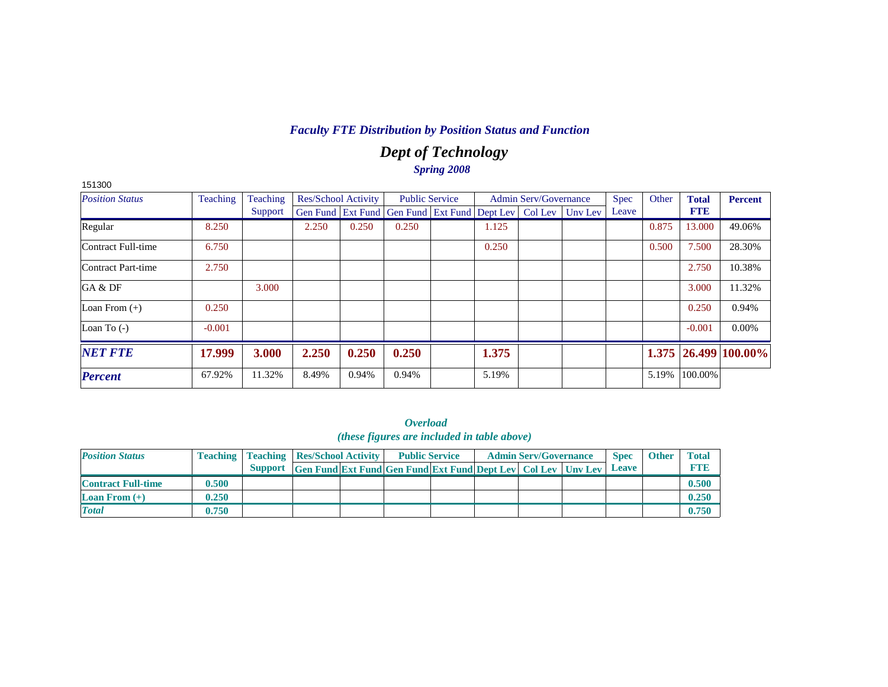## *Faculty FTE Distribution by Position Status and Function*

# *Dept of Technology*

### *Spring 2008*

151300

| *Position Status* | Teaching | Teaching Support | Res/School Activity | | Public Service | | Admin Serv/Governance | | | Spec Leave | Other | **Total FTE** | **Percent** |
|---|---|---|---|---|---|---|---|---|---|---|---|---|---|
| | | | Gen Fund | Ext Fund | Gen Fund | Ext Fund | Dept Lev | Col Lev | Unv Lev | | | | |
| Regular | 8.250 | | 2.250 | 0.250 | 0.250 | | 1.125 | | | | 0.875 | 13.000 | 49.06% |
| Contract Full-time | 6.750 | | | | | | 0.250 | | | | 0.500 | 7.500 | 28.30% |
| Contract Part-time | 2.750 | | | | | | | | | | | 2.750 | 10.38% |
| GA & DF | | 3.000 | | | | | | | | | | 3.000 | 11.32% |
| Loan From (+) | 0.250 | | | | | | | | | | | 0.250 | 0.94% |
| Loan To (-) | -0.001 | | | | | | | | | | | -0.001 | 0.00% |
| ***NET FTE*** | **17.999** | **3.000** | **2.250** | **0.250** | **0.250** | | **1.375** | | | | **1.375** | **26.499** | **100.00%** |
| ***Percent*** | 67.92% | 11.32% | 8.49% | 0.94% | 0.94% | | 5.19% | | | | 5.19% | 100.00% | |

### *Overload*
### *(these figures are included in table above)*

| *Position Status* | **Teaching** | **Teaching Support** | **Res/School Activity** | | **Public Service** | | **Admin Serv/Governance** | | | **Spec Leave** | **Other** | **Total FTE** |
|---|---|---|---|---|---|---|---|---|---|---|---|---|
| | | | **Gen Fund** | **Ext Fund** | **Gen Fund** | **Ext Fund** | **Dept Lev** | **Col Lev** | **Unv Lev** | | | |
| **Contract Full-time** | **0.500** | | | | | | | | | | | **0.500** |
| **Loan From (+)** | **0.250** | | | | | | | | | | | **0.250** |
| ***Total*** | **0.750** | | | | | | | | | | | **0.750** |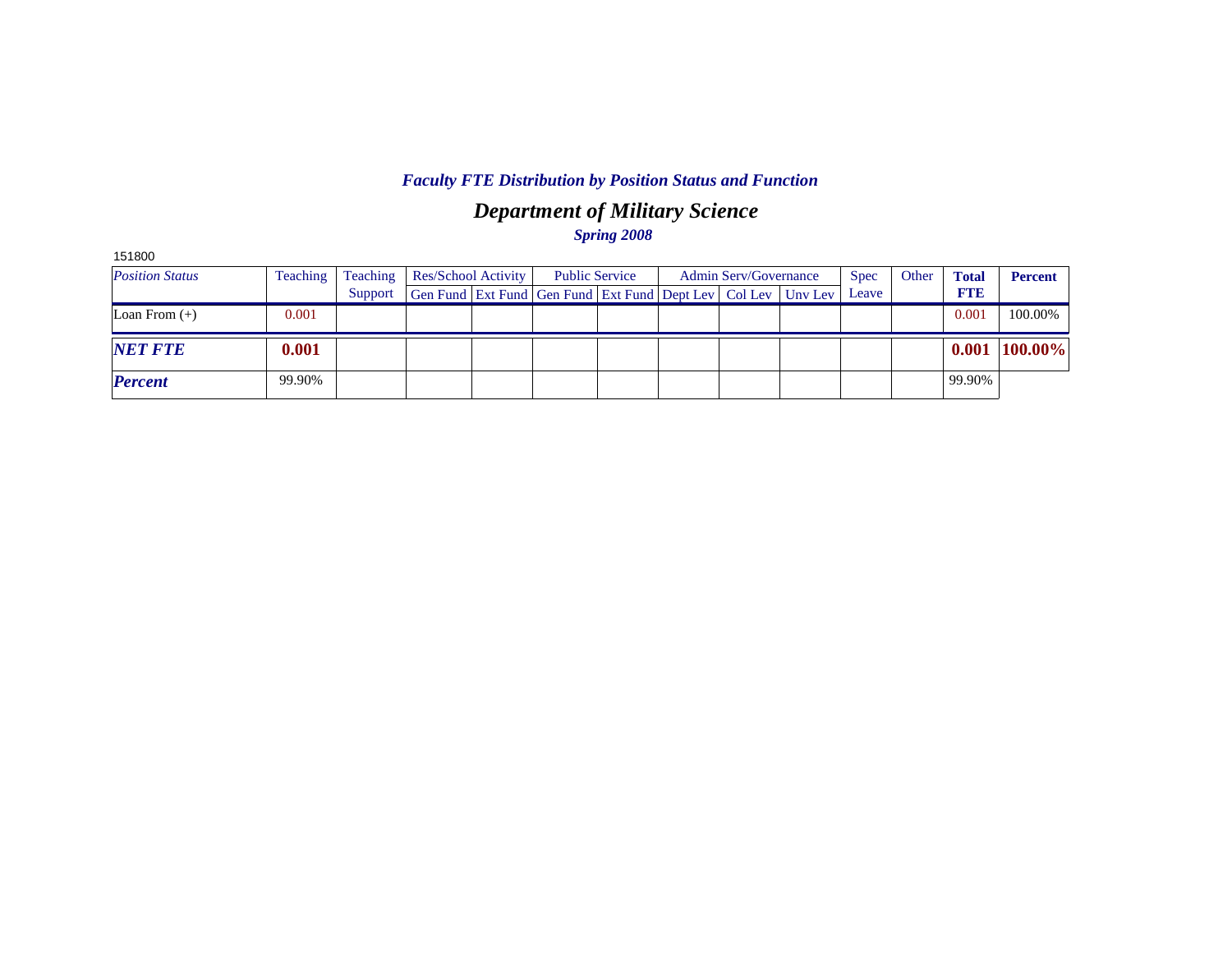## *Faculty FTE Distribution by Position Status and Function*

# *Department of Military Science*

### *Spring 2008*

151800

| *Position Status* | Teaching | Teaching Support | Res/School Activity | | Public Service | | Admin Serv/Governance | | | Spec Leave | Other | **Total FTE** | **Percent** |
|---|---|---|---|---|---|---|---|---|---|---|---|---|---|
| | | | Gen Fund | Ext Fund | Gen Fund | Ext Fund | Dept Lev | Col Lev | Unv Lev | | | | |
| Loan From (+) | 0.001 | | | | | | | | | | | 0.001 | 100.00% |
| ***NET FTE*** | **0.001** | | | | | | | | | | | **0.001** | **100.00%** |
| ***Percent*** | 99.90% | | | | | | | | | | | 99.90% | |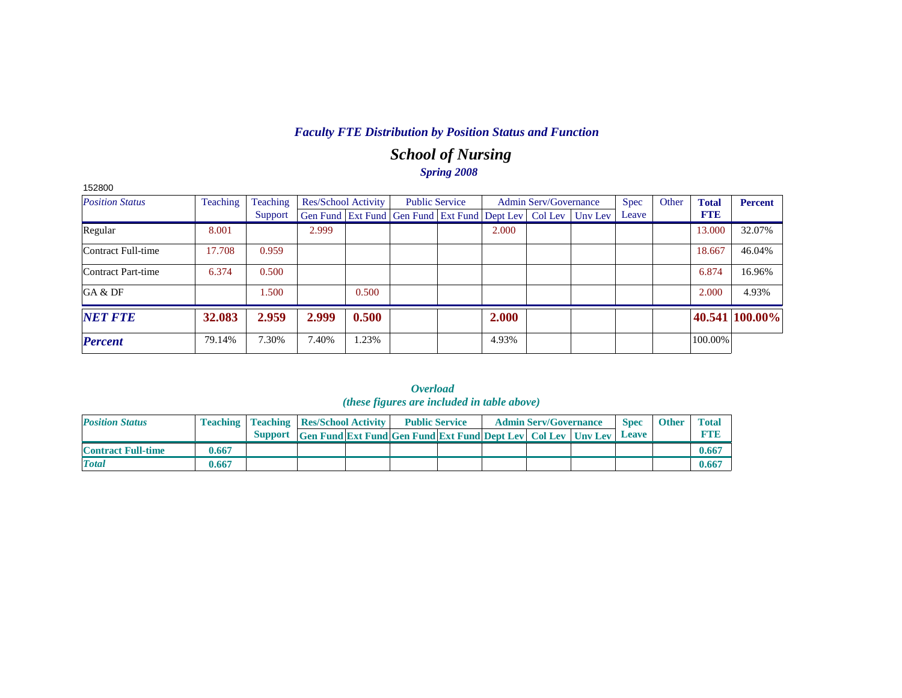## *Faculty FTE Distribution by Position Status and Function*

# *School of Nursing*

***Spring 2008***

152800

| *Position Status* | Teaching | Teaching Support | Res/School Activity | | Public Service | | Admin Serv/Governance | | | Spec Leave | Other | **Total FTE** | **Percent** |
|---|---|---|---|---|---|---|---|---|---|---|---|---|---|
| | | | Gen Fund | Ext Fund | Gen Fund | Ext Fund | Dept Lev | Col Lev | Unv Lev | | | | |
| Regular | 8.001 | | 2.999 | | | | 2.000 | | | | | 13.000 | 32.07% |
| Contract Full-time | 17.708 | 0.959 | | | | | | | | | | 18.667 | 46.04% |
| Contract Part-time | 6.374 | 0.500 | | | | | | | | | | 6.874 | 16.96% |
| GA & DF | | 1.500 | | 0.500 | | | | | | | | 2.000 | 4.93% |
| ***NET FTE*** | **32.083** | **2.959** | **2.999** | **0.500** | | | **2.000** | | | | | **40.541** | **100.00%** |
| ***Percent*** | 79.14% | 7.30% | 7.40% | 1.23% | | | 4.93% | | | | | 100.00% | |

***Overload***
***(these figures are included in table above)***

| *Position Status* | Teaching | Teaching Support | Res/School Activity | | Public Service | | Admin Serv/Governance | | | Spec Leave | Other | Total FTE |
|---|---|---|---|---|---|---|---|---|---|---|---|---|
| | | | Gen Fund | Ext Fund | Gen Fund | Ext Fund | Dept Lev | Col Lev | Unv Lev | | | |
| **Contract Full-time** | **0.667** | | | | | | | | | | | **0.667** |
| ***Total*** | **0.667** | | | | | | | | | | | **0.667** |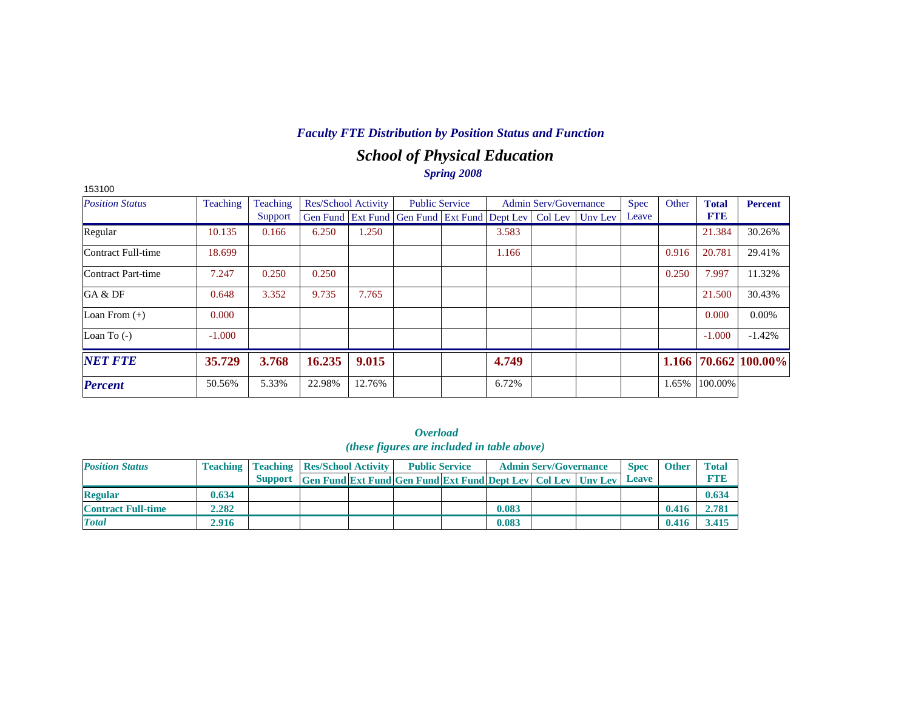*Faculty FTE Distribution by Position Status and Function*

## *School of Physical Education*

*Spring 2008*

153100

| *Position Status* | Teaching | Teaching Support | Res/School Activity | | Public Service | | Admin Serv/Governance | | | Spec Leave | Other | **Total FTE** | **Percent** |
|---|---|---|---|---|---|---|---|---|---|---|---|---|---|
| | | | Gen Fund | Ext Fund | Gen Fund | Ext Fund | Dept Lev | Col Lev | Unv Lev | | | | |
| Regular | 10.135 | 0.166 | 6.250 | 1.250 | | | 3.583 | | | | | 21.384 | 30.26% |
| Contract Full-time | 18.699 | | | | | | 1.166 | | | | 0.916 | 20.781 | 29.41% |
| Contract Part-time | 7.247 | 0.250 | 0.250 | | | | | | | | 0.250 | 7.997 | 11.32% |
| GA & DF | 0.648 | 3.352 | 9.735 | 7.765 | | | | | | | | 21.500 | 30.43% |
| Loan From (+) | 0.000 | | | | | | | | | | | 0.000 | 0.00% |
| Loan To (-) | -1.000 | | | | | | | | | | | -1.000 | -1.42% |
| ***NET FTE*** | **35.729** | **3.768** | **16.235** | **9.015** | | | **4.749** | | | | **1.166** | **70.662** | **100.00%** |
| ***Percent*** | 50.56% | 5.33% | 22.98% | 12.76% | | | 6.72% | | | | 1.65% | 100.00% | |

***Overload***
***(these figures are included in table above)***

| *Position Status* | Teaching | Teaching Support | Res/School Activity | | Public Service | | Admin Serv/Governance | | | Spec Leave | Other | Total FTE |
|---|---|---|---|---|---|---|---|---|---|---|---|---|
| | | | Gen Fund | Ext Fund | Gen Fund | Ext Fund | Dept Lev | Col Lev | Unv Lev | | | |
| **Regular** | **0.634** | | | | | | | | | | | **0.634** |
| **Contract Full-time** | **2.282** | | | | | | **0.083** | | | | **0.416** | **2.781** |
| ***Total*** | **2.916** | | | | | | **0.083** | | | | **0.416** | **3.415** |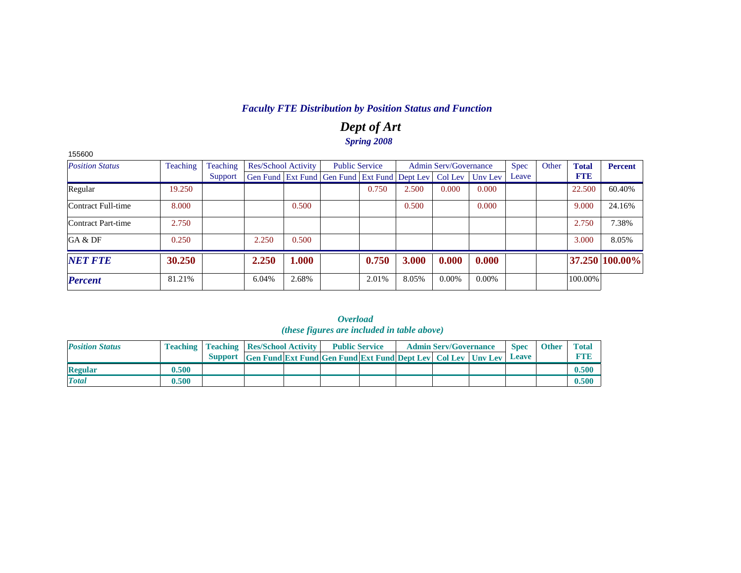## *Faculty FTE Distribution by Position Status and Function*

# *Dept of Art*

### *Spring 2008*

155600

| *Position Status* | Teaching | Teaching Support | Res/School Activity | | Public Service | | Admin Serv/Governance | | | Spec Leave | Other | **Total FTE** | **Percent** |
|---|---|---|---|---|---|---|---|---|---|---|---|---|---|
| | | | Gen Fund | Ext Fund | Gen Fund | Ext Fund | Dept Lev | Col Lev | Unv Lev | | | | |
| Regular | 19.250 | | | | | 0.750 | 2.500 | 0.000 | 0.000 | | | 22.500 | 60.40% |
| Contract Full-time | 8.000 | | | 0.500 | | | 0.500 | | 0.000 | | | 9.000 | 24.16% |
| Contract Part-time | 2.750 | | | | | | | | | | | 2.750 | 7.38% |
| GA & DF | 0.250 | | 2.250 | 0.500 | | | | | | | | 3.000 | 8.05% |
| ***NET FTE*** | **30.250** | | **2.250** | **1.000** | | **0.750** | **3.000** | **0.000** | **0.000** | | | **37.250** | **100.00%** |
| ***Percent*** | 81.21% | | 6.04% | 2.68% | | 2.01% | 8.05% | 0.00% | 0.00% | | | 100.00% | |

### *Overload*
### *(these figures are included in table above)*

| *Position Status* | Teaching | Teaching Support | Res/School Activity | | Public Service | | Admin Serv/Governance | | | Spec Leave | Other | Total FTE |
|---|---|---|---|---|---|---|---|---|---|---|---|---|
| | | | Gen Fund | Ext Fund | Gen Fund | Ext Fund | Dept Lev | Col Lev | Unv Lev | | | |
| **Regular** | **0.500** | | | | | | | | | | | **0.500** |
| ***Total*** | **0.500** | | | | | | | | | | | **0.500** |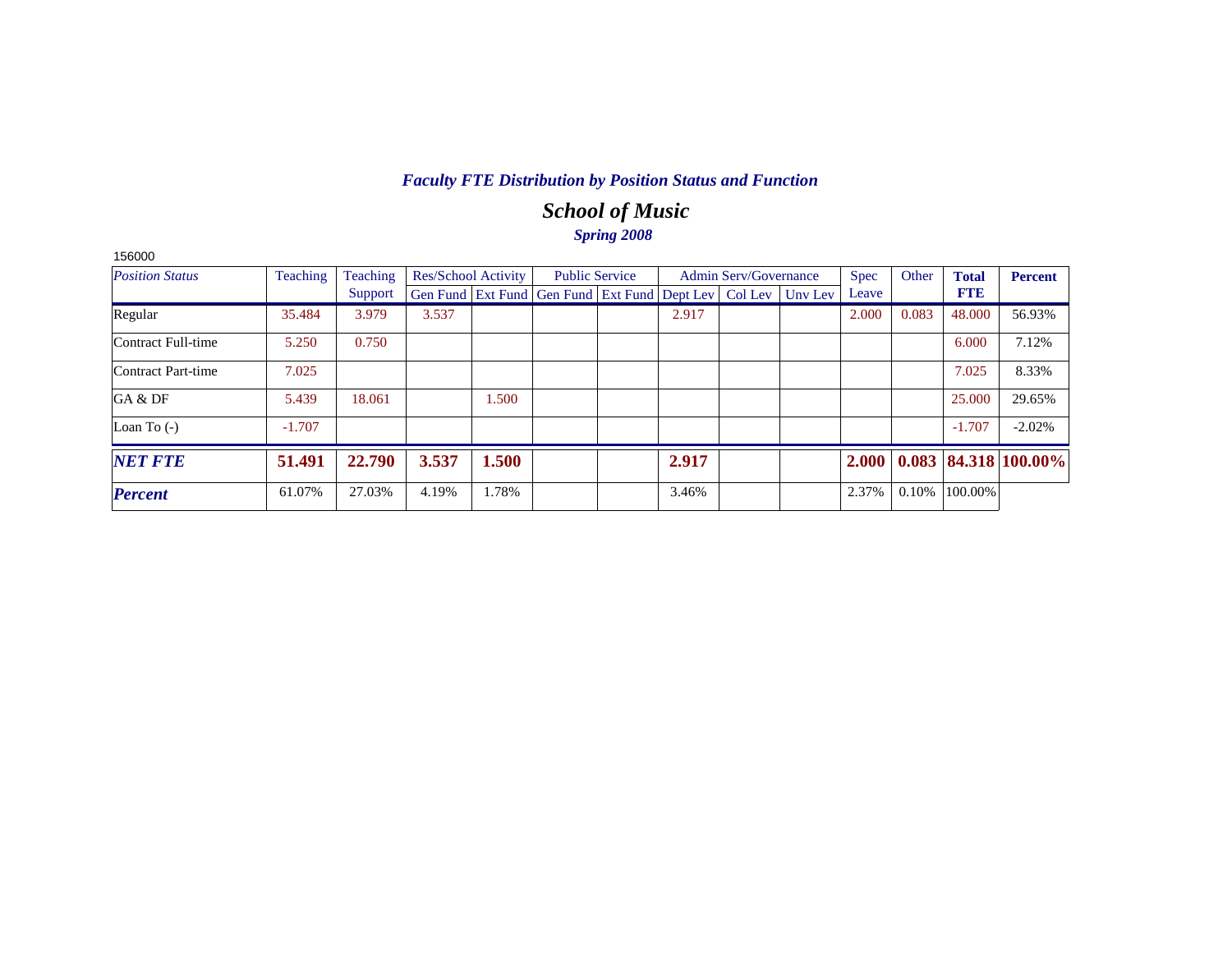*Faculty FTE Distribution by Position Status and Function*

## *School of Music*

*Spring 2008*

156000

| *Position Status* | Teaching | Teaching Support | Res/School Activity | | Public Service | | Admin Serv/Governance | | | Spec Leave | Other | **Total FTE** | **Percent** |
|---|---|---|---|---|---|---|---|---|---|---|---|---|---|
| | | | Gen Fund | Ext Fund | Gen Fund | Ext Fund | Dept Lev | Col Lev | Unv Lev | | | | |
| Regular | 35.484 | 3.979 | 3.537 | | | | 2.917 | | | 2.000 | 0.083 | 48.000 | 56.93% |
| Contract Full-time | 5.250 | 0.750 | | | | | | | | | | 6.000 | 7.12% |
| Contract Part-time | 7.025 | | | | | | | | | | | 7.025 | 8.33% |
| GA & DF | 5.439 | 18.061 | | 1.500 | | | | | | | | 25.000 | 29.65% |
| Loan To (-) | -1.707 | | | | | | | | | | | -1.707 | -2.02% |
| ***NET FTE*** | **51.491** | **22.790** | **3.537** | **1.500** | | | **2.917** | | | **2.000** | **0.083** | **84.318** | **100.00%** |
| ***Percent*** | 61.07% | 27.03% | 4.19% | 1.78% | | | 3.46% | | | 2.37% | 0.10% | 100.00% | |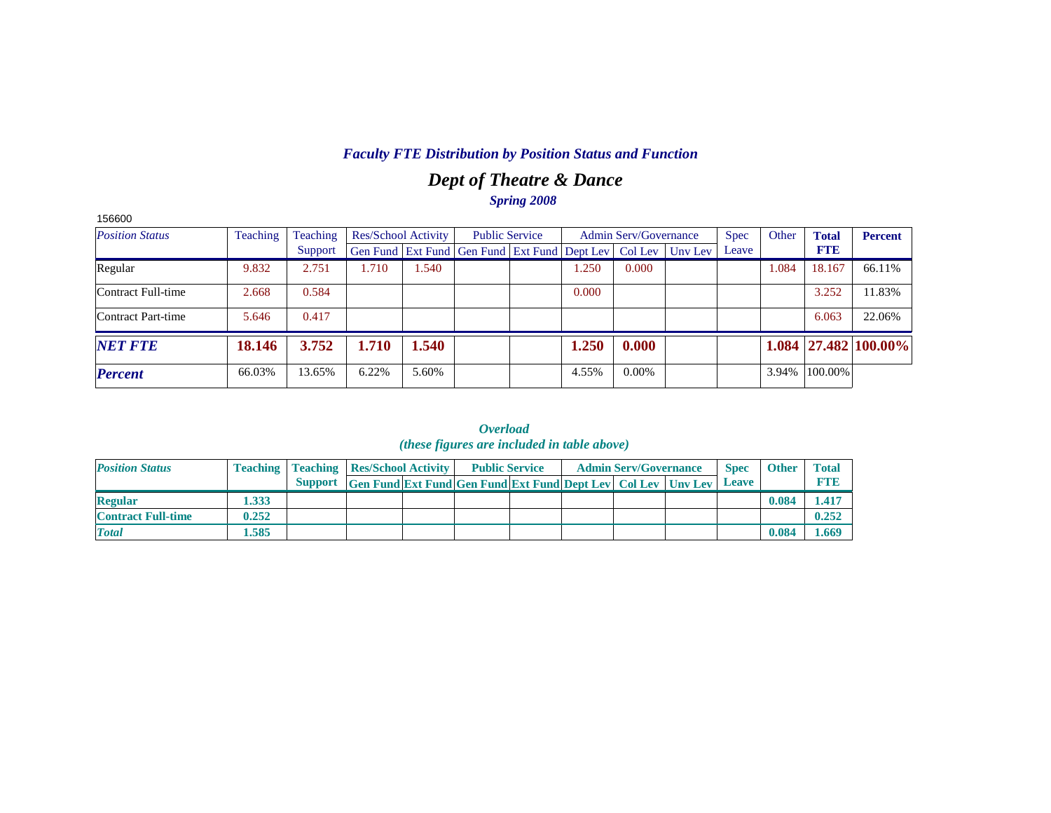### *Faculty FTE Distribution by Position Status and Function*

## *Dept of Theatre & Dance*

***Spring 2008***

156600

| *Position Status* | Teaching | Teaching Support | Res/School Activity | | Public Service | | Admin Serv/Governance | | | Spec Leave | Other | **Total FTE** | **Percent** |
|---|---|---|---|---|---|---|---|---|---|---|---|---|---|
| | | | Gen Fund | Ext Fund | Gen Fund | Ext Fund | Dept Lev | Col Lev | Unv Lev | | | | |
| Regular | 9.832 | 2.751 | 1.710 | 1.540 | | | 1.250 | 0.000 | | | 1.084 | 18.167 | 66.11% |
| Contract Full-time | 2.668 | 0.584 | | | | | 0.000 | | | | | 3.252 | 11.83% |
| Contract Part-time | 5.646 | 0.417 | | | | | | | | | | 6.063 | 22.06% |
| ***NET FTE*** | **18.146** | **3.752** | **1.710** | **1.540** | | | **1.250** | **0.000** | | | **1.084** | **27.482** | **100.00%** |
| ***Percent*** | 66.03% | 13.65% | 6.22% | 5.60% | | | 4.55% | 0.00% | | | 3.94% | 100.00% | |

### *Overload*
*(these figures are included in table above)*

| ***Position Status*** | **Teaching** | **Teaching Support** | **Res/School Activity** | | **Public Service** | | **Admin Serv/Governance** | | | **Spec Leave** | **Other** | **Total FTE** |
|---|---|---|---|---|---|---|---|---|---|---|---|---|
| | | | **Gen Fund** | **Ext Fund** | **Gen Fund** | **Ext Fund** | **Dept Lev** | **Col Lev** | **Unv Lev** | | | |
| **Regular** | **1.333** | | | | | | | | | | **0.084** | **1.417** |
| **Contract Full-time** | **0.252** | | | | | | | | | | | **0.252** |
| ***Total*** | **1.585** | | | | | | | | | | **0.084** | **1.669** |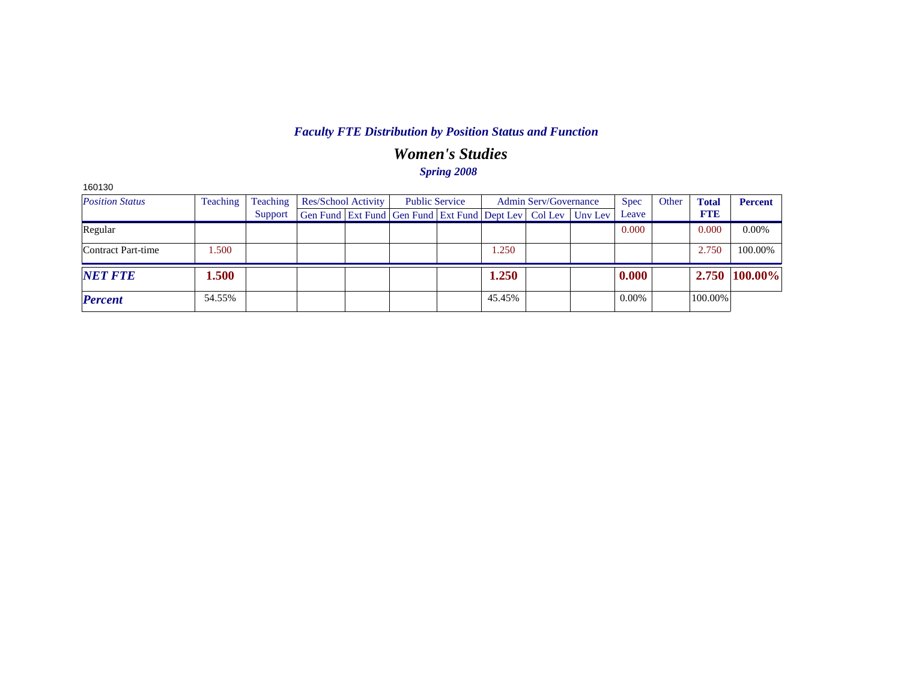## *Faculty FTE Distribution by Position Status and Function*

# *Women's Studies*

### *Spring 2008*

160130

| *Position Status* | Teaching | Teaching Support | Res/School Activity | | Public Service | | Admin Serv/Governance | | | Spec Leave | Other | **Total FTE** | **Percent** |
|---|---|---|---|---|---|---|---|---|---|---|---|---|---|
| | | | Gen Fund | Ext Fund | Gen Fund | Ext Fund | Dept Lev | Col Lev | Unv Lev | | | | |
| Regular | | | | | | | | | | 0.000 | | 0.000 | 0.00% |
| Contract Part-time | 1.500 | | | | | | 1.250 | | | | | 2.750 | 100.00% |
| ***NET FTE*** | **1.500** | | | | | | **1.250** | | | **0.000** | | **2.750** | **100.00%** |
| ***Percent*** | 54.55% | | | | | | 45.45% | | | 0.00% | | 100.00% | |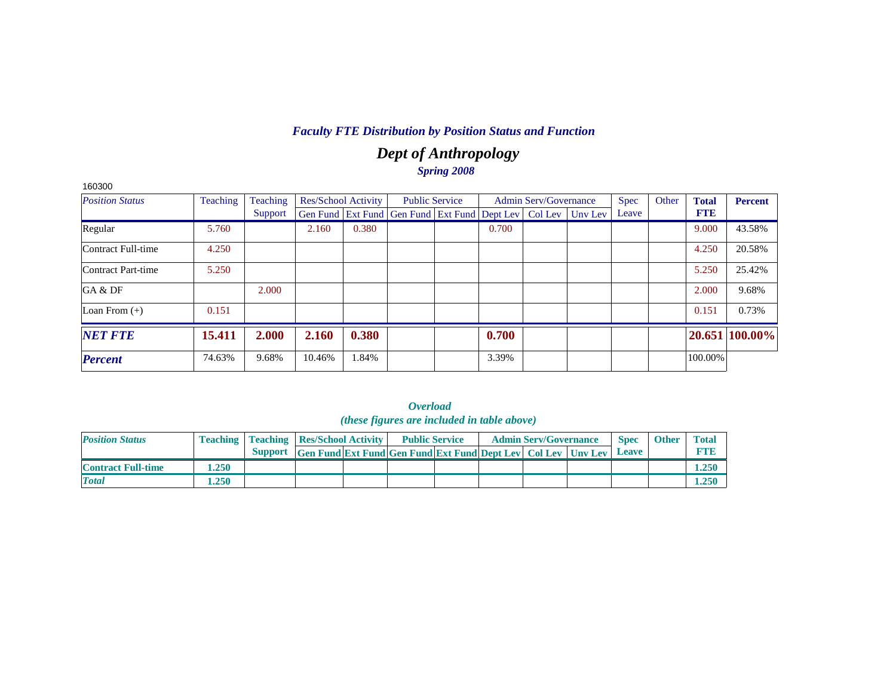### *Faculty FTE Distribution by Position Status and Function*

## *Dept of Anthropology*

### *Spring 2008*

160300

| *Position Status* | Teaching | Teaching Support | Res/School Activity | | Public Service | | Admin Serv/Governance | | | Spec Leave | Other | **Total FTE** | **Percent** |
|---|---|---|---|---|---|---|---|---|---|---|---|---|---|
| | | | Gen Fund | Ext Fund | Gen Fund | Ext Fund | Dept Lev | Col Lev | Unv Lev | | | | |
| Regular | 5.760 | | 2.160 | 0.380 | | | 0.700 | | | | | 9.000 | 43.58% |
| Contract Full-time | 4.250 | | | | | | | | | | | 4.250 | 20.58% |
| Contract Part-time | 5.250 | | | | | | | | | | | 5.250 | 25.42% |
| GA & DF | | 2.000 | | | | | | | | | | 2.000 | 9.68% |
| Loan From (+) | 0.151 | | | | | | | | | | | 0.151 | 0.73% |
| ***NET FTE*** | **15.411** | **2.000** | **2.160** | **0.380** | | | **0.700** | | | | | **20.651** | **100.00%** |
| ***Percent*** | 74.63% | 9.68% | 10.46% | 1.84% | | | 3.39% | | | | | 100.00% | |

### *Overload*
### *(these figures are included in table above)*

| *Position Status* | Teaching | Teaching Support | Res/School Activity | | Public Service | | Admin Serv/Governance | | | Spec Leave | Other | Total FTE |
|---|---|---|---|---|---|---|---|---|---|---|---|---|
| | | | Gen Fund | Ext Fund | Gen Fund | Ext Fund | Dept Lev | Col Lev | Unv Lev | | | |
| **Contract Full-time** | **1.250** | | | | | | | | | | | **1.250** |
| ***Total*** | **1.250** | | | | | | | | | | | **1.250** |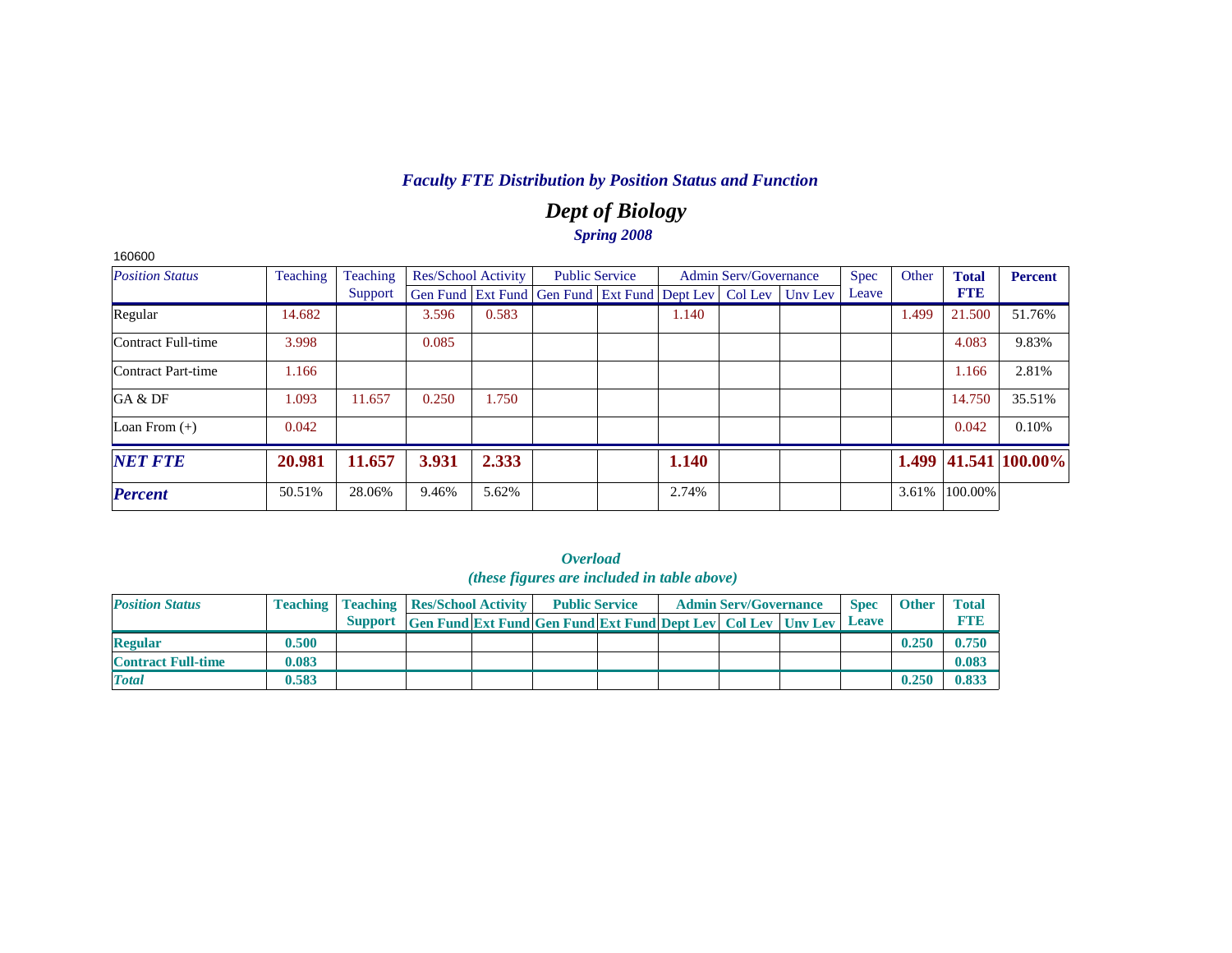## *Faculty FTE Distribution by Position Status and Function*

# *Dept of Biology*

### *Spring 2008*

160600

| *Position Status* | Teaching | Teaching Support | Res/School Activity | | Public Service | | Admin Serv/Governance | | | Spec Leave | Other | **Total FTE** | **Percent** |
|---|---|---|---|---|---|---|---|---|---|---|---|---|---|
| | | | Gen Fund | Ext Fund | Gen Fund | Ext Fund | Dept Lev | Col Lev | Unv Lev | | | | |
| Regular | 14.682 | | 3.596 | 0.583 | | | 1.140 | | | | 1.499 | 21.500 | 51.76% |
| Contract Full-time | 3.998 | | 0.085 | | | | | | | | | 4.083 | 9.83% |
| Contract Part-time | 1.166 | | | | | | | | | | | 1.166 | 2.81% |
| GA & DF | 1.093 | 11.657 | 0.250 | 1.750 | | | | | | | | 14.750 | 35.51% |
| Loan From (+) | 0.042 | | | | | | | | | | | 0.042 | 0.10% |
| ***NET FTE*** | **20.981** | **11.657** | **3.931** | **2.333** | | | **1.140** | | | | **1.499** | **41.541** | **100.00%** |
| ***Percent*** | 50.51% | 28.06% | 9.46% | 5.62% | | | 2.74% | | | | 3.61% | 100.00% | |

### *Overload*
### *(these figures are included in table above)*

| *Position Status* | Teaching | Teaching Support | Res/School Activity | | Public Service | | Admin Serv/Governance | | | Spec Leave | Other | Total FTE |
|---|---|---|---|---|---|---|---|---|---|---|---|---|
| | | | Gen Fund | Ext Fund | Gen Fund | Ext Fund | Dept Lev | Col Lev | Unv Lev | | | |
| **Regular** | **0.500** | | | | | | | | | | **0.250** | **0.750** |
| **Contract Full-time** | **0.083** | | | | | | | | | | | **0.083** |
| ***Total*** | **0.583** | | | | | | | | | | **0.250** | **0.833** |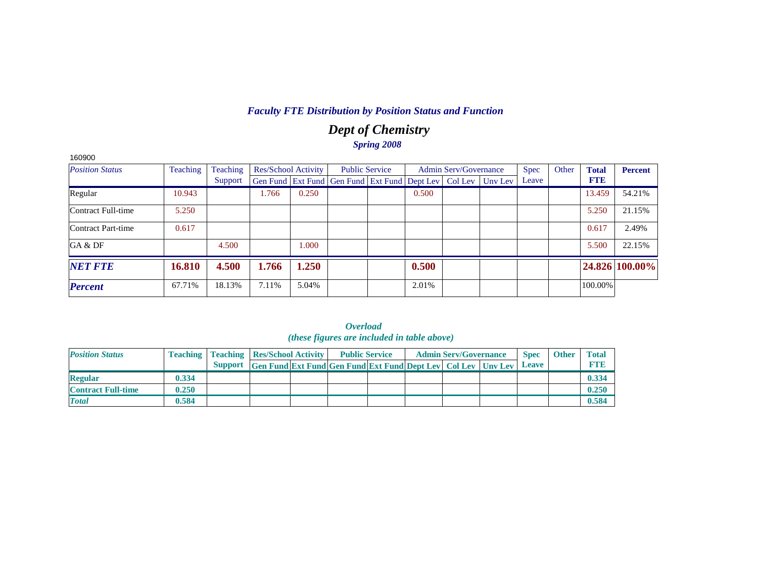## *Faculty FTE Distribution by Position Status and Function*

# *Dept of Chemistry*

### *Spring 2008*

160900

| *Position Status* | Teaching | Teaching Support | Res/School Activity | | Public Service | | Admin Serv/Governance | | | Spec Leave | Other | **Total FTE** | **Percent** |
|---|---|---|---|---|---|---|---|---|---|---|---|---|---|
| | | | Gen Fund | Ext Fund | Gen Fund | Ext Fund | Dept Lev | Col Lev | Unv Lev | | | | |
| Regular | 10.943 | | 1.766 | 0.250 | | | 0.500 | | | | | 13.459 | 54.21% |
| Contract Full-time | 5.250 | | | | | | | | | | | 5.250 | 21.15% |
| Contract Part-time | 0.617 | | | | | | | | | | | 0.617 | 2.49% |
| GA & DF | | 4.500 | | 1.000 | | | | | | | | 5.500 | 22.15% |
| ***NET FTE*** | **16.810** | **4.500** | **1.766** | **1.250** | | | **0.500** | | | | | **24.826** | **100.00%** |
| ***Percent*** | 67.71% | 18.13% | 7.11% | 5.04% | | | 2.01% | | | | | 100.00% | |

### *Overload*
### *(these figures are included in table above)*

| *Position Status* | Teaching | Teaching Support | Res/School Activity | | Public Service | | Admin Serv/Governance | | | Spec Leave | Other | Total FTE |
|---|---|---|---|---|---|---|---|---|---|---|---|---|
| | | | Gen Fund | Ext Fund | Gen Fund | Ext Fund | Dept Lev | Col Lev | Unv Lev | | | |
| **Regular** | **0.334** | | | | | | | | | | | **0.334** |
| **Contract Full-time** | **0.250** | | | | | | | | | | | **0.250** |
| ***Total*** | **0.584** | | | | | | | | | | | **0.584** |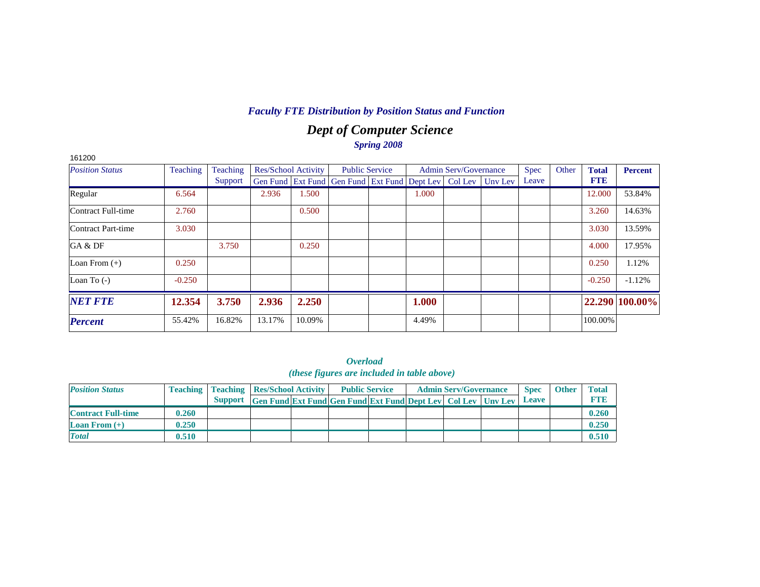*Faculty FTE Distribution by Position Status and Function*

## *Dept of Computer Science*

*Spring 2008*

161200

| *Position Status* | Teaching | Teaching Support | Res/School Activity | | Public Service | | Admin Serv/Governance | | | Spec Leave | Other | **Total FTE** | **Percent** |
|---|---|---|---|---|---|---|---|---|---|---|---|---|---|
| | | | Gen Fund | Ext Fund | Gen Fund | Ext Fund | Dept Lev | Col Lev | Unv Lev | | | | |
| Regular | 6.564 | | 2.936 | 1.500 | | | 1.000 | | | | | 12.000 | 53.84% |
| Contract Full-time | 2.760 | | | 0.500 | | | | | | | | 3.260 | 14.63% |
| Contract Part-time | 3.030 | | | | | | | | | | | 3.030 | 13.59% |
| GA & DF | | 3.750 | | 0.250 | | | | | | | | 4.000 | 17.95% |
| Loan From (+) | 0.250 | | | | | | | | | | | 0.250 | 1.12% |
| Loan To (-) | -0.250 | | | | | | | | | | | -0.250 | -1.12% |
| ***NET FTE*** | **12.354** | **3.750** | **2.936** | **2.250** | | | **1.000** | | | | | **22.290** | **100.00%** |
| ***Percent*** | 55.42% | 16.82% | 13.17% | 10.09% | | | 4.49% | | | | | 100.00% | |

*Overload*
*(these figures are included in table above)*

| *Position Status* | Teaching | Teaching Support | Res/School Activity | | Public Service | | Admin Serv/Governance | | | Spec Leave | Other | Total FTE |
|---|---|---|---|---|---|---|---|---|---|---|---|---|
| | | | Gen Fund | Ext Fund | Gen Fund | Ext Fund | Dept Lev | Col Lev | Unv Lev | | | |
| **Contract Full-time** | **0.260** | | | | | | | | | | | **0.260** |
| **Loan From (+)** | **0.250** | | | | | | | | | | | **0.250** |
| ***Total*** | **0.510** | | | | | | | | | | | **0.510** |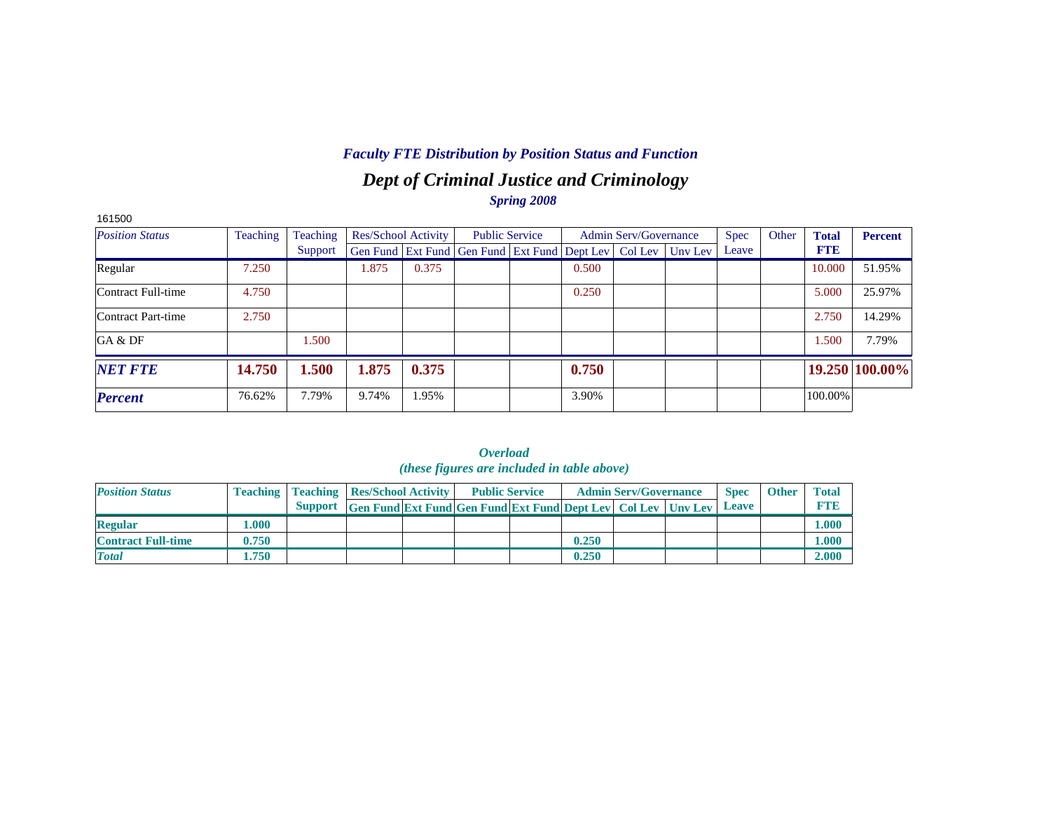### *Faculty FTE Distribution by Position Status and Function*

## *Dept of Criminal Justice and Criminology*

***Spring 2008***

161500

| *Position Status* | Teaching | Teaching Support | Res/School Activity | | Public Service | | Admin Serv/Governance | | | Spec Leave | Other | **Total FTE** | **Percent** |
|---|---|---|---|---|---|---|---|---|---|---|---|---|---|
| | | | Gen Fund | Ext Fund | Gen Fund | Ext Fund | Dept Lev | Col Lev | Unv Lev | | | | |
| Regular | 7.250 | | 1.875 | 0.375 | | | 0.500 | | | | | 10.000 | 51.95% |
| Contract Full-time | 4.750 | | | | | | 0.250 | | | | | 5.000 | 25.97% |
| Contract Part-time | 2.750 | | | | | | | | | | | 2.750 | 14.29% |
| GA & DF | | 1.500 | | | | | | | | | | 1.500 | 7.79% |
| ***NET FTE*** | **14.750** | **1.500** | **1.875** | **0.375** | | | **0.750** | | | | | **19.250** | **100.00%** |
| ***Percent*** | 76.62% | 7.79% | 9.74% | 1.95% | | | 3.90% | | | | | 100.00% | |

***Overload***
***(these figures are included in table above)***

| ***Position Status*** | **Teaching** | **Teaching Support** | **Res/School Activity** | | **Public Service** | | **Admin Serv/Governance** | | | **Spec Leave** | **Other** | **Total FTE** |
|---|---|---|---|---|---|---|---|---|---|---|---|---|
| | | | **Gen Fund** | **Ext Fund** | **Gen Fund** | **Ext Fund** | **Dept Lev** | **Col Lev** | **Unv Lev** | | | |
| **Regular** | **1.000** | | | | | | | | | | | **1.000** |
| **Contract Full-time** | **0.750** | | | | | | **0.250** | | | | | **1.000** |
| ***Total*** | **1.750** | | | | | | **0.250** | | | | | **2.000** |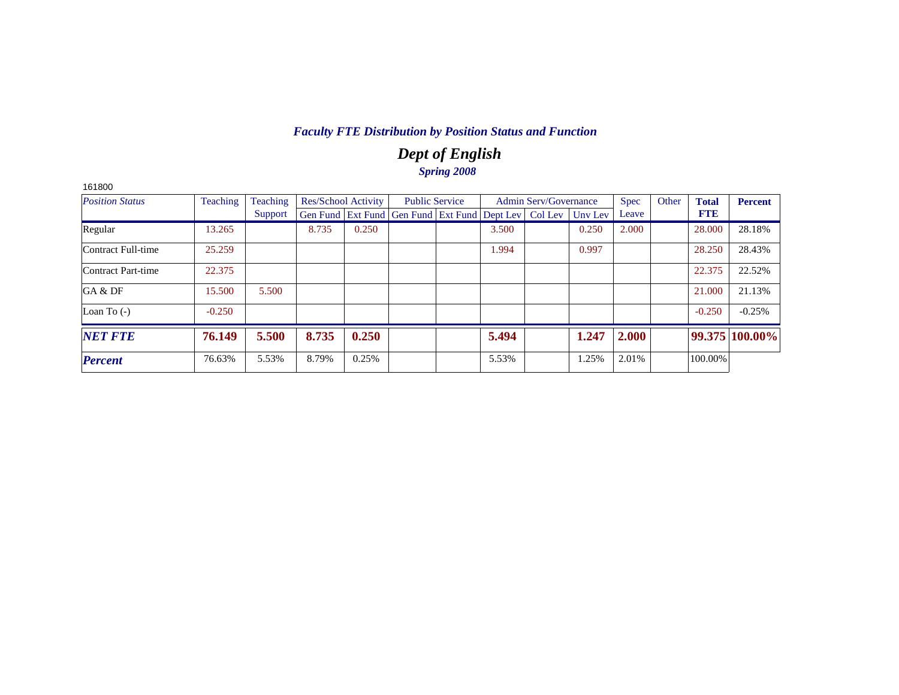# *Faculty FTE Distribution by Position Status and Function*

## *Dept of English*

### *Spring 2008*

161800

| *Position Status* | Teaching | Teaching Support | Res/School Activity | | Public Service | | Admin Serv/Governance | | | Spec Leave | Other | **Total FTE** | **Percent** |
|---|---|---|---|---|---|---|---|---|---|---|---|---|---|
| | | | Gen Fund | Ext Fund | Gen Fund | Ext Fund | Dept Lev | Col Lev | Unv Lev | | | | |
| Regular | 13.265 | | 8.735 | 0.250 | | | 3.500 | | 0.250 | 2.000 | | 28.000 | 28.18% |
| Contract Full-time | 25.259 | | | | | | 1.994 | | 0.997 | | | 28.250 | 28.43% |
| Contract Part-time | 22.375 | | | | | | | | | | | 22.375 | 22.52% |
| GA & DF | 15.500 | 5.500 | | | | | | | | | | 21.000 | 21.13% |
| Loan To (-) | -0.250 | | | | | | | | | | | -0.250 | -0.25% |
| ***NET FTE*** | **76.149** | **5.500** | **8.735** | **0.250** | | | **5.494** | | **1.247** | **2.000** | | **99.375** | **100.00%** |
| ***Percent*** | 76.63% | 5.53% | 8.79% | 0.25% | | | 5.53% | | 1.25% | 2.01% | | 100.00% | |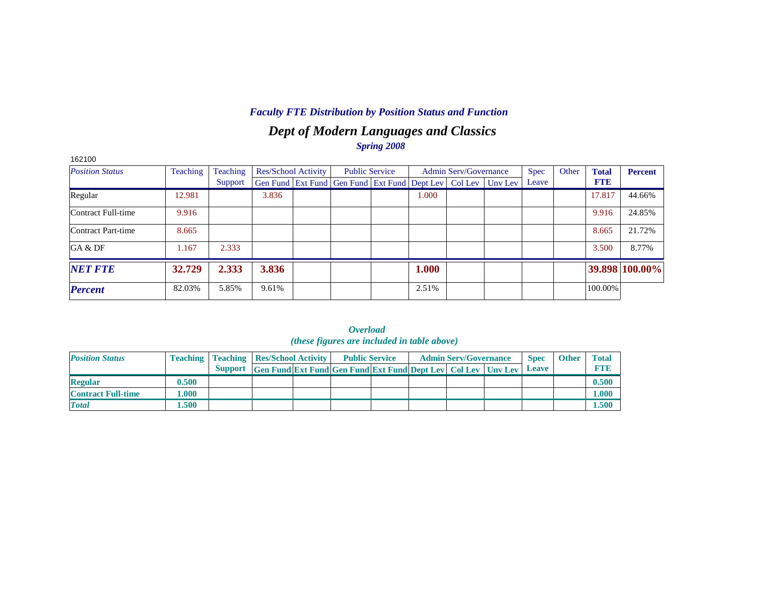## *Faculty FTE Distribution by Position Status and Function*

# *Dept of Modern Languages and Classics*

### *Spring 2008*

162100

| *Position Status* | Teaching | Teaching Support | Res/School Activity | | Public Service | | Admin Serv/Governance | | | Spec Leave | Other | **Total FTE** | **Percent** |
|---|---|---|---|---|---|---|---|---|---|---|---|---|---|
| | | | Gen Fund | Ext Fund | Gen Fund | Ext Fund | Dept Lev | Col Lev | Unv Lev | | | | |
| Regular | 12.981 | | 3.836 | | | | 1.000 | | | | | 17.817 | 44.66% |
| Contract Full-time | 9.916 | | | | | | | | | | | 9.916 | 24.85% |
| Contract Part-time | 8.665 | | | | | | | | | | | 8.665 | 21.72% |
| GA & DF | 1.167 | 2.333 | | | | | | | | | | 3.500 | 8.77% |
| ***NET FTE*** | **32.729** | **2.333** | **3.836** | | | | **1.000** | | | | | **39.898** | **100.00%** |
| ***Percent*** | 82.03% | 5.85% | 9.61% | | | | 2.51% | | | | | 100.00% | |

### *Overload*
### *(these figures are included in table above)*

| ***Position Status*** | **Teaching** | **Teaching Support** | **Res/School Activity** | | **Public Service** | | **Admin Serv/Governance** | | | **Spec Leave** | **Other** | **Total FTE** |
|---|---|---|---|---|---|---|---|---|---|---|---|---|
| | | | **Gen Fund** | **Ext Fund** | **Gen Fund** | **Ext Fund** | **Dept Lev** | **Col Lev** | **Unv Lev** | | | |
| **Regular** | **0.500** | | | | | | | | | | | **0.500** |
| **Contract Full-time** | **1.000** | | | | | | | | | | | **1.000** |
| ***Total*** | **1.500** | | | | | | | | | | | **1.500** |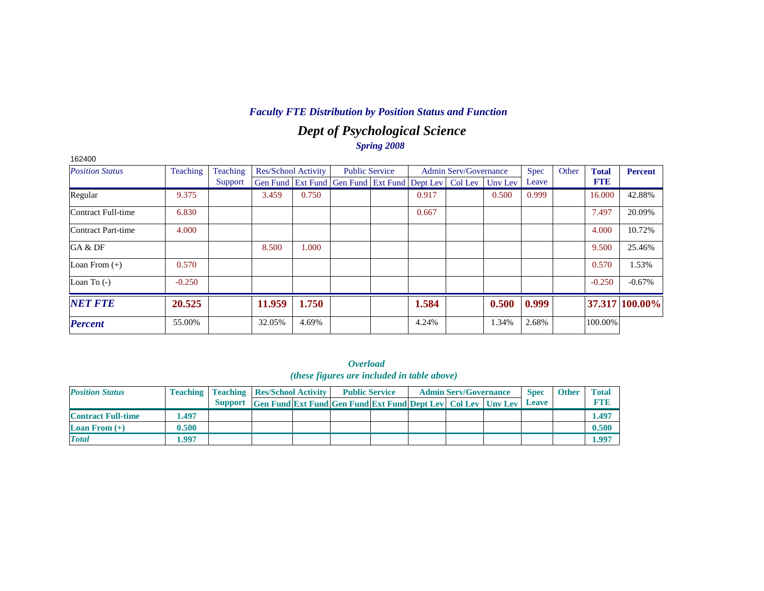## *Faculty FTE Distribution by Position Status and Function*

# *Dept of Psychological Science*

### *Spring 2008*

162400

| *Position Status* | Teaching | Teaching Support | Res/School Activity | | Public Service | | Admin Serv/Governance | | | Spec Leave | Other | **Total FTE** | **Percent** |
|---|---|---|---|---|---|---|---|---|---|---|---|---|---|
| | | | Gen Fund | Ext Fund | Gen Fund | Ext Fund | Dept Lev | Col Lev | Unv Lev | | | | |
| Regular | 9.375 | | 3.459 | 0.750 | | | 0.917 | | 0.500 | 0.999 | | 16.000 | 42.88% |
| Contract Full-time | 6.830 | | | | | | 0.667 | | | | | 7.497 | 20.09% |
| Contract Part-time | 4.000 | | | | | | | | | | | 4.000 | 10.72% |
| GA & DF | | | 8.500 | 1.000 | | | | | | | | 9.500 | 25.46% |
| Loan From (+) | 0.570 | | | | | | | | | | | 0.570 | 1.53% |
| Loan To (-) | -0.250 | | | | | | | | | | | -0.250 | -0.67% |
| ***NET FTE*** | **20.525** | | **11.959** | **1.750** | | | **1.584** | | **0.500** | **0.999** | | **37.317** | **100.00%** |
| ***Percent*** | 55.00% | | 32.05% | 4.69% | | | 4.24% | | 1.34% | 2.68% | | 100.00% | |

### *Overload*
### *(these figures are included in table above)*

| *Position Status* | **Teaching** | **Teaching Support** | **Res/School Activity** | | **Public Service** | | **Admin Serv/Governance** | | | **Spec Leave** | **Other** | **Total FTE** |
|---|---|---|---|---|---|---|---|---|---|---|---|---|
| | | | **Gen Fund** | **Ext Fund** | **Gen Fund** | **Ext Fund** | **Dept Lev** | **Col Lev** | **Unv Lev** | | | |
| **Contract Full-time** | **1.497** | | | | | | | | | | | **1.497** |
| **Loan From (+)** | **0.500** | | | | | | | | | | | **0.500** |
| ***Total*** | **1.997** | | | | | | | | | | | **1.997** |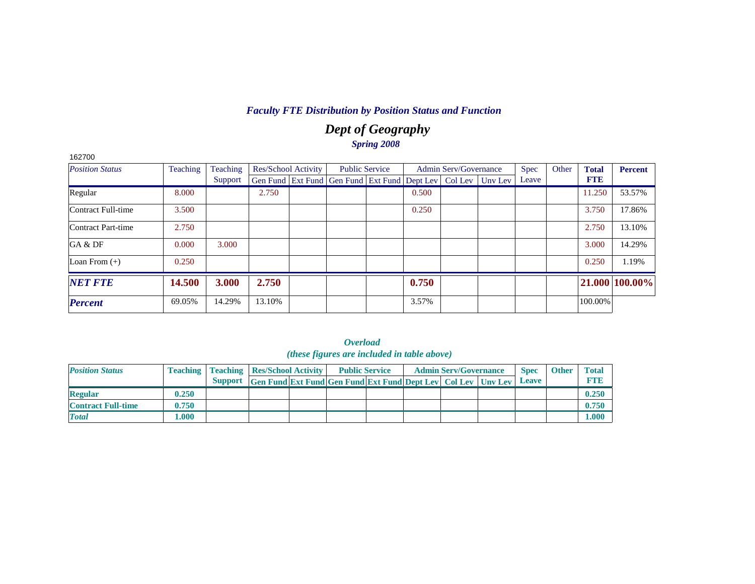### *Faculty FTE Distribution by Position Status and Function*

## *Dept of Geography*

*Spring 2008*

162700

| *Position Status* | Teaching | Teaching Support | Res/School Activity | | Public Service | | Admin Serv/Governance | | | Spec Leave | Other | **Total FTE** | **Percent** |
|---|---|---|---|---|---|---|---|---|---|---|---|---|---|
| | | | Gen Fund | Ext Fund | Gen Fund | Ext Fund | Dept Lev | Col Lev | Unv Lev | | | | |
| Regular | 8.000 | | 2.750 | | | | 0.500 | | | | | 11.250 | 53.57% |
| Contract Full-time | 3.500 | | | | | | 0.250 | | | | | 3.750 | 17.86% |
| Contract Part-time | 2.750 | | | | | | | | | | | 2.750 | 13.10% |
| GA & DF | 0.000 | 3.000 | | | | | | | | | | 3.000 | 14.29% |
| Loan From (+) | 0.250 | | | | | | | | | | | 0.250 | 1.19% |
| ***NET FTE*** | **14.500** | **3.000** | **2.750** | | | | **0.750** | | | | | **21.000** | **100.00%** |
| ***Percent*** | 69.05% | 14.29% | 13.10% | | | | 3.57% | | | | | 100.00% | |

*Overload*
*(these figures are included in table above)*

| *Position Status* | Teaching | Teaching Support | Res/School Activity | | Public Service | | Admin Serv/Governance | | | Spec Leave | Other | Total FTE |
|---|---|---|---|---|---|---|---|---|---|---|---|---|
| | | | Gen Fund | Ext Fund | Gen Fund | Ext Fund | Dept Lev | Col Lev | Unv Lev | | | |
| **Regular** | **0.250** | | | | | | | | | | | **0.250** |
| **Contract Full-time** | **0.750** | | | | | | | | | | | **0.750** |
| ***Total*** | **1.000** | | | | | | | | | | | **1.000** |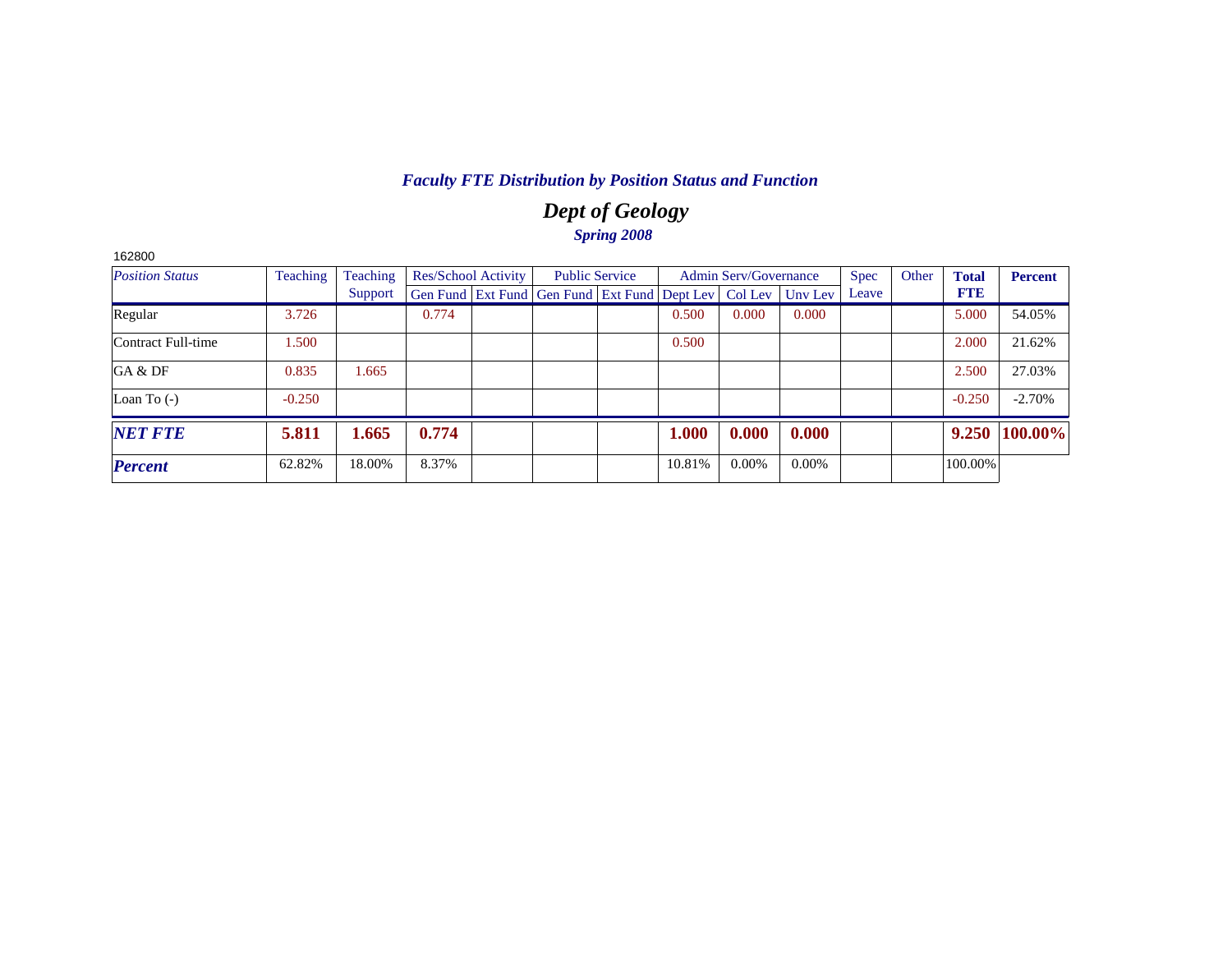## *Faculty FTE Distribution by Position Status and Function*

# *Dept of Geology*

### *Spring 2008*

162800

| *Position Status* | Teaching | Teaching Support | Res/School Activity | | Public Service | | Admin Serv/Governance | | | Spec Leave | Other | **Total FTE** | **Percent** |
|---|---|---|---|---|---|---|---|---|---|---|---|---|---|
| | | | Gen Fund | Ext Fund | Gen Fund | Ext Fund | Dept Lev | Col Lev | Unv Lev | | | | |
| Regular | 3.726 | | 0.774 | | | | 0.500 | 0.000 | 0.000 | | | 5.000 | 54.05% |
| Contract Full-time | 1.500 | | | | | | 0.500 | | | | | 2.000 | 21.62% |
| GA & DF | 0.835 | 1.665 | | | | | | | | | | 2.500 | 27.03% |
| Loan To (-) | -0.250 | | | | | | | | | | | -0.250 | -2.70% |
| ***NET FTE*** | **5.811** | **1.665** | **0.774** | | | | **1.000** | **0.000** | **0.000** | | | **9.250** | **100.00%** |
| ***Percent*** | 62.82% | 18.00% | 8.37% | | | | 10.81% | 0.00% | 0.00% | | | 100.00% | |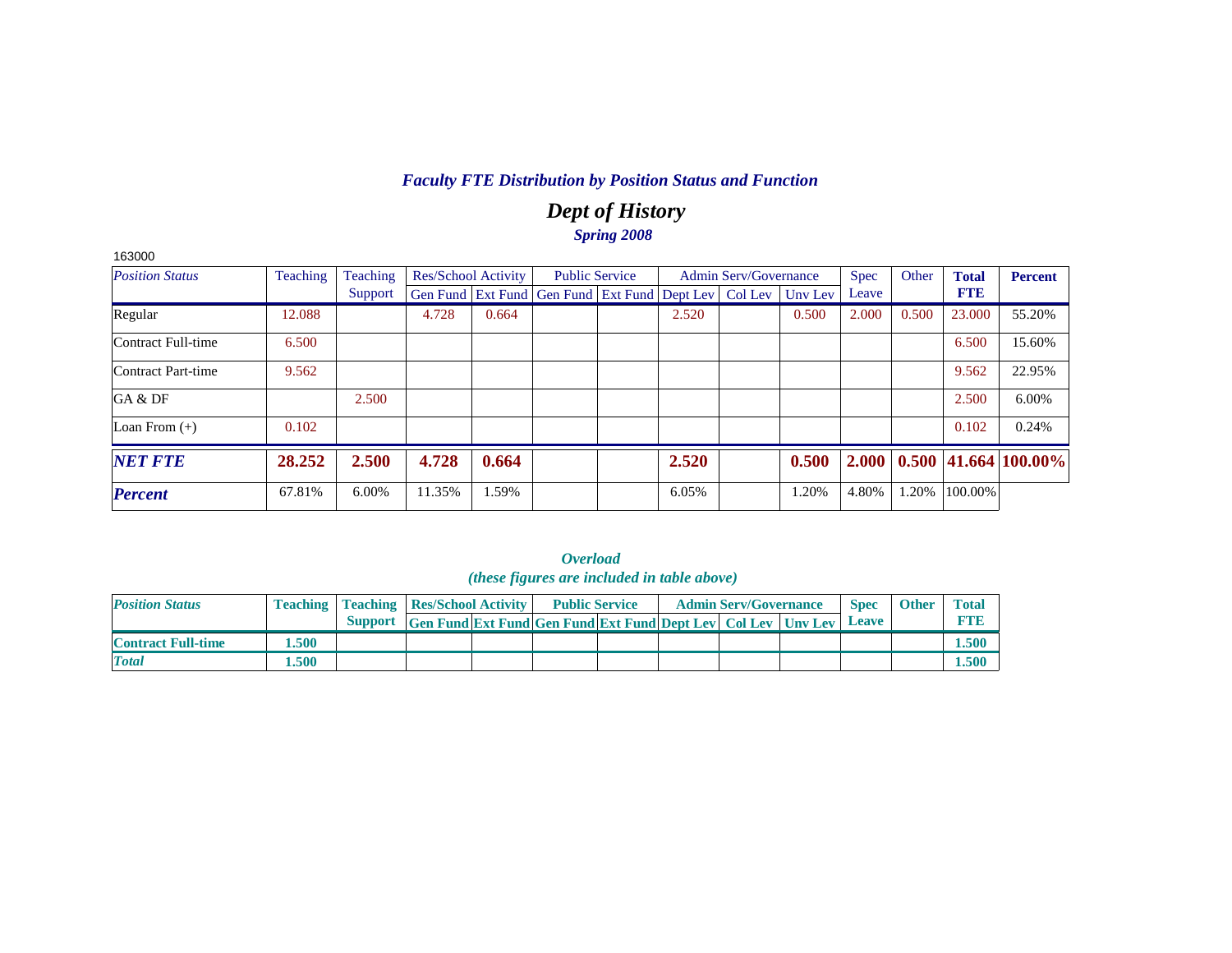## *Faculty FTE Distribution by Position Status and Function*

# *Dept of History*

### *Spring 2008*

163000

| *Position Status* | Teaching | Teaching Support | Res/School Activity | | Public Service | | Admin Serv/Governance | | | Spec Leave | Other | **Total FTE** | **Percent** |
|---|---|---|---|---|---|---|---|---|---|---|---|---|---|
| | | | Gen Fund | Ext Fund | Gen Fund | Ext Fund | Dept Lev | Col Lev | Unv Lev | | | | |
| Regular | 12.088 | | 4.728 | 0.664 | | | 2.520 | | 0.500 | 2.000 | 0.500 | 23.000 | 55.20% |
| Contract Full-time | 6.500 | | | | | | | | | | | 6.500 | 15.60% |
| Contract Part-time | 9.562 | | | | | | | | | | | 9.562 | 22.95% |
| GA & DF | | 2.500 | | | | | | | | | | 2.500 | 6.00% |
| Loan From (+) | 0.102 | | | | | | | | | | | 0.102 | 0.24% |
| ***NET FTE*** | **28.252** | **2.500** | **4.728** | **0.664** | | | **2.520** | | **0.500** | **2.000** | **0.500** | **41.664** | **100.00%** |
| ***Percent*** | 67.81% | 6.00% | 11.35% | 1.59% | | | 6.05% | | 1.20% | 4.80% | 1.20% | 100.00% | |

### *Overload*
### *(these figures are included in table above)*

| *Position Status* | Teaching | Teaching Support | Res/School Activity | | Public Service | | Admin Serv/Governance | | | Spec Leave | Other | Total FTE |
|---|---|---|---|---|---|---|---|---|---|---|---|---|
| | | | Gen Fund | Ext Fund | Gen Fund | Ext Fund | Dept Lev | Col Lev | Unv Lev | | | |
| **Contract Full-time** | **1.500** | | | | | | | | | | | **1.500** |
| ***Total*** | **1.500** | | | | | | | | | | | **1.500** |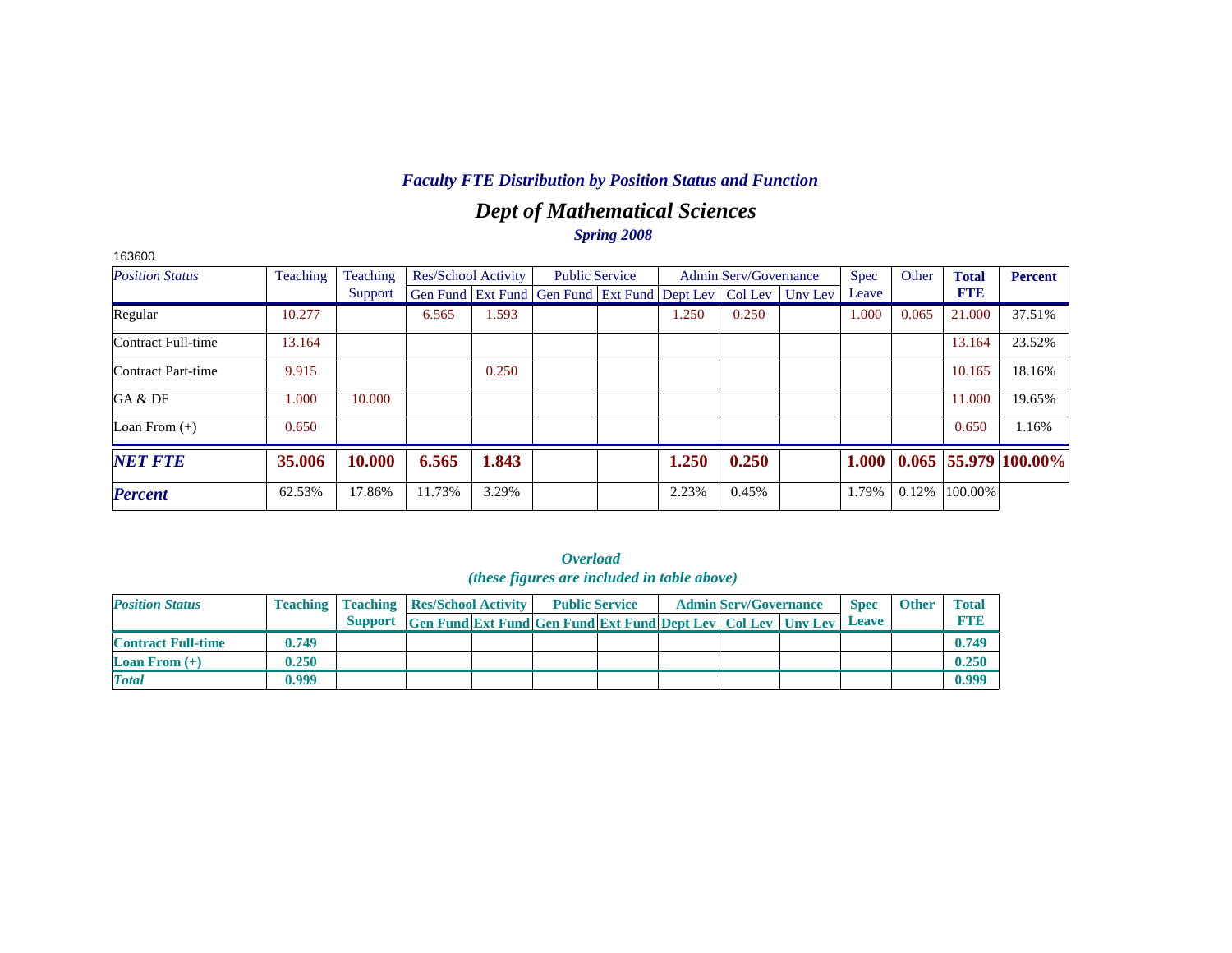### *Faculty FTE Distribution by Position Status and Function*

## *Dept of Mathematical Sciences*

***Spring 2008***

163600

| *Position Status* | Teaching | Teaching Support | Res/School Activity | | Public Service | | Admin Serv/Governance | | | Spec Leave | Other | **Total FTE** | **Percent** |
|---|---|---|---|---|---|---|---|---|---|---|---|---|---|
| | | | Gen Fund | Ext Fund | Gen Fund | Ext Fund | Dept Lev | Col Lev | Unv Lev | | | | |
| Regular | 10.277 | | 6.565 | 1.593 | | | 1.250 | 0.250 | | 1.000 | 0.065 | 21.000 | 37.51% |
| Contract Full-time | 13.164 | | | | | | | | | | | 13.164 | 23.52% |
| Contract Part-time | 9.915 | | | 0.250 | | | | | | | | 10.165 | 18.16% |
| GA & DF | 1.000 | 10.000 | | | | | | | | | | 11.000 | 19.65% |
| Loan From (+) | 0.650 | | | | | | | | | | | 0.650 | 1.16% |
| ***NET FTE*** | **35.006** | **10.000** | **6.565** | **1.843** | | | **1.250** | **0.250** | | **1.000** | **0.065** | **55.979** | **100.00%** |
| ***Percent*** | 62.53% | 17.86% | 11.73% | 3.29% | | | 2.23% | 0.45% | | 1.79% | 0.12% | 100.00% | |

### *Overload*
### *(these figures are included in table above)*

| *Position Status* | Teaching | Teaching Support | Res/School Activity | | Public Service | | Admin Serv/Governance | | | Spec Leave | Other | Total FTE |
|---|---|---|---|---|---|---|---|---|---|---|---|---|
| | | | Gen Fund | Ext Fund | Gen Fund | Ext Fund | Dept Lev | Col Lev | Unv Lev | | | |
| **Contract Full-time** | **0.749** | | | | | | | | | | | **0.749** |
| **Loan From (+)** | **0.250** | | | | | | | | | | | **0.250** |
| ***Total*** | **0.999** | | | | | | | | | | | **0.999** |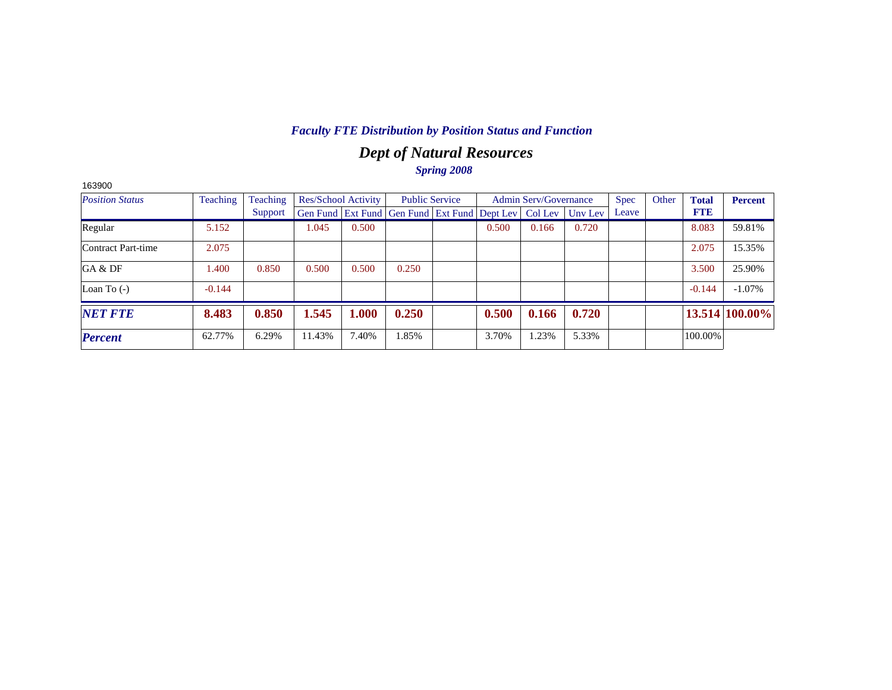## *Faculty FTE Distribution by Position Status and Function*

# *Dept of Natural Resources*

### *Spring 2008*

163900

| *Position Status* | Teaching | Teaching Support | Res/School Activity | | Public Service | | Admin Serv/Governance | | | Spec Leave | Other | **Total FTE** | **Percent** |
|---|---|---|---|---|---|---|---|---|---|---|---|---|---|
| | | | Gen Fund | Ext Fund | Gen Fund | Ext Fund | Dept Lev | Col Lev | Unv Lev | | | | |
| Regular | 5.152 | | 1.045 | 0.500 | | | 0.500 | 0.166 | 0.720 | | | 8.083 | 59.81% |
| Contract Part-time | 2.075 | | | | | | | | | | | 2.075 | 15.35% |
| GA & DF | 1.400 | 0.850 | 0.500 | 0.500 | 0.250 | | | | | | | 3.500 | 25.90% |
| Loan To (-) | -0.144 | | | | | | | | | | | -0.144 | -1.07% |
| ***NET FTE*** | **8.483** | **0.850** | **1.545** | **1.000** | **0.250** | | **0.500** | **0.166** | **0.720** | | | **13.514** | **100.00%** |
| ***Percent*** | 62.77% | 6.29% | 11.43% | 7.40% | 1.85% | | 3.70% | 1.23% | 5.33% | | | 100.00% | |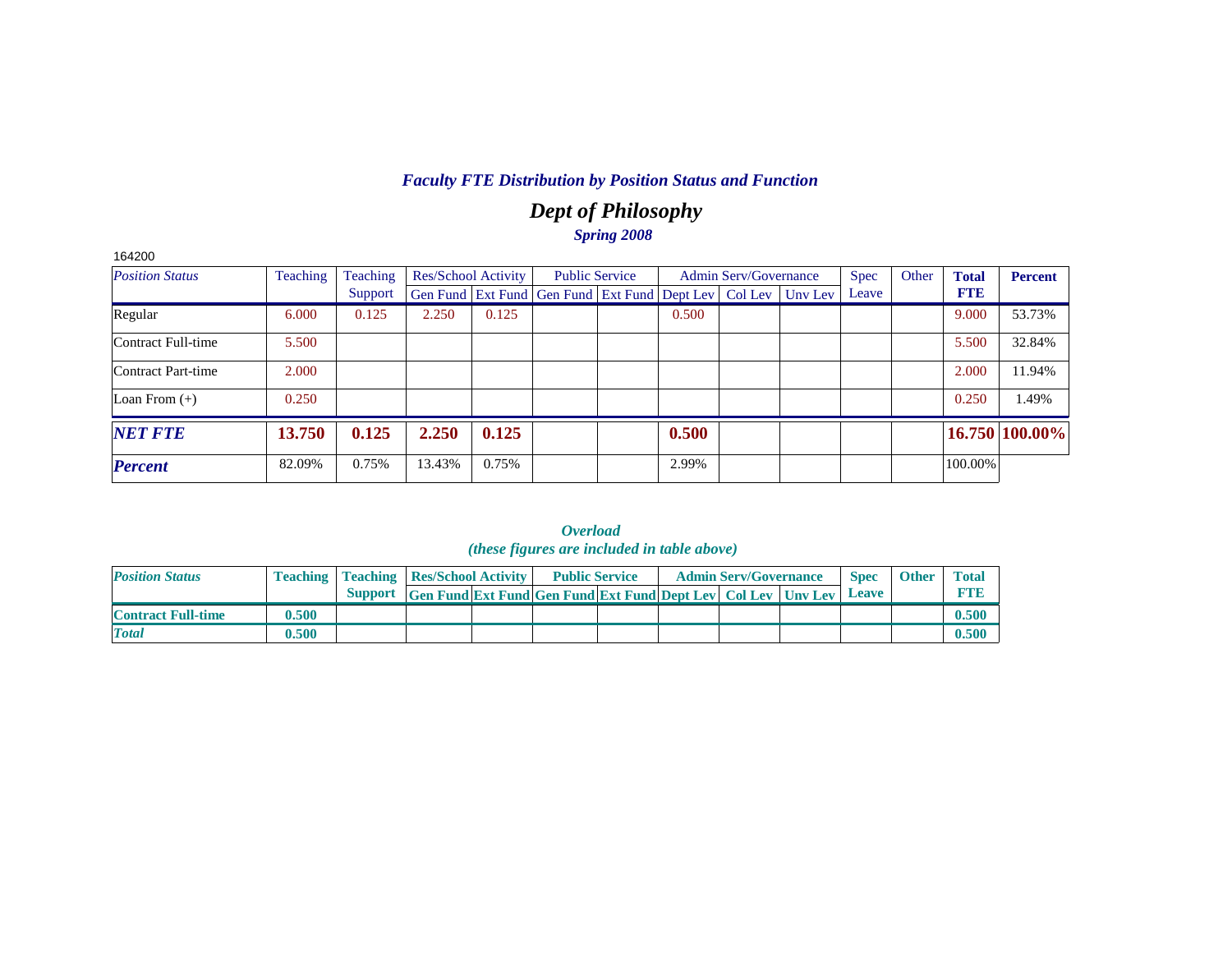# *Faculty FTE Distribution by Position Status and Function*

## *Dept of Philosophy*

### *Spring 2008*

164200

| *Position Status* | Teaching | Teaching Support | Res/School Activity | | Public Service | | Admin Serv/Governance | | | Spec Leave | Other | **Total FTE** | **Percent** |
|---|---|---|---|---|---|---|---|---|---|---|---|---|---|
| | | | Gen Fund | Ext Fund | Gen Fund | Ext Fund | Dept Lev | Col Lev | Unv Lev | | | | |
| Regular | 6.000 | 0.125 | 2.250 | 0.125 | | | 0.500 | | | | | 9.000 | 53.73% |
| Contract Full-time | 5.500 | | | | | | | | | | | 5.500 | 32.84% |
| Contract Part-time | 2.000 | | | | | | | | | | | 2.000 | 11.94% |
| Loan From (+) | 0.250 | | | | | | | | | | | 0.250 | 1.49% |
| ***NET FTE*** | **13.750** | **0.125** | **2.250** | **0.125** | | | **0.500** | | | | | **16.750** | **100.00%** |
| ***Percent*** | 82.09% | 0.75% | 13.43% | 0.75% | | | 2.99% | | | | | 100.00% | |

***Overload***
***(these figures are included in table above)***

| *Position Status* | Teaching | Teaching Support | Res/School Activity | | Public Service | | Admin Serv/Governance | | | Spec Leave | Other | Total FTE |
|---|---|---|---|---|---|---|---|---|---|---|---|---|
| | | | Gen Fund | Ext Fund | Gen Fund | Ext Fund | Dept Lev | Col Lev | Unv Lev | | | |
| **Contract Full-time** | **0.500** | | | | | | | | | | | **0.500** |
| ***Total*** | **0.500** | | | | | | | | | | | **0.500** |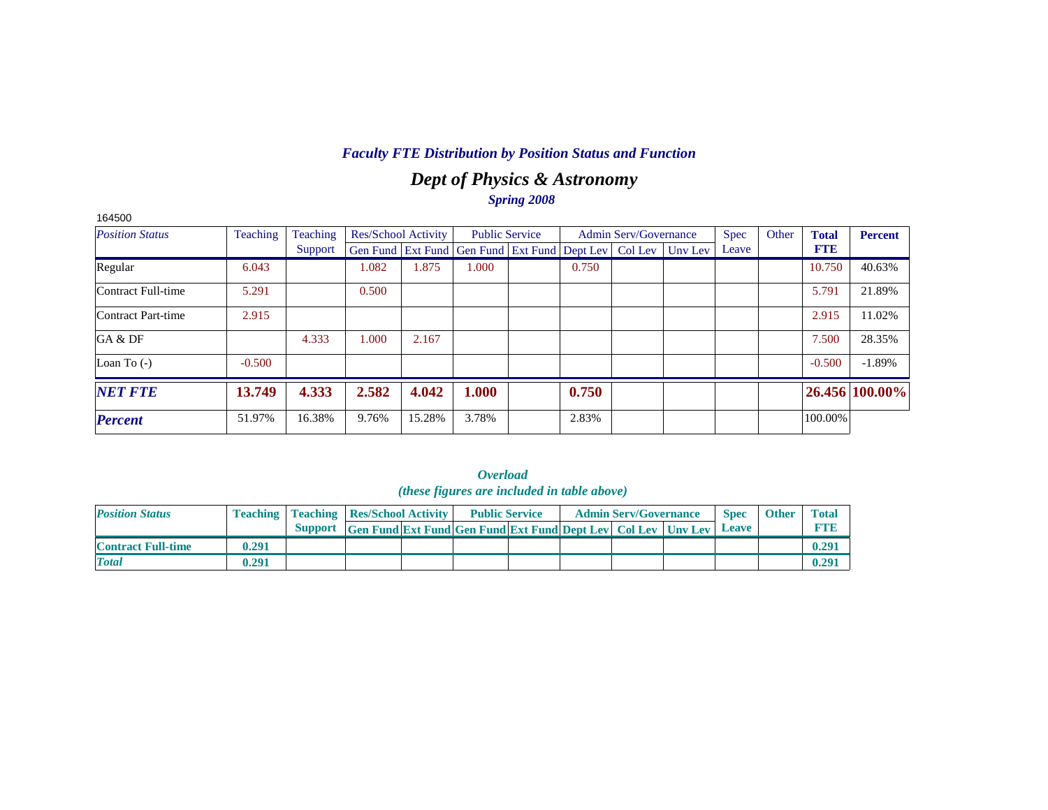### *Faculty FTE Distribution by Position Status and Function*

## *Dept of Physics & Astronomy*

### *Spring 2008*

164500

| *Position Status* | Teaching | Teaching Support | Res/School Activity | | Public Service | | Admin Serv/Governance | | | Spec Leave | Other | **Total FTE** | **Percent** |
|---|---|---|---|---|---|---|---|---|---|---|---|---|---|
| | | | Gen Fund | Ext Fund | Gen Fund | Ext Fund | Dept Lev | Col Lev | Unv Lev | | | | |
| Regular | 6.043 | | 1.082 | 1.875 | 1.000 | | 0.750 | | | | | 10.750 | 40.63% |
| Contract Full-time | 5.291 | | 0.500 | | | | | | | | | 5.791 | 21.89% |
| Contract Part-time | 2.915 | | | | | | | | | | | 2.915 | 11.02% |
| GA & DF | | 4.333 | 1.000 | 2.167 | | | | | | | | 7.500 | 28.35% |
| Loan To (-) | -0.500 | | | | | | | | | | | -0.500 | -1.89% |
| ***NET FTE*** | **13.749** | **4.333** | **2.582** | **4.042** | **1.000** | | **0.750** | | | | | **26.456** | **100.00%** |
| ***Percent*** | 51.97% | 16.38% | 9.76% | 15.28% | 3.78% | | 2.83% | | | | | 100.00% | |

### *Overload*
### *(these figures are included in table above)*

| *Position Status* | Teaching | Teaching Support | Res/School Activity | | Public Service | | Admin Serv/Governance | | | Spec Leave | Other | Total FTE |
|---|---|---|---|---|---|---|---|---|---|---|---|---|
| | | | Gen Fund | Ext Fund | Gen Fund | Ext Fund | Dept Lev | Col Lev | Unv Lev | | | |
| **Contract Full-time** | **0.291** | | | | | | | | | | | **0.291** |
| ***Total*** | **0.291** | | | | | | | | | | | **0.291** |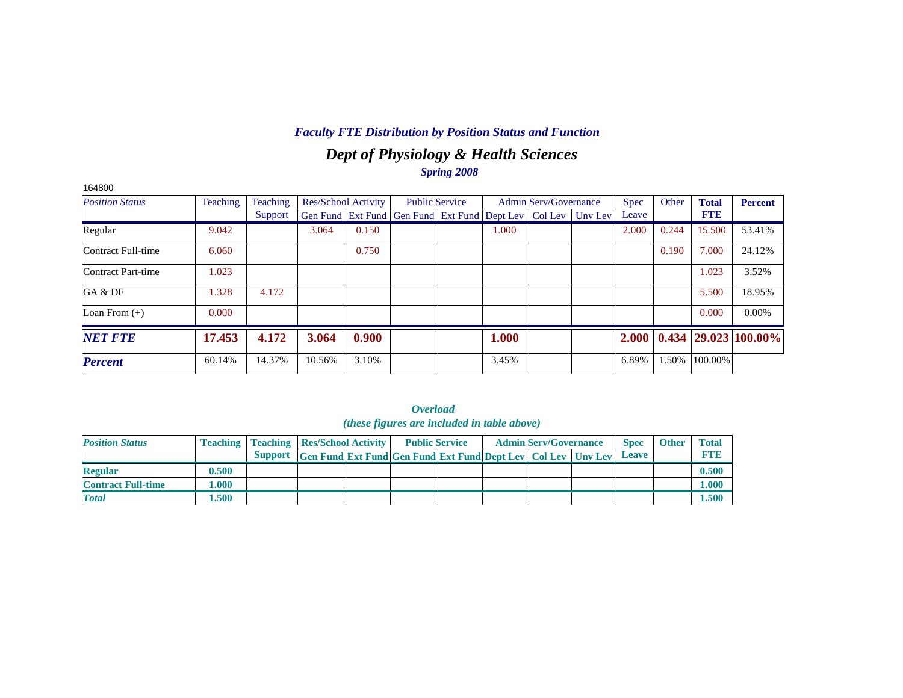## *Faculty FTE Distribution by Position Status and Function*

# *Dept of Physiology & Health Sciences*

### *Spring 2008*

164800

| *Position Status* | Teaching | Teaching Support | Res/School Activity | | Public Service | | Admin Serv/Governance | | | Spec Leave | Other | **Total FTE** | **Percent** |
|---|---|---|---|---|---|---|---|---|---|---|---|---|---|
| | | | Gen Fund | Ext Fund | Gen Fund | Ext Fund | Dept Lev | Col Lev | Unv Lev | | | | |
| Regular | 9.042 | | 3.064 | 0.150 | | | 1.000 | | | 2.000 | 0.244 | 15.500 | 53.41% |
| Contract Full-time | 6.060 | | | 0.750 | | | | | | | 0.190 | 7.000 | 24.12% |
| Contract Part-time | 1.023 | | | | | | | | | | | 1.023 | 3.52% |
| GA & DF | 1.328 | 4.172 | | | | | | | | | | 5.500 | 18.95% |
| Loan From (+) | 0.000 | | | | | | | | | | | 0.000 | 0.00% |
| ***NET FTE*** | **17.453** | **4.172** | **3.064** | **0.900** | | | **1.000** | | | **2.000** | **0.434** | **29.023** | **100.00%** |
| ***Percent*** | 60.14% | 14.37% | 10.56% | 3.10% | | | 3.45% | | | 6.89% | 1.50% | 100.00% | |

### *Overload*
### *(these figures are included in table above)*

| *Position Status* | **Teaching** | **Teaching Support** | **Res/School Activity** | | **Public Service** | | **Admin Serv/Governance** | | | **Spec Leave** | **Other** | **Total FTE** |
|---|---|---|---|---|---|---|---|---|---|---|---|---|
| | | | **Gen Fund** | **Ext Fund** | **Gen Fund** | **Ext Fund** | **Dept Lev** | **Col Lev** | **Unv Lev** | | | |
| **Regular** | **0.500** | | | | | | | | | | | **0.500** |
| **Contract Full-time** | **1.000** | | | | | | | | | | | **1.000** |
| ***Total*** | **1.500** | | | | | | | | | | | **1.500** |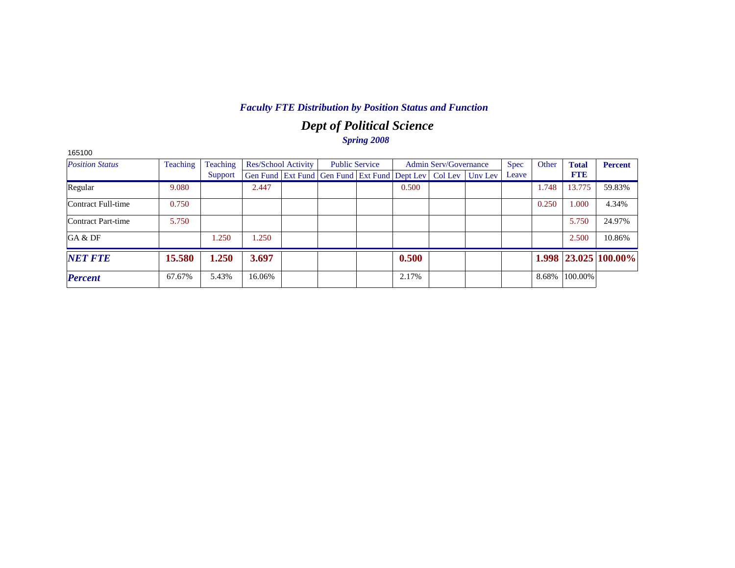*Faculty FTE Distribution by Position Status and Function*

## *Dept of Political Science*

*Spring 2008*

165100

| *Position Status* | Teaching | Teaching Support | Res/School Activity | | Public Service | | Admin Serv/Governance | | | Spec Leave | Other | **Total FTE** | **Percent** |
|---|---|---|---|---|---|---|---|---|---|---|---|---|---|
| | | | Gen Fund | Ext Fund | Gen Fund | Ext Fund | Dept Lev | Col Lev | Unv Lev | | | | |
| Regular | 9.080 | | 2.447 | | | | 0.500 | | | | 1.748 | 13.775 | 59.83% |
| Contract Full-time | 0.750 | | | | | | | | | | 0.250 | 1.000 | 4.34% |
| Contract Part-time | 5.750 | | | | | | | | | | | 5.750 | 24.97% |
| GA & DF | | 1.250 | 1.250 | | | | | | | | | 2.500 | 10.86% |
| ***NET FTE*** | **15.580** | **1.250** | **3.697** | | | | **0.500** | | | | **1.998** | **23.025** | **100.00%** |
| ***Percent*** | 67.67% | 5.43% | 16.06% | | | | 2.17% | | | | 8.68% | 100.00% | |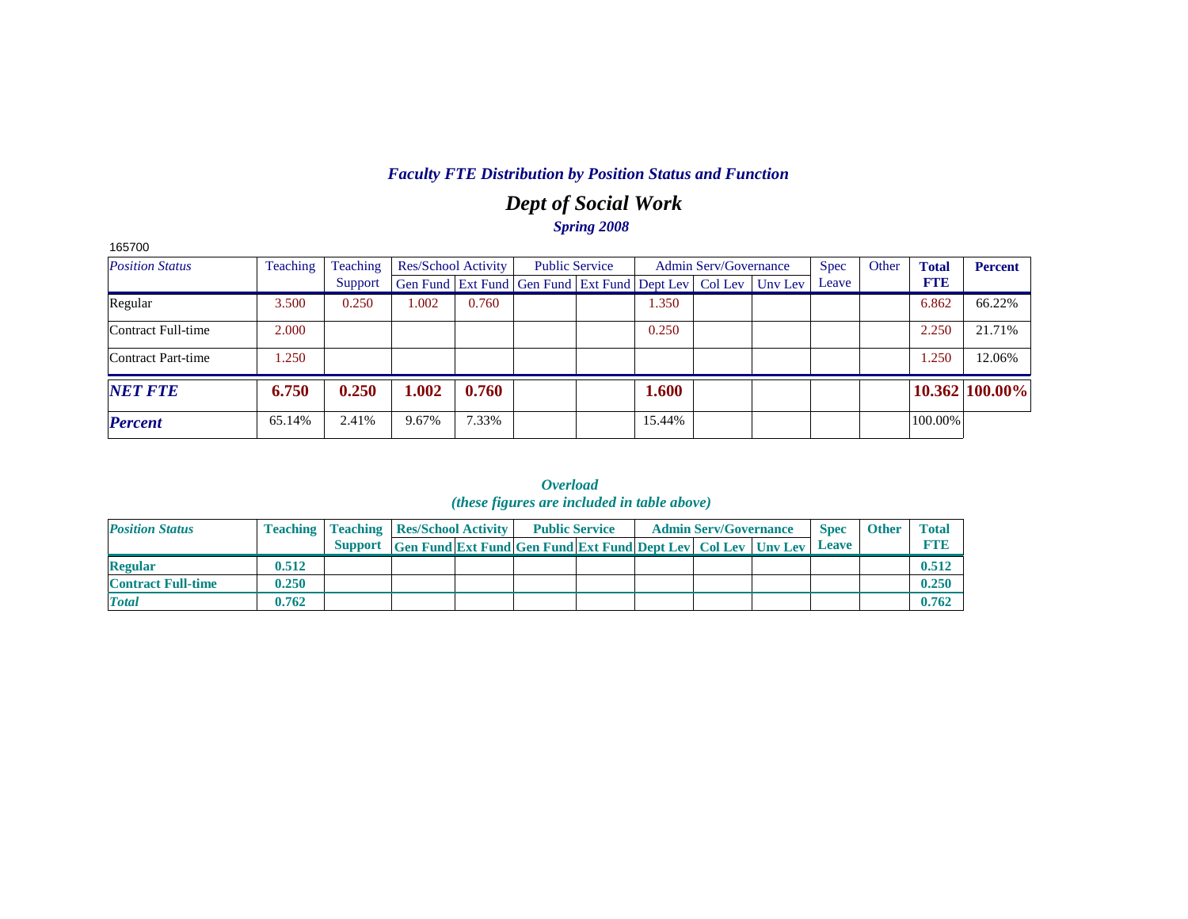### *Faculty FTE Distribution by Position Status and Function*

## *Dept of Social Work*

***Spring 2008***

165700

| *Position Status* | Teaching | Teaching Support | Res/School Activity | | Public Service | | Admin Serv/Governance | | | Spec Leave | Other | **Total FTE** | **Percent** |
|---|---|---|---|---|---|---|---|---|---|---|---|---|---|
| | | | Gen Fund | Ext Fund | Gen Fund | Ext Fund | Dept Lev | Col Lev | Unv Lev | | | | |
| Regular | 3.500 | 0.250 | 1.002 | 0.760 | | | 1.350 | | | | | 6.862 | 66.22% |
| Contract Full-time | 2.000 | | | | | | 0.250 | | | | | 2.250 | 21.71% |
| Contract Part-time | 1.250 | | | | | | | | | | | 1.250 | 12.06% |
| ***NET FTE*** | **6.750** | **0.250** | **1.002** | **0.760** | | | **1.600** | | | | | **10.362** | **100.00%** |
| ***Percent*** | 65.14% | 2.41% | 9.67% | 7.33% | | | 15.44% | | | | | 100.00% | |

***Overload***
***(these figures are included in table above)***

| ***Position Status*** | **Teaching** | **Teaching Support** | **Res/School Activity** | | **Public Service** | | **Admin Serv/Governance** | | | **Spec Leave** | **Other** | **Total FTE** |
|---|---|---|---|---|---|---|---|---|---|---|---|---|
| | | | **Gen Fund** | **Ext Fund** | **Gen Fund** | **Ext Fund** | **Dept Lev** | **Col Lev** | **Unv Lev** | | | |
| **Regular** | **0.512** | | | | | | | | | | | **0.512** |
| **Contract Full-time** | **0.250** | | | | | | | | | | | **0.250** |
| ***Total*** | **0.762** | | | | | | | | | | | **0.762** |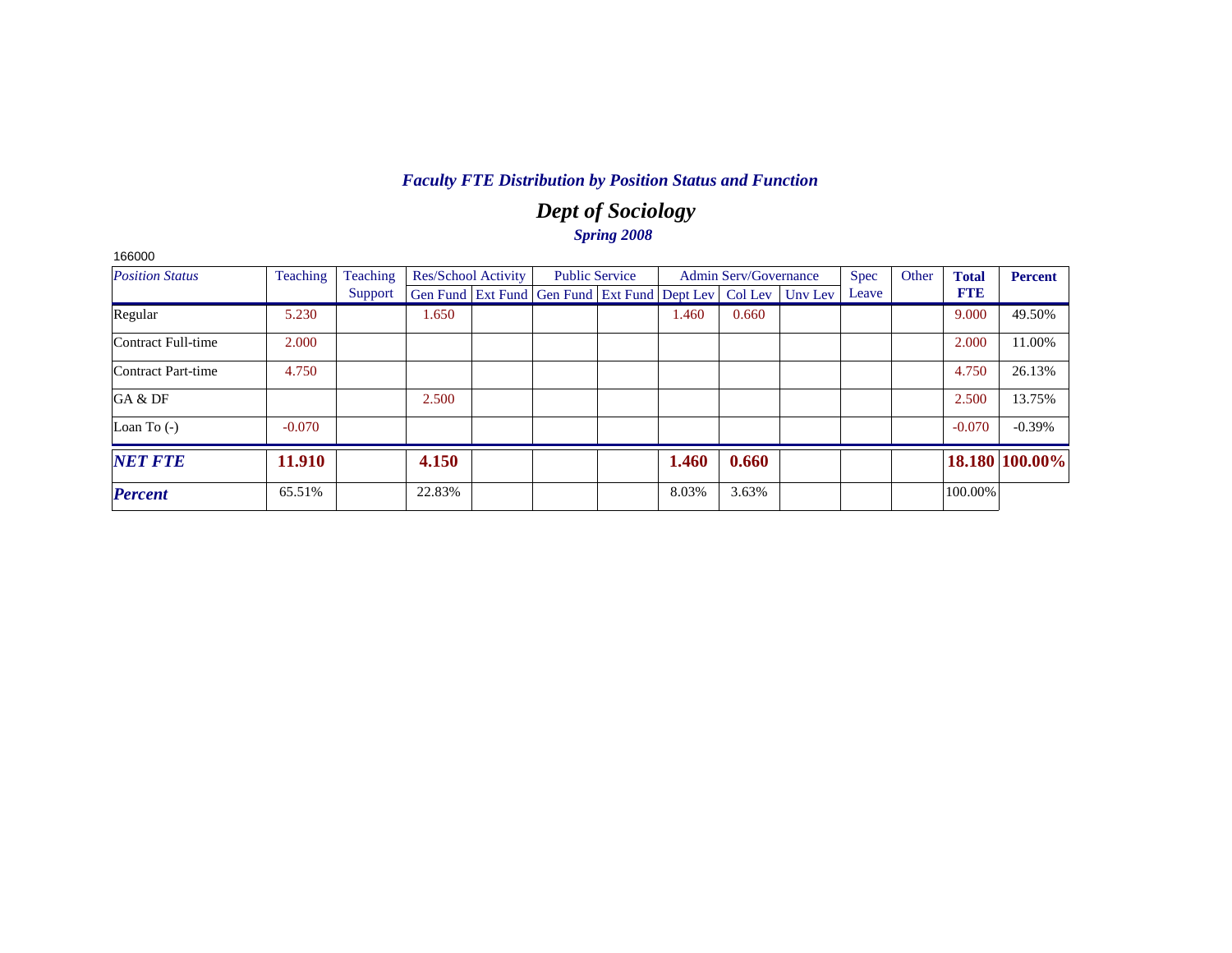# *Faculty FTE Distribution by Position Status and Function*

## *Dept of Sociology*

### *Spring 2008*

166000

| *Position Status* | Teaching | Teaching Support | Res/School Activity | | Public Service | | Admin Serv/Governance | | | Spec Leave | Other | **Total FTE** | **Percent** |
|---|---|---|---|---|---|---|---|---|---|---|---|---|---|
| | | | Gen Fund | Ext Fund | Gen Fund | Ext Fund | Dept Lev | Col Lev | Unv Lev | | | | |
| Regular | 5.230 | | 1.650 | | | | 1.460 | 0.660 | | | | 9.000 | 49.50% |
| Contract Full-time | 2.000 | | | | | | | | | | | 2.000 | 11.00% |
| Contract Part-time | 4.750 | | | | | | | | | | | 4.750 | 26.13% |
| GA & DF | | | 2.500 | | | | | | | | | 2.500 | 13.75% |
| Loan To (-) | -0.070 | | | | | | | | | | | -0.070 | -0.39% |
| ***NET FTE*** | **11.910** | | **4.150** | | | | **1.460** | **0.660** | | | | **18.180** | **100.00%** |
| ***Percent*** | 65.51% | | 22.83% | | | | 8.03% | 3.63% | | | | 100.00% | |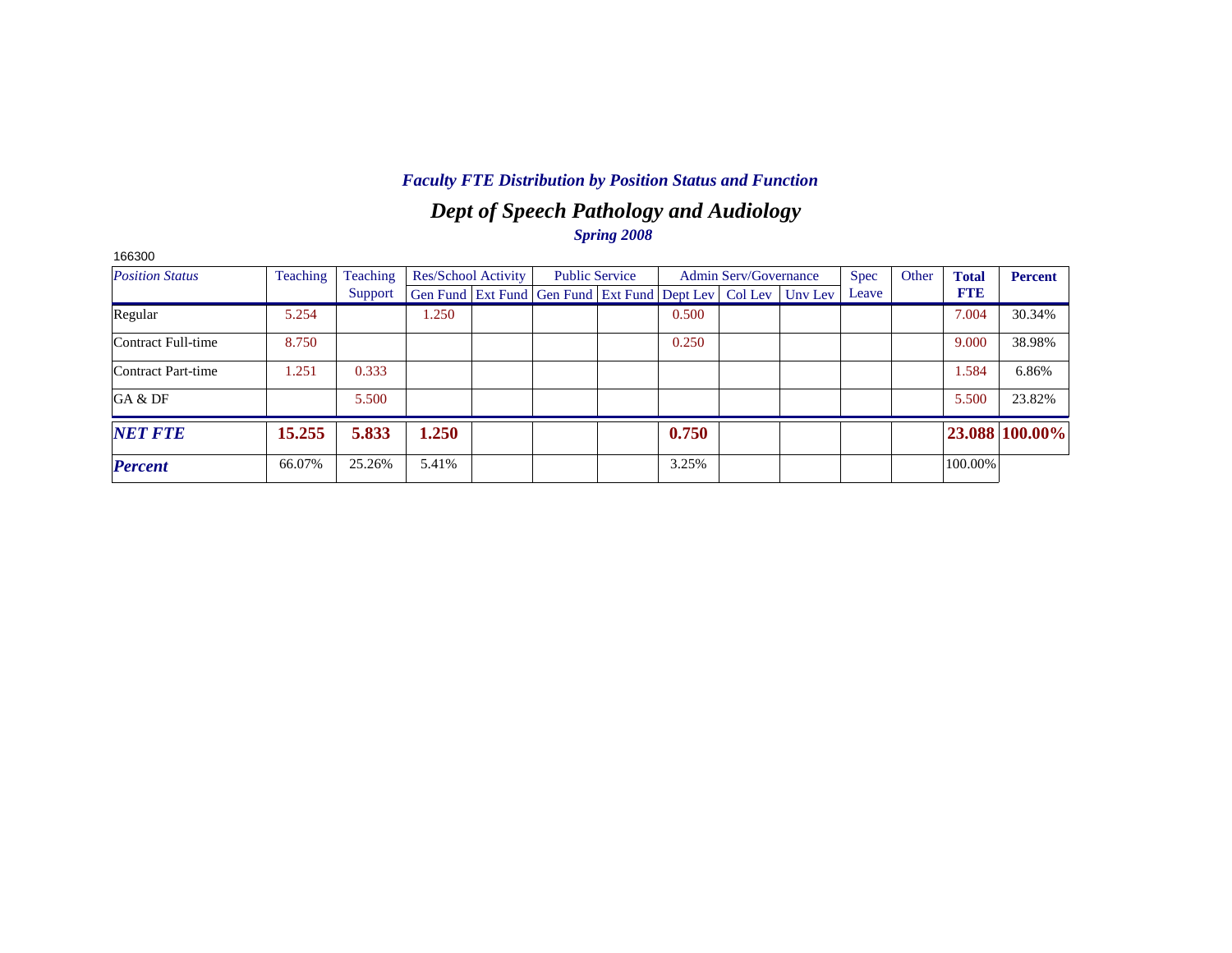### *Faculty FTE Distribution by Position Status and Function*

## *Dept of Speech Pathology and Audiology*

### *Spring 2008*

166300

| *Position Status* | Teaching | Teaching Support | Res/School Activity | | Public Service | | Admin Serv/Governance | | | Spec Leave | Other | **Total FTE** | **Percent** |
|---|---|---|---|---|---|---|---|---|---|---|---|---|---|
| | | | Gen Fund | Ext Fund | Gen Fund | Ext Fund | Dept Lev | Col Lev | Unv Lev | | | | |
| Regular | 5.254 | | 1.250 | | | | 0.500 | | | | | 7.004 | 30.34% |
| Contract Full-time | 8.750 | | | | | | 0.250 | | | | | 9.000 | 38.98% |
| Contract Part-time | 1.251 | 0.333 | | | | | | | | | | 1.584 | 6.86% |
| GA & DF | | 5.500 | | | | | | | | | | 5.500 | 23.82% |
| ***NET FTE*** | **15.255** | **5.833** | **1.250** | | | | **0.750** | | | | | **23.088** | **100.00%** |
| ***Percent*** | 66.07% | 25.26% | 5.41% | | | | 3.25% | | | | | 100.00% | |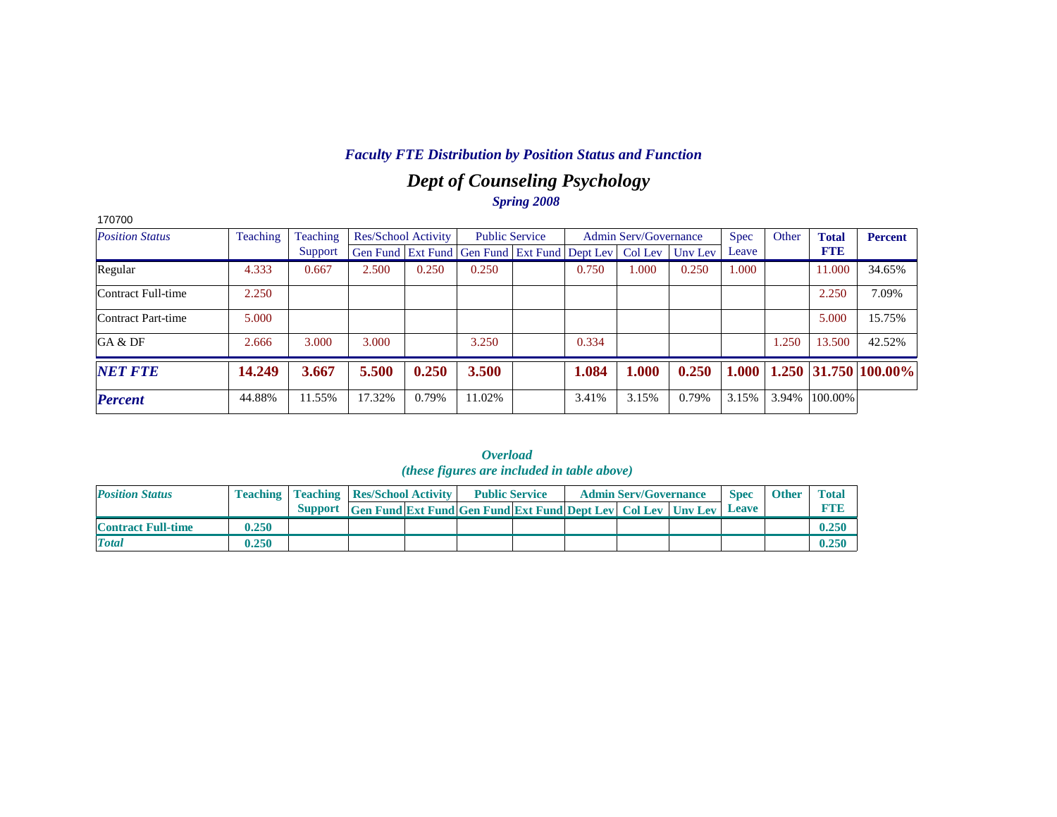### *Faculty FTE Distribution by Position Status and Function*

## *Dept of Counseling Psychology*

*Spring 2008*

170700

| *Position Status* | Teaching | Teaching Support | Res/School Activity | | Public Service | | Admin Serv/Governance | | | Spec Leave | Other | **Total FTE** | **Percent** |
|---|---|---|---|---|---|---|---|---|---|---|---|---|---|
| | | | Gen Fund | Ext Fund | Gen Fund | Ext Fund | Dept Lev | Col Lev | Unv Lev | | | | |
| Regular | 4.333 | 0.667 | 2.500 | 0.250 | 0.250 | | 0.750 | 1.000 | 0.250 | 1.000 | | 11.000 | 34.65% |
| Contract Full-time | 2.250 | | | | | | | | | | | 2.250 | 7.09% |
| Contract Part-time | 5.000 | | | | | | | | | | | 5.000 | 15.75% |
| GA & DF | 2.666 | 3.000 | 3.000 | | 3.250 | | 0.334 | | | | 1.250 | 13.500 | 42.52% |
| ***NET FTE*** | **14.249** | **3.667** | **5.500** | **0.250** | **3.500** | | **1.084** | **1.000** | **0.250** | **1.000** | **1.250** | **31.750** | **100.00%** |
| ***Percent*** | 44.88% | 11.55% | 17.32% | 0.79% | 11.02% | | 3.41% | 3.15% | 0.79% | 3.15% | 3.94% | 100.00% | |

***Overload***

***(these figures are included in table above)***

| *Position Status* | Teaching | Teaching Support | Res/School Activity | | Public Service | | Admin Serv/Governance | | | Spec Leave | Other | Total FTE |
|---|---|---|---|---|---|---|---|---|---|---|---|---|
| | | | Gen Fund | Ext Fund | Gen Fund | Ext Fund | Dept Lev | Col Lev | Unv Lev | | | |
| **Contract Full-time** | **0.250** | | | | | | | | | | | **0.250** |
| ***Total*** | **0.250** | | | | | | | | | | | **0.250** |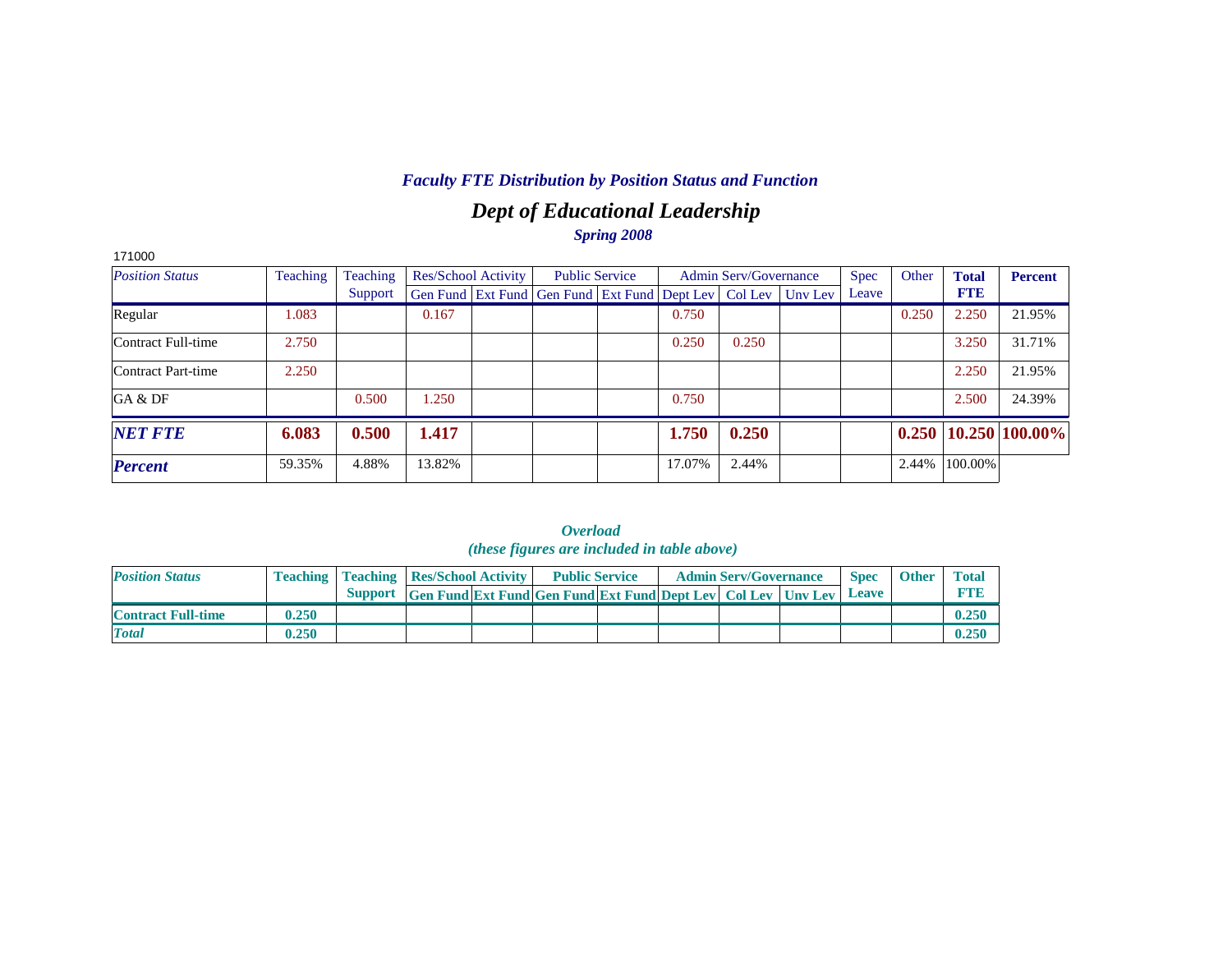## *Faculty FTE Distribution by Position Status and Function*

# *Dept of Educational Leadership*

### *Spring 2008*

171000

| *Position Status* | Teaching | Teaching Support | Res/School Activity | | Public Service | | Admin Serv/Governance | | | Spec Leave | Other | **Total FTE** | **Percent** |
|---|---|---|---|---|---|---|---|---|---|---|---|---|---|
| | | | Gen Fund | Ext Fund | Gen Fund | Ext Fund | Dept Lev | Col Lev | Unv Lev | | | | |
| Regular | 1.083 | | 0.167 | | | | 0.750 | | | | 0.250 | 2.250 | 21.95% |
| Contract Full-time | 2.750 | | | | | | 0.250 | 0.250 | | | | 3.250 | 31.71% |
| Contract Part-time | 2.250 | | | | | | | | | | | 2.250 | 21.95% |
| GA & DF | | 0.500 | 1.250 | | | | 0.750 | | | | | 2.500 | 24.39% |
| ***NET FTE*** | **6.083** | **0.500** | **1.417** | | | | **1.750** | **0.250** | | | **0.250** | **10.250** | **100.00%** |
| ***Percent*** | 59.35% | 4.88% | 13.82% | | | | 17.07% | 2.44% | | | 2.44% | 100.00% | |

### *Overload*
### *(these figures are included in table above)*

| *Position Status* | Teaching | Teaching Support | Res/School Activity | | Public Service | | Admin Serv/Governance | | | Spec Leave | Other | Total FTE |
|---|---|---|---|---|---|---|---|---|---|---|---|---|
| | | | Gen Fund | Ext Fund | Gen Fund | Ext Fund | Dept Lev | Col Lev | Unv Lev | | | |
| **Contract Full-time** | **0.250** | | | | | | | | | | | **0.250** |
| ***Total*** | **0.250** | | | | | | | | | | | **0.250** |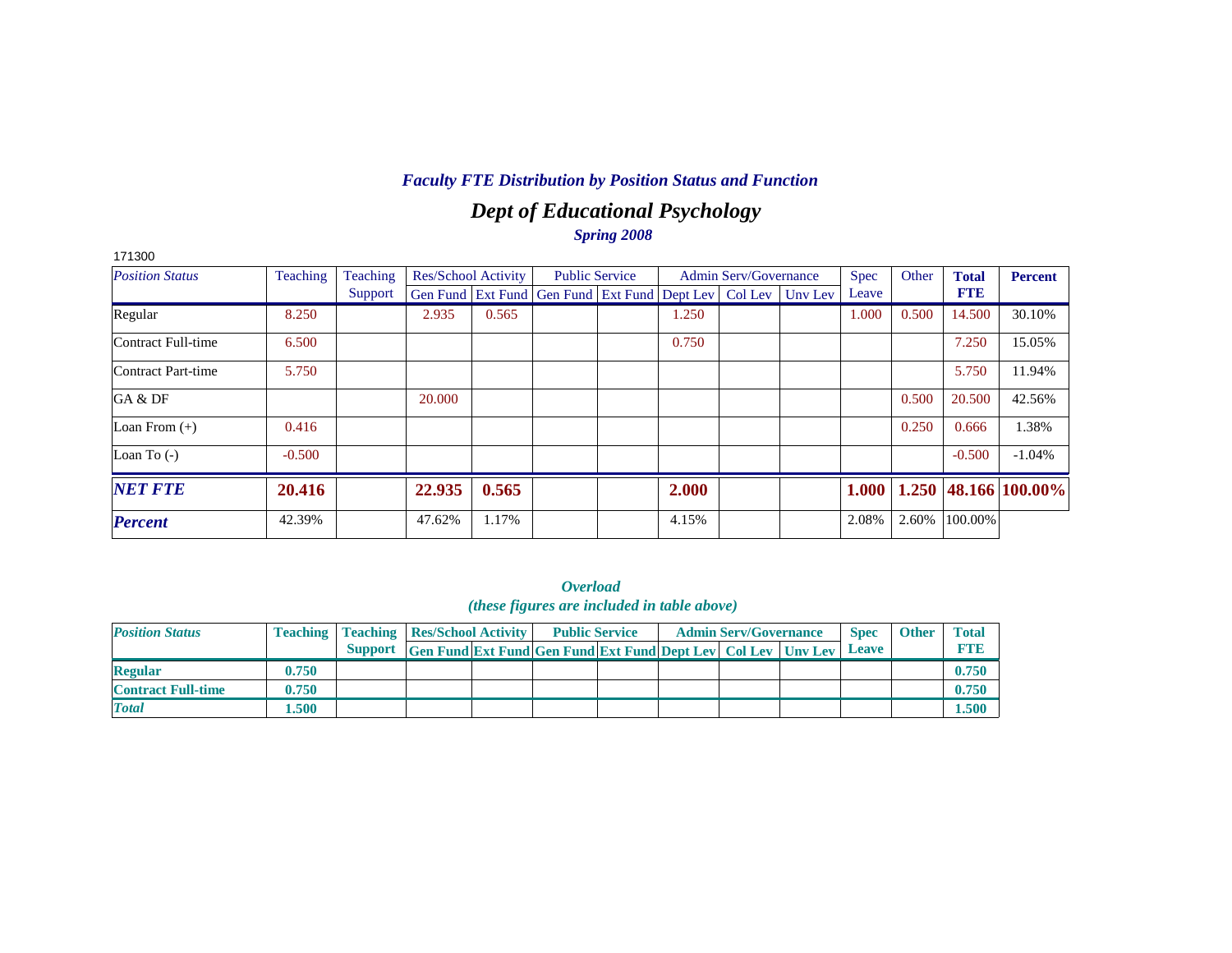### *Faculty FTE Distribution by Position Status and Function*

## *Dept of Educational Psychology*

***Spring 2008***

171300

| *Position Status* | Teaching | Teaching Support | Res/School Activity | | Public Service | | Admin Serv/Governance | | | Spec Leave | Other | **Total FTE** | **Percent** |
|---|---|---|---|---|---|---|---|---|---|---|---|---|---|
| | | | Gen Fund | Ext Fund | Gen Fund | Ext Fund | Dept Lev | Col Lev | Unv Lev | | | | |
| Regular | 8.250 | | 2.935 | 0.565 | | | 1.250 | | | 1.000 | 0.500 | 14.500 | 30.10% |
| Contract Full-time | 6.500 | | | | | | 0.750 | | | | | 7.250 | 15.05% |
| Contract Part-time | 5.750 | | | | | | | | | | | 5.750 | 11.94% |
| GA & DF | | | 20.000 | | | | | | | | 0.500 | 20.500 | 42.56% |
| Loan From (+) | 0.416 | | | | | | | | | | 0.250 | 0.666 | 1.38% |
| Loan To (-) | -0.500 | | | | | | | | | | | -0.500 | -1.04% |
| ***NET FTE*** | **20.416** | | **22.935** | **0.565** | | | **2.000** | | | **1.000** | **1.250** | **48.166** | **100.00%** |
| ***Percent*** | 42.39% | | 47.62% | 1.17% | | | 4.15% | | | 2.08% | 2.60% | 100.00% | |

***Overload***
***(these figures are included in table above)***

| ***Position Status*** | **Teaching** | **Teaching Support** | **Res/School Activity** | | **Public Service** | | **Admin Serv/Governance** | | | **Spec Leave** | **Other** | **Total FTE** |
|---|---|---|---|---|---|---|---|---|---|---|---|---|
| | | | **Gen Fund** | **Ext Fund** | **Gen Fund** | **Ext Fund** | **Dept Lev** | **Col Lev** | **Unv Lev** | | | |
| **Regular** | **0.750** | | | | | | | | | | | **0.750** |
| **Contract Full-time** | **0.750** | | | | | | | | | | | **0.750** |
| ***Total*** | **1.500** | | | | | | | | | | | **1.500** |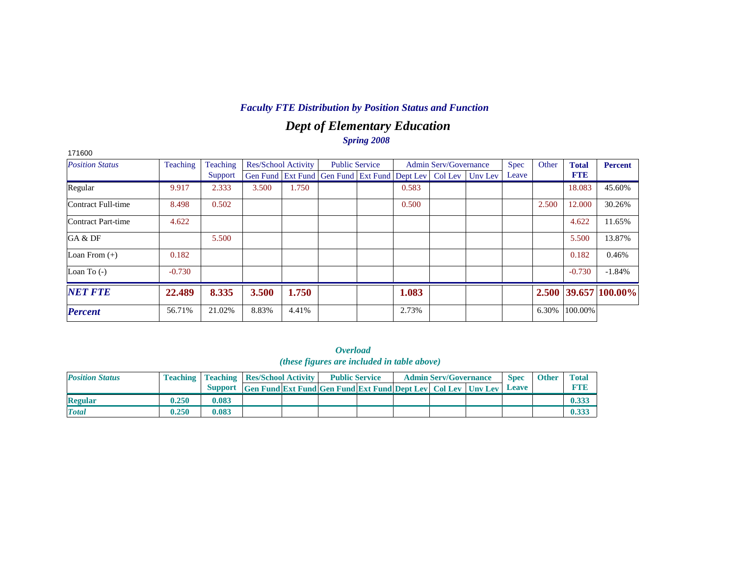## *Faculty FTE Distribution by Position Status and Function*

# *Dept of Elementary Education*

### *Spring 2008*

171600

| *Position Status* | Teaching | Teaching Support | Res/School Activity | | Public Service | | Admin Serv/Governance | | | Spec Leave | Other | Total FTE | Percent |
|---|---|---|---|---|---|---|---|---|---|---|---|---|---|
| | | | Gen Fund | Ext Fund | Gen Fund | Ext Fund | Dept Lev | Col Lev | Unv Lev | | | | |
| Regular | 9.917 | 2.333 | 3.500 | 1.750 | | | 0.583 | | | | | 18.083 | 45.60% |
| Contract Full-time | 8.498 | 0.502 | | | | | 0.500 | | | | 2.500 | 12.000 | 30.26% |
| Contract Part-time | 4.622 | | | | | | | | | | | 4.622 | 11.65% |
| GA & DF | | 5.500 | | | | | | | | | | 5.500 | 13.87% |
| Loan From (+) | 0.182 | | | | | | | | | | | 0.182 | 0.46% |
| Loan To (-) | -0.730 | | | | | | | | | | | -0.730 | -1.84% |
| ***NET FTE*** | **22.489** | **8.335** | **3.500** | **1.750** | | | **1.083** | | | | **2.500** | **39.657** | **100.00%** |
| ***Percent*** | 56.71% | 21.02% | 8.83% | 4.41% | | | 2.73% | | | | 6.30% | 100.00% | |

### *Overload*
### *(these figures are included in table above)*

| *Position Status* | Teaching | Teaching Support | Res/School Activity | | Public Service | | Admin Serv/Governance | | | Spec Leave | Other | Total FTE |
|---|---|---|---|---|---|---|---|---|---|---|---|---|
| | | | Gen Fund | Ext Fund | Gen Fund | Ext Fund | Dept Lev | Col Lev | Unv Lev | | | |
| **Regular** | **0.250** | **0.083** | | | | | | | | | | **0.333** |
| ***Total*** | **0.250** | **0.083** | | | | | | | | | | **0.333** |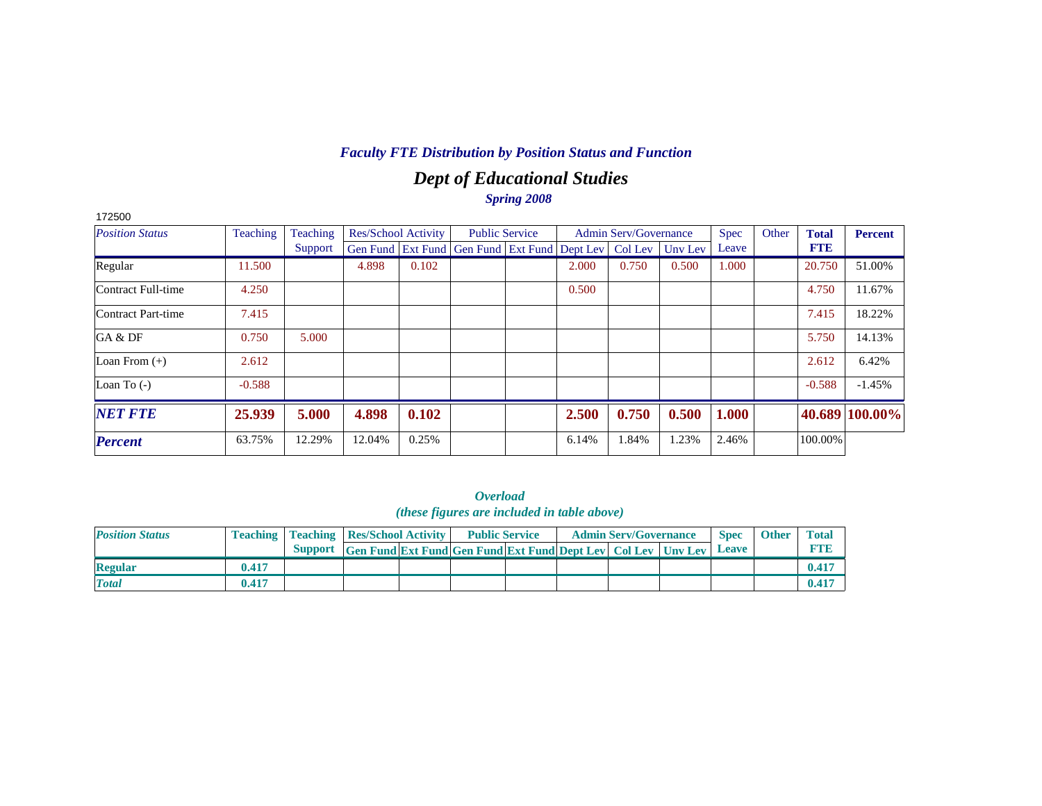*Faculty FTE Distribution by Position Status and Function*

## *Dept of Educational Studies*

*Spring 2008*

172500

| *Position Status* | Teaching | Teaching Support | Res/School Activity | | Public Service | | Admin Serv/Governance | | | Spec Leave | Other | **Total FTE** | **Percent** |
|---|---|---|---|---|---|---|---|---|---|---|---|---|---|
| | | | Gen Fund | Ext Fund | Gen Fund | Ext Fund | Dept Lev | Col Lev | Unv Lev | | | | |
| Regular | 11.500 | | 4.898 | 0.102 | | | 2.000 | 0.750 | 0.500 | 1.000 | | 20.750 | 51.00% |
| Contract Full-time | 4.250 | | | | | | 0.500 | | | | | 4.750 | 11.67% |
| Contract Part-time | 7.415 | | | | | | | | | | | 7.415 | 18.22% |
| GA & DF | 0.750 | 5.000 | | | | | | | | | | 5.750 | 14.13% |
| Loan From (+) | 2.612 | | | | | | | | | | | 2.612 | 6.42% |
| Loan To (-) | -0.588 | | | | | | | | | | | -0.588 | -1.45% |
| ***NET FTE*** | **25.939** | **5.000** | **4.898** | **0.102** | | | **2.500** | **0.750** | **0.500** | **1.000** | | **40.689** | **100.00%** |
| ***Percent*** | 63.75% | 12.29% | 12.04% | 0.25% | | | 6.14% | 1.84% | 1.23% | 2.46% | | 100.00% | |

***Overload***
***(these figures are included in table above)***

| ***Position Status*** | **Teaching** | **Teaching Support** | **Res/School Activity** | | **Public Service** | | **Admin Serv/Governance** | | | **Spec Leave** | **Other** | **Total FTE** |
|---|---|---|---|---|---|---|---|---|---|---|---|---|
| | | | **Gen Fund** | **Ext Fund** | **Gen Fund** | **Ext Fund** | **Dept Lev** | **Col Lev** | **Unv Lev** | | | |
| **Regular** | **0.417** | | | | | | | | | | | **0.417** |
| ***Total*** | **0.417** | | | | | | | | | | | **0.417** |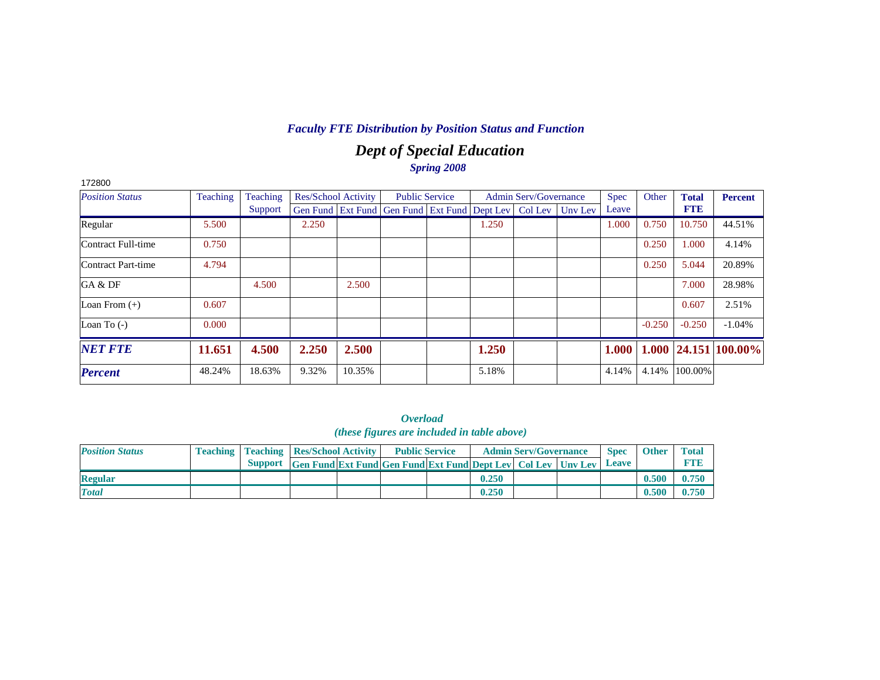*Faculty FTE Distribution by Position Status and Function*

# *Dept of Special Education*

*Spring 2008*

172800

| *Position Status* | Teaching | Teaching Support | Res/School Activity | | Public Service | | Admin Serv/Governance | | | Spec Leave | Other | Total FTE | Percent |
|---|---|---|---|---|---|---|---|---|---|---|---|---|---|
| | | | Gen Fund | Ext Fund | Gen Fund | Ext Fund | Dept Lev | Col Lev | Unv Lev | | | | |
| Regular | 5.500 | | 2.250 | | | | 1.250 | | | 1.000 | 0.750 | 10.750 | 44.51% |
| Contract Full-time | 0.750 | | | | | | | | | | 0.250 | 1.000 | 4.14% |
| Contract Part-time | 4.794 | | | | | | | | | | 0.250 | 5.044 | 20.89% |
| GA & DF | | 4.500 | | 2.500 | | | | | | | | 7.000 | 28.98% |
| Loan From (+) | 0.607 | | | | | | | | | | | 0.607 | 2.51% |
| Loan To (-) | 0.000 | | | | | | | | | | -0.250 | -0.250 | -1.04% |
| ***NET FTE*** | **11.651** | **4.500** | **2.250** | **2.500** | | | **1.250** | | | **1.000** | **1.000** | **24.151** | **100.00%** |
| ***Percent*** | 48.24% | 18.63% | 9.32% | 10.35% | | | 5.18% | | | 4.14% | 4.14% | 100.00% | |

*Overload*
*(these figures are included in table above)*

| *Position Status* | Teaching | Teaching Support | Res/School Activity | | Public Service | | Admin Serv/Governance | | | Spec Leave | Other | Total FTE |
|---|---|---|---|---|---|---|---|---|---|---|---|---|
| | | | Gen Fund | Ext Fund | Gen Fund | Ext Fund | Dept Lev | Col Lev | Unv Lev | | | |
| **Regular** | | | | | | | 0.250 | | | | 0.500 | 0.750 |
| ***Total*** | | | | | | | 0.250 | | | | 0.500 | 0.750 |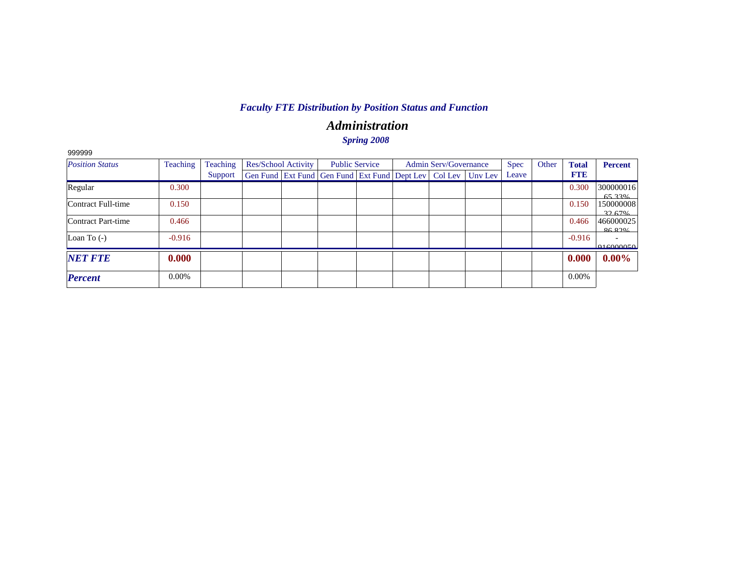## *Faculty FTE Distribution by Position Status and Function*

# *Administration*

### *Spring 2008*

999999

| *Position Status* | Teaching | Teaching Support | Res/School Activity | | Public Service | | Admin Serv/Governance | | | Spec Leave | Other | **Total FTE** | **Percent** |
|---|---|---|---|---|---|---|---|---|---|---|---|---|---|
| | | | Gen Fund | Ext Fund | Gen Fund | Ext Fund | Dept Lev | Col Lev | Unv Lev | | | | |
| Regular | 0.300 | | | | | | | | | | | 0.300 | 300000016 65.33% |
| Contract Full-time | 0.150 | | | | | | | | | | | 0.150 | 150000008 32.67% |
| Contract Part-time | 0.466 | | | | | | | | | | | 0.466 | 466000025 86.82% |
| Loan To (-) | -0.916 | | | | | | | | | | | -0.916 | - 916000050 |
| ***NET FTE*** | **0.000** | | | | | | | | | | | **0.000** | **0.00%** |
| ***Percent*** | 0.00% | | | | | | | | | | | 0.00% | |